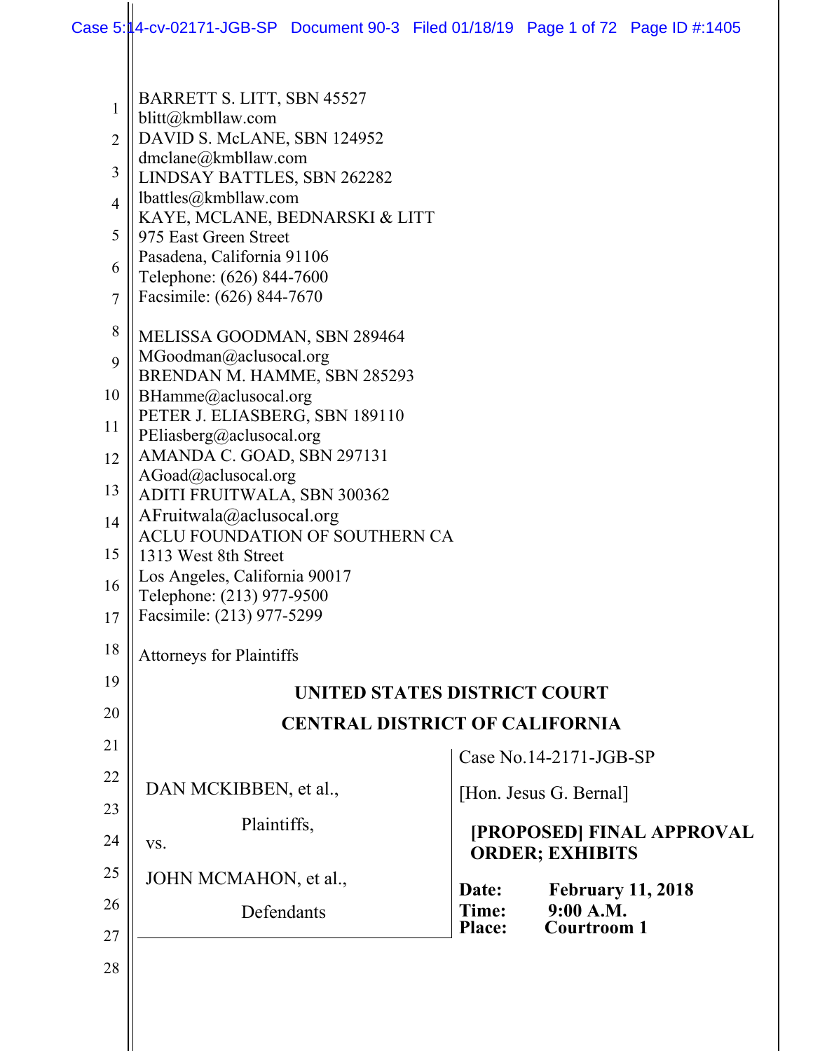BARRETT S. LITT, SBN 45527
blitt@kmbllaw.com
DAVID S. McLANE, SBN 124952
dmclane@kmbllaw.com
LINDSAY BATTLES, SBN 262282
lbattles@kmbllaw.com
KAYE, MCLANE, BEDNARSKI & LITT
975 East Green Street
Pasadena, California 91106
Telephone: (626) 844-7600
Facsimile: (626) 844-7670

MELISSA GOODMAN, SBN 289464
MGoodman@aclusocal.org
BRENDAN M. HAMME, SBN 285293
BHamme@aclusocal.org
PETER J. ELIASBERG, SBN 189110
PEliasberg@aclusocal.org
AMANDA C. GOAD, SBN 297131
AGoad@aclusocal.org
ADITI FRUITWALA, SBN 300362
AFruitwala@aclusocal.org
ACLU FOUNDATION OF SOUTHERN CA
1313 West 8th Street
Los Angeles, California 90017
Telephone: (213) 977-9500
Facsimile: (213) 977-5299

Attorneys for Plaintiffs

**UNITED STATES DISTRICT COURT**

**CENTRAL DISTRICT OF CALIFORNIA**

| | |
|---|---|
| DAN MCKIBBEN, et al.,<br><br>Plaintiffs,<br><br>vs.<br><br>JOHN MCMAHON, et al.,<br><br>Defendants | Case No.14-2171-JGB-SP<br><br>[Hon. Jesus G. Bernal]<br><br>**[PROPOSED] FINAL APPROVAL ORDER; EXHIBITS**<br><br>**Date: February 11, 2018**<br>**Time: 9:00 A.M.**<br>**Place: Courtroom 1** |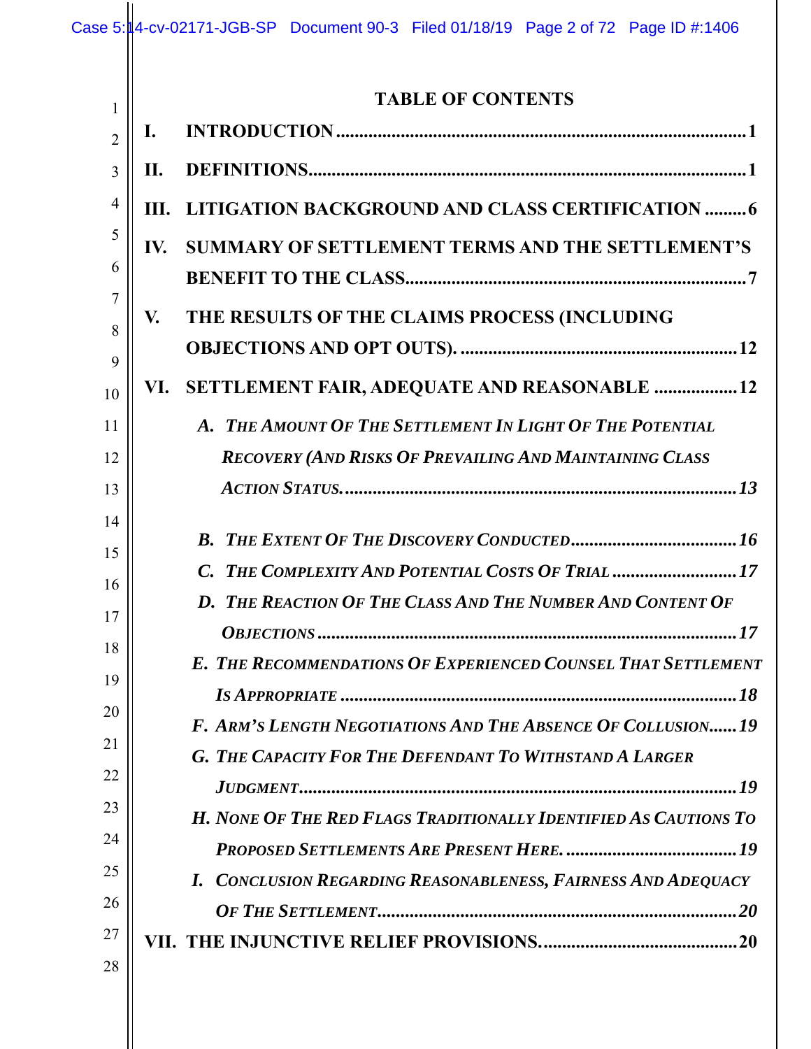# TABLE OF CONTENTS

**I. INTRODUCTION** ........................................................................................ 1

**II. DEFINITIONS** ............................................................................................ 1

**III. LITIGATION BACKGROUND AND CLASS CERTIFICATION** ......... 6

**IV. SUMMARY OF SETTLEMENT TERMS AND THE SETTLEMENT'S BENEFIT TO THE CLASS** ............................................................................ 7

**V. THE RESULTS OF THE CLAIMS PROCESS (INCLUDING OBJECTIONS AND OPT OUTS).** ............................................................ 12

**VI. SETTLEMENT FAIR, ADEQUATE AND REASONABLE** .................. 12

***A. The Amount Of The Settlement In Light Of The Potential Recovery (And Risks Of Prevailing And Maintaining Class Action Status.*** ............................................................................ 13

***B. The Extent Of The Discovery Conducted*** ..................................... 16

***C. The Complexity And Potential Costs Of Trial*** ........................... 17

***D. The Reaction Of The Class And The Number And Content Of Objections*** ........................................................................................... 17

***E. The Recommendations Of Experienced Counsel That Settlement Is Appropriate*** ..................................................................................... 18

***F. Arm's Length Negotiations And The Absence Of Collusion*** ...... 19

***G. The Capacity For The Defendant To Withstand A Larger Judgment*** ............................................................................................. 19

***H. None Of The Red Flags Traditionally Identified As Cautions To Proposed Settlements Are Present Here.*** ..................................... 19

***I. Conclusion Regarding Reasonableness, Fairness And Adequacy Of The Settlement*** ............................................................................. 20

**VII. THE INJUNCTIVE RELIEF PROVISIONS.** .......................................... 20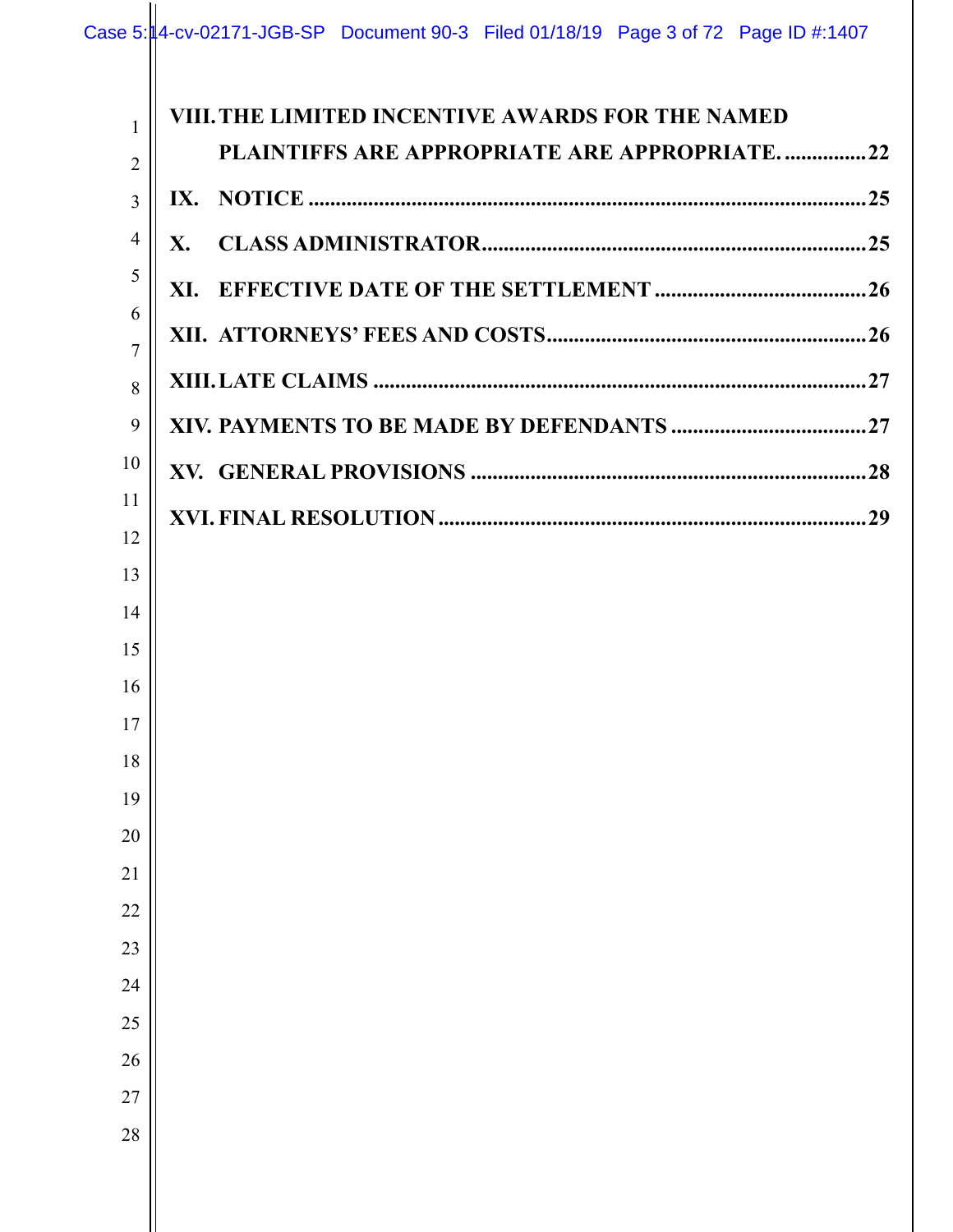**VIII. THE LIMITED INCENTIVE AWARDS FOR THE NAMED PLAINTIFFS ARE APPROPRIATE ARE APPROPRIATE. ............... 22**

**IX. NOTICE ........................................................................................................ 25**

**X. CLASS ADMINISTRATOR ....................................................................... 25**

**XI. EFFECTIVE DATE OF THE SETTLEMENT ....................................... 26**

**XII. ATTORNEYS' FEES AND COSTS .......................................................... 26**

**XIII. LATE CLAIMS .......................................................................................... 27**

**XIV. PAYMENTS TO BE MADE BY DEFENDANTS .................................... 27**

**XV. GENERAL PROVISIONS ......................................................................... 28**

**XVI. FINAL RESOLUTION .............................................................................. 29**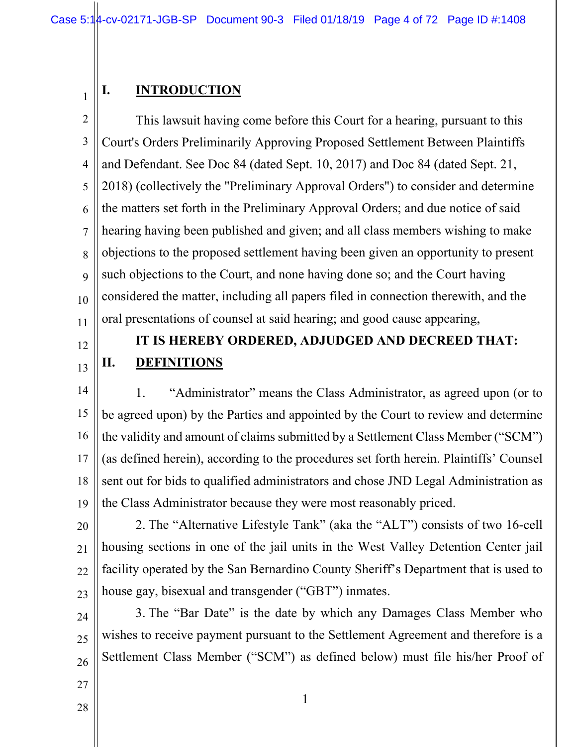## I. INTRODUCTION

This lawsuit having come before this Court for a hearing, pursuant to this Court's Orders Preliminarily Approving Proposed Settlement Between Plaintiffs and Defendant. See Doc 84 (dated Sept. 10, 2017) and Doc 84 (dated Sept. 21, 2018) (collectively the "Preliminary Approval Orders") to consider and determine the matters set forth in the Preliminary Approval Orders; and due notice of said hearing having been published and given; and all class members wishing to make objections to the proposed settlement having been given an opportunity to present such objections to the Court, and none having done so; and the Court having considered the matter, including all papers filed in connection therewith, and the oral presentations of counsel at said hearing; and good cause appearing,

**IT IS HEREBY ORDERED, ADJUDGED AND DECREED THAT:**

## II. DEFINITIONS

1. "Administrator" means the Class Administrator, as agreed upon (or to be agreed upon) by the Parties and appointed by the Court to review and determine the validity and amount of claims submitted by a Settlement Class Member ("SCM") (as defined herein), according to the procedures set forth herein. Plaintiffs' Counsel sent out for bids to qualified administrators and chose JND Legal Administration as the Class Administrator because they were most reasonably priced.

2. The "Alternative Lifestyle Tank" (aka the "ALT") consists of two 16-cell housing sections in one of the jail units in the West Valley Detention Center jail facility operated by the San Bernardino County Sheriff's Department that is used to house gay, bisexual and transgender ("GBT") inmates.

3. The "Bar Date" is the date by which any Damages Class Member who wishes to receive payment pursuant to the Settlement Agreement and therefore is a Settlement Class Member ("SCM") as defined below) must file his/her Proof of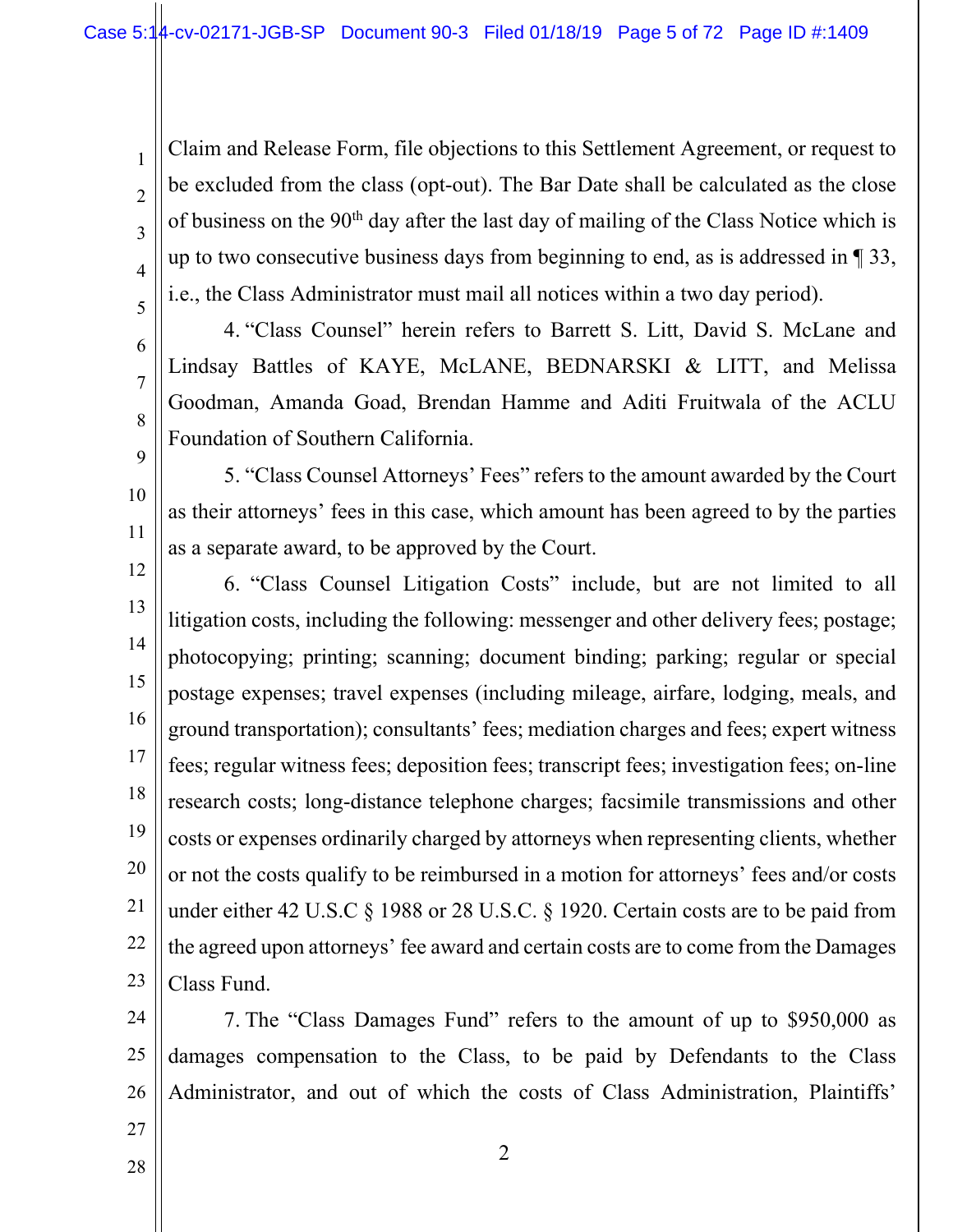Claim and Release Form, file objections to this Settlement Agreement, or request to be excluded from the class (opt-out). The Bar Date shall be calculated as the close of business on the 90th day after the last day of mailing of the Class Notice which is up to two consecutive business days from beginning to end, as is addressed in ¶ 33, i.e., the Class Administrator must mail all notices within a two day period).

4. "Class Counsel" herein refers to Barrett S. Litt, David S. McLane and Lindsay Battles of KAYE, McLANE, BEDNARSKI & LITT, and Melissa Goodman, Amanda Goad, Brendan Hamme and Aditi Fruitwala of the ACLU Foundation of Southern California.

5. "Class Counsel Attorneys' Fees" refers to the amount awarded by the Court as their attorneys' fees in this case, which amount has been agreed to by the parties as a separate award, to be approved by the Court.

6. "Class Counsel Litigation Costs" include, but are not limited to all litigation costs, including the following: messenger and other delivery fees; postage; photocopying; printing; scanning; document binding; parking; regular or special postage expenses; travel expenses (including mileage, airfare, lodging, meals, and ground transportation); consultants' fees; mediation charges and fees; expert witness fees; regular witness fees; deposition fees; transcript fees; investigation fees; on-line research costs; long-distance telephone charges; facsimile transmissions and other costs or expenses ordinarily charged by attorneys when representing clients, whether or not the costs qualify to be reimbursed in a motion for attorneys' fees and/or costs under either 42 U.S.C § 1988 or 28 U.S.C. § 1920. Certain costs are to be paid from the agreed upon attorneys' fee award and certain costs are to come from the Damages Class Fund.

7. The "Class Damages Fund" refers to the amount of up to $950,000 as damages compensation to the Class, to be paid by Defendants to the Class Administrator, and out of which the costs of Class Administration, Plaintiffs'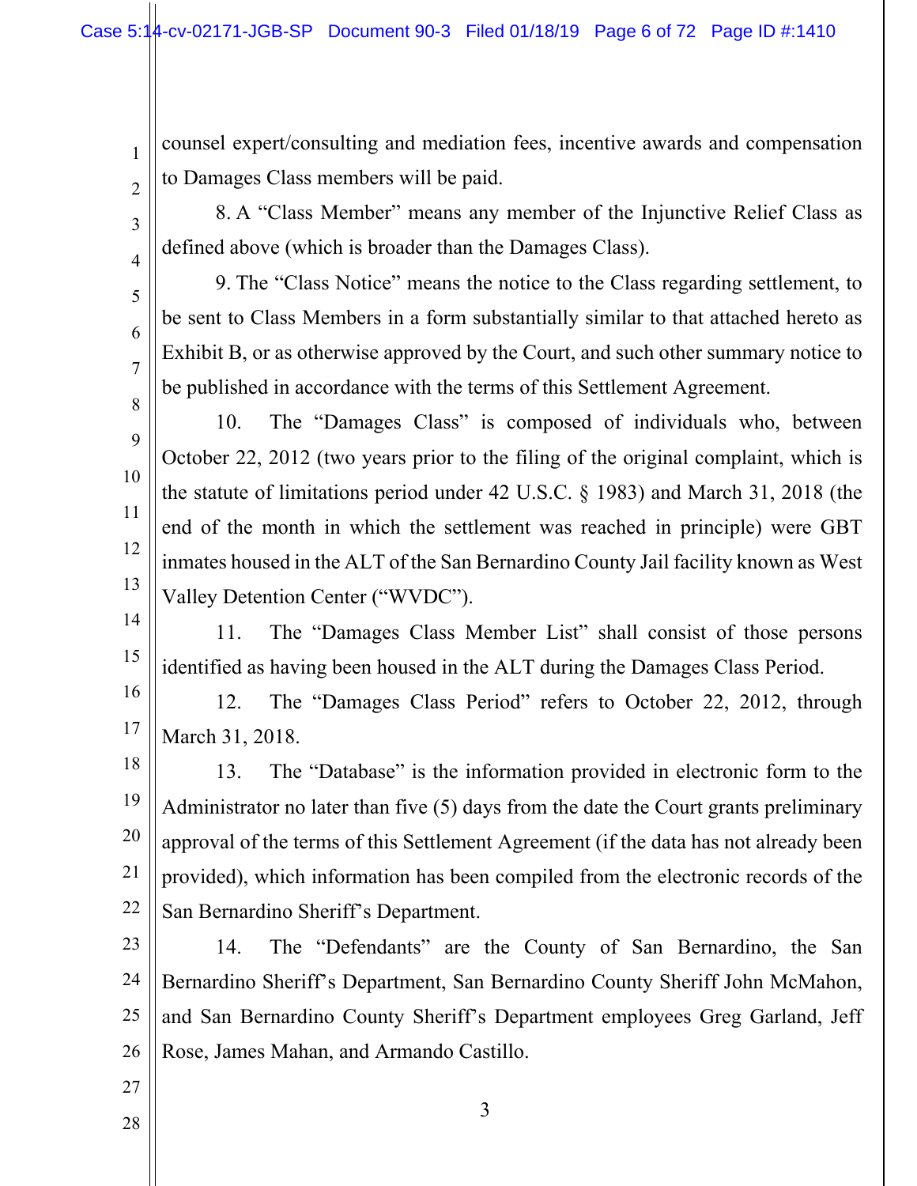counsel expert/consulting and mediation fees, incentive awards and compensation to Damages Class members will be paid.

8. A "Class Member" means any member of the Injunctive Relief Class as defined above (which is broader than the Damages Class).

9. The "Class Notice" means the notice to the Class regarding settlement, to be sent to Class Members in a form substantially similar to that attached hereto as Exhibit B, or as otherwise approved by the Court, and such other summary notice to be published in accordance with the terms of this Settlement Agreement.

10. The "Damages Class" is composed of individuals who, between October 22, 2012 (two years prior to the filing of the original complaint, which is the statute of limitations period under 42 U.S.C. § 1983) and March 31, 2018 (the end of the month in which the settlement was reached in principle) were GBT inmates housed in the ALT of the San Bernardino County Jail facility known as West Valley Detention Center ("WVDC").

11. The "Damages Class Member List" shall consist of those persons identified as having been housed in the ALT during the Damages Class Period.

12. The "Damages Class Period" refers to October 22, 2012, through March 31, 2018.

13. The "Database" is the information provided in electronic form to the Administrator no later than five (5) days from the date the Court grants preliminary approval of the terms of this Settlement Agreement (if the data has not already been provided), which information has been compiled from the electronic records of the San Bernardino Sheriff's Department.

14. The "Defendants" are the County of San Bernardino, the San Bernardino Sheriff's Department, San Bernardino County Sheriff John McMahon, and San Bernardino County Sheriff's Department employees Greg Garland, Jeff Rose, James Mahan, and Armando Castillo.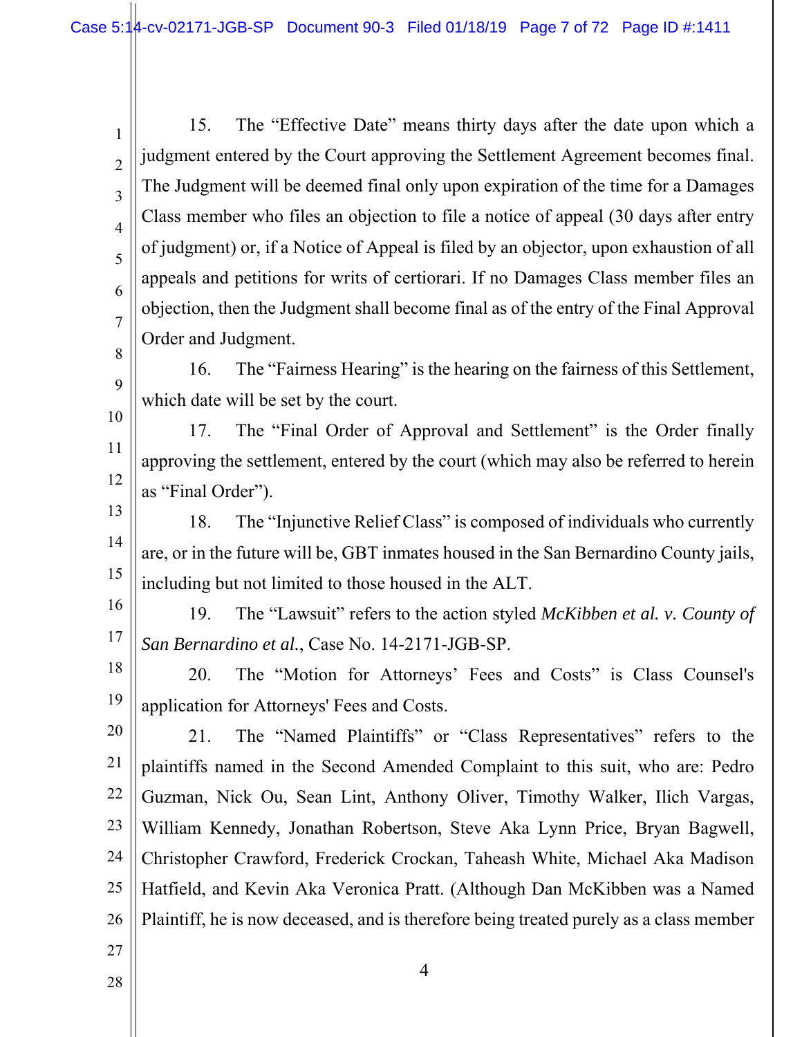15. The "Effective Date" means thirty days after the date upon which a judgment entered by the Court approving the Settlement Agreement becomes final. The Judgment will be deemed final only upon expiration of the time for a Damages Class member who files an objection to file a notice of appeal (30 days after entry of judgment) or, if a Notice of Appeal is filed by an objector, upon exhaustion of all appeals and petitions for writs of certiorari. If no Damages Class member files an objection, then the Judgment shall become final as of the entry of the Final Approval Order and Judgment.

16. The "Fairness Hearing" is the hearing on the fairness of this Settlement, which date will be set by the court.

17. The "Final Order of Approval and Settlement" is the Order finally approving the settlement, entered by the court (which may also be referred to herein as "Final Order").

18. The "Injunctive Relief Class" is composed of individuals who currently are, or in the future will be, GBT inmates housed in the San Bernardino County jails, including but not limited to those housed in the ALT.

19. The "Lawsuit" refers to the action styled *McKibben et al. v. County of San Bernardino et al.*, Case No. 14-2171-JGB-SP.

20. The "Motion for Attorneys' Fees and Costs" is Class Counsel's application for Attorneys' Fees and Costs.

21. The "Named Plaintiffs" or "Class Representatives" refers to the plaintiffs named in the Second Amended Complaint to this suit, who are: Pedro Guzman, Nick Ou, Sean Lint, Anthony Oliver, Timothy Walker, Ilich Vargas, William Kennedy, Jonathan Robertson, Steve Aka Lynn Price, Bryan Bagwell, Christopher Crawford, Frederick Crockan, Taheash White, Michael Aka Madison Hatfield, and Kevin Aka Veronica Pratt. (Although Dan McKibben was a Named Plaintiff, he is now deceased, and is therefore being treated purely as a class member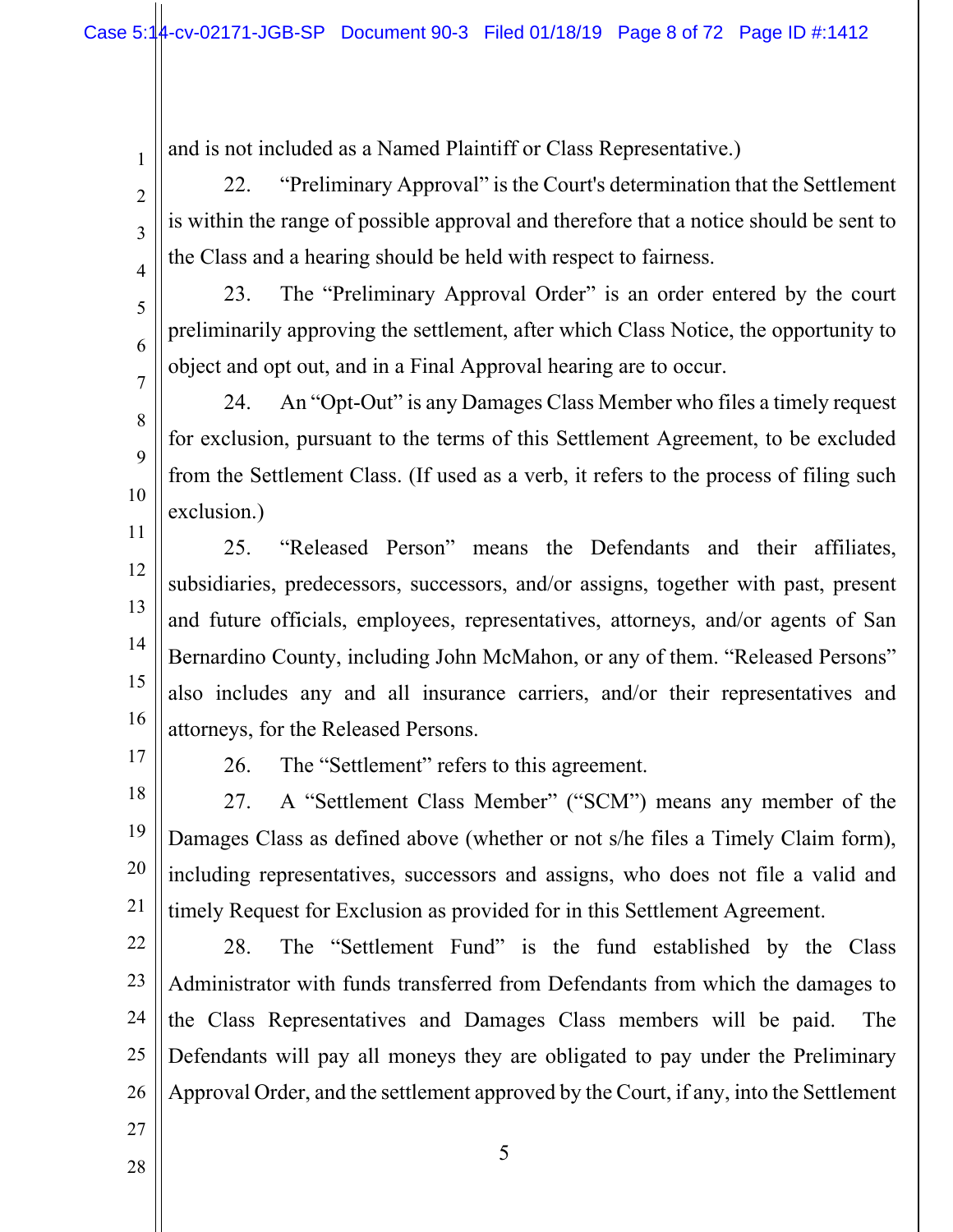and is not included as a Named Plaintiff or Class Representative.)

22. "Preliminary Approval" is the Court's determination that the Settlement is within the range of possible approval and therefore that a notice should be sent to the Class and a hearing should be held with respect to fairness.

23. The "Preliminary Approval Order" is an order entered by the court preliminarily approving the settlement, after which Class Notice, the opportunity to object and opt out, and in a Final Approval hearing are to occur.

24. An "Opt-Out" is any Damages Class Member who files a timely request for exclusion, pursuant to the terms of this Settlement Agreement, to be excluded from the Settlement Class. (If used as a verb, it refers to the process of filing such exclusion.)

25. "Released Person" means the Defendants and their affiliates, subsidiaries, predecessors, successors, and/or assigns, together with past, present and future officials, employees, representatives, attorneys, and/or agents of San Bernardino County, including John McMahon, or any of them. "Released Persons" also includes any and all insurance carriers, and/or their representatives and attorneys, for the Released Persons.

26. The "Settlement" refers to this agreement.

27. A "Settlement Class Member" ("SCM") means any member of the Damages Class as defined above (whether or not s/he files a Timely Claim form), including representatives, successors and assigns, who does not file a valid and timely Request for Exclusion as provided for in this Settlement Agreement.

28. The "Settlement Fund" is the fund established by the Class Administrator with funds transferred from Defendants from which the damages to the Class Representatives and Damages Class members will be paid. The Defendants will pay all moneys they are obligated to pay under the Preliminary Approval Order, and the settlement approved by the Court, if any, into the Settlement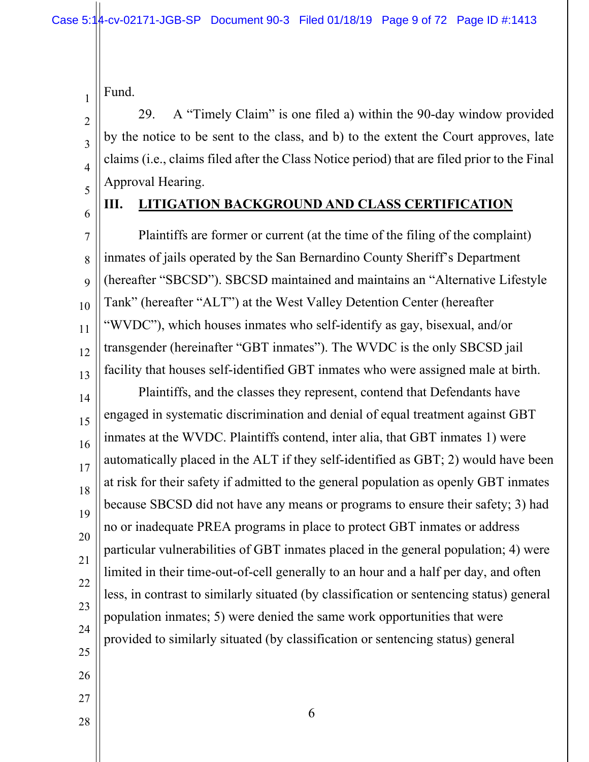Fund.

29. A "Timely Claim" is one filed a) within the 90-day window provided by the notice to be sent to the class, and b) to the extent the Court approves, late claims (i.e., claims filed after the Class Notice period) that are filed prior to the Final Approval Hearing.

## III. LITIGATION BACKGROUND AND CLASS CERTIFICATION

Plaintiffs are former or current (at the time of the filing of the complaint) inmates of jails operated by the San Bernardino County Sheriff's Department (hereafter "SBCSD"). SBCSD maintained and maintains an "Alternative Lifestyle Tank" (hereafter "ALT") at the West Valley Detention Center (hereafter "WVDC"), which houses inmates who self-identify as gay, bisexual, and/or transgender (hereinafter "GBT inmates"). The WVDC is the only SBCSD jail facility that houses self-identified GBT inmates who were assigned male at birth.

Plaintiffs, and the classes they represent, contend that Defendants have engaged in systematic discrimination and denial of equal treatment against GBT inmates at the WVDC. Plaintiffs contend, inter alia, that GBT inmates 1) were automatically placed in the ALT if they self-identified as GBT; 2) would have been at risk for their safety if admitted to the general population as openly GBT inmates because SBCSD did not have any means or programs to ensure their safety; 3) had no or inadequate PREA programs in place to protect GBT inmates or address particular vulnerabilities of GBT inmates placed in the general population; 4) were limited in their time-out-of-cell generally to an hour and a half per day, and often less, in contrast to similarly situated (by classification or sentencing status) general population inmates; 5) were denied the same work opportunities that were provided to similarly situated (by classification or sentencing status) general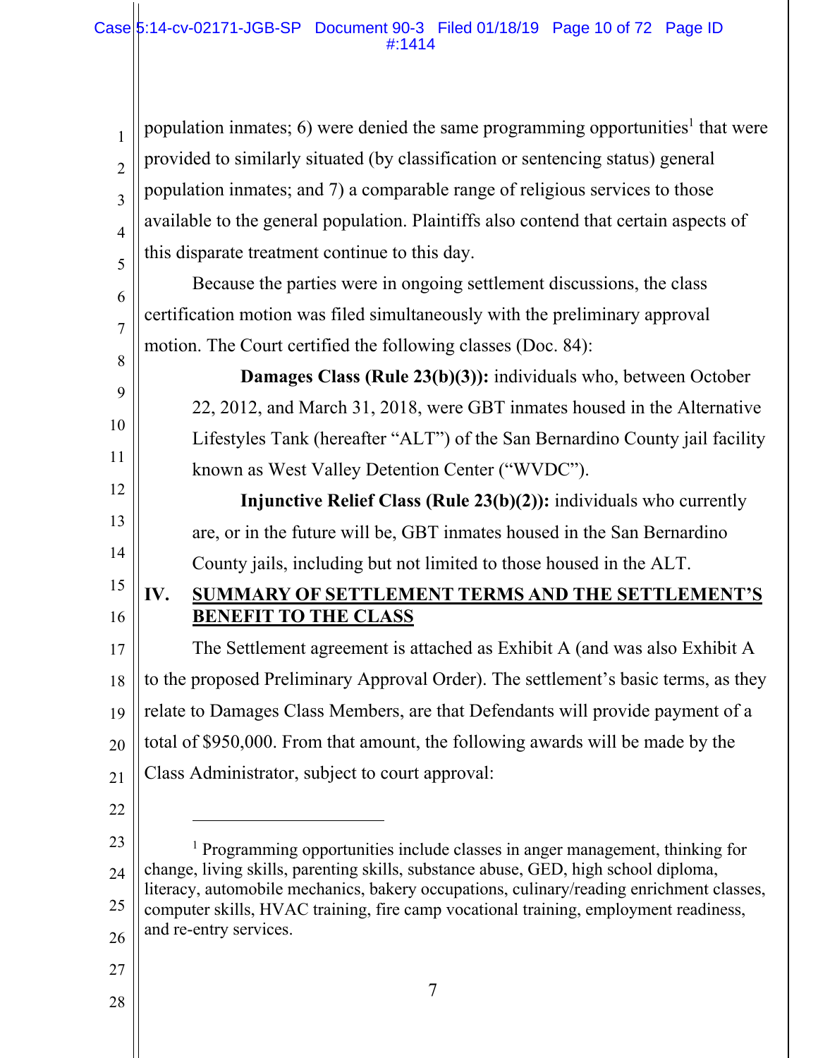population inmates; 6) were denied the same programming opportunities[1] that were provided to similarly situated (by classification or sentencing status) general population inmates; and 7) a comparable range of religious services to those available to the general population. Plaintiffs also contend that certain aspects of this disparate treatment continue to this day.

Because the parties were in ongoing settlement discussions, the class certification motion was filed simultaneously with the preliminary approval motion. The Court certified the following classes (Doc. 84):

> **Damages Class (Rule 23(b)(3)):** individuals who, between October 22, 2012, and March 31, 2018, were GBT inmates housed in the Alternative Lifestyles Tank (hereafter "ALT") of the San Bernardino County jail facility known as West Valley Detention Center ("WVDC").
>
> **Injunctive Relief Class (Rule 23(b)(2)):** individuals who currently are, or in the future will be, GBT inmates housed in the San Bernardino County jails, including but not limited to those housed in the ALT.

## IV. SUMMARY OF SETTLEMENT TERMS AND THE SETTLEMENT'S BENEFIT TO THE CLASS

The Settlement agreement is attached as Exhibit A (and was also Exhibit A to the proposed Preliminary Approval Order). The settlement's basic terms, as they relate to Damages Class Members, are that Defendants will provide payment of a total of $950,000. From that amount, the following awards will be made by the Class Administrator, subject to court approval:

---

[1] Programming opportunities include classes in anger management, thinking for change, living skills, parenting skills, substance abuse, GED, high school diploma, literacy, automobile mechanics, bakery occupations, culinary/reading enrichment classes, computer skills, HVAC training, fire camp vocational training, employment readiness, and re-entry services.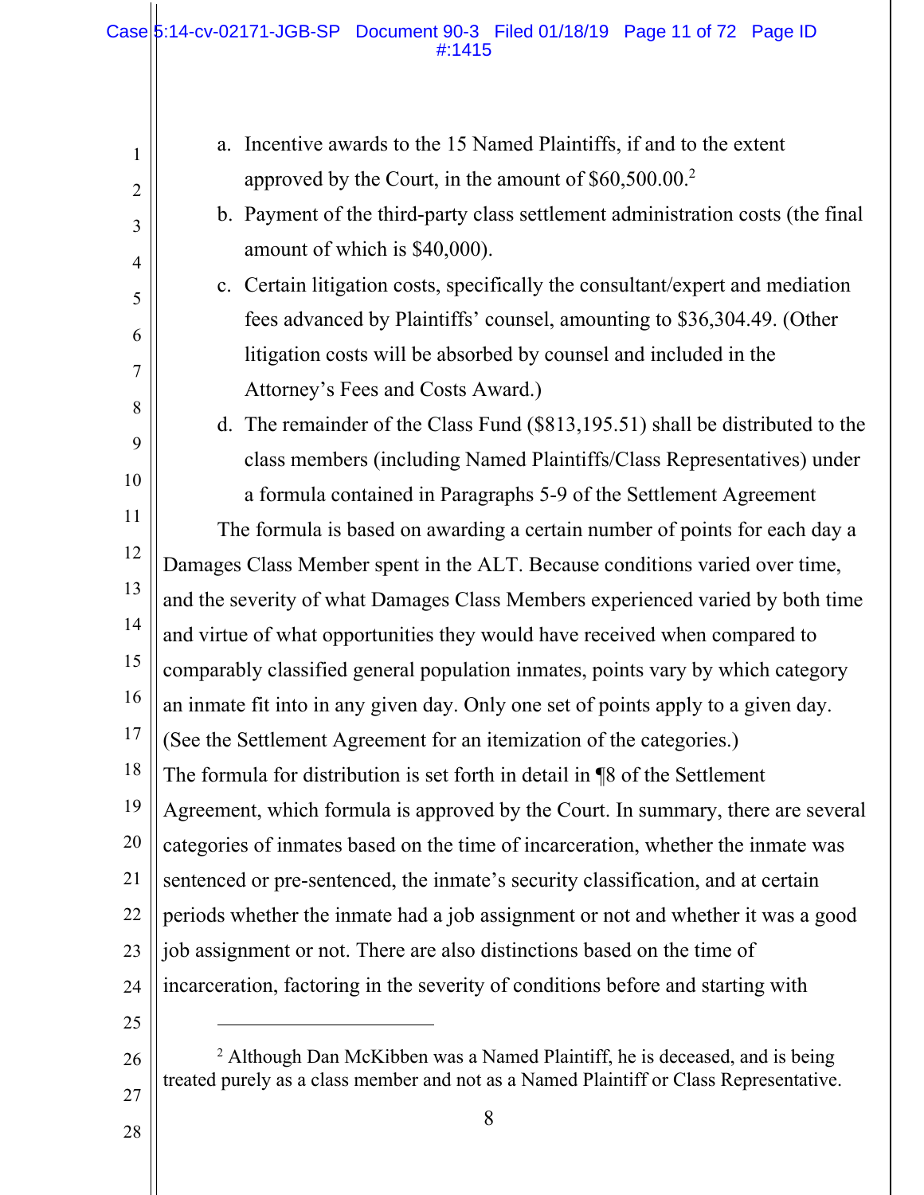a. Incentive awards to the 15 Named Plaintiffs, if and to the extent approved by the Court, in the amount of $60,500.00.[2]

b. Payment of the third-party class settlement administration costs (the final amount of which is $40,000).

c. Certain litigation costs, specifically the consultant/expert and mediation fees advanced by Plaintiffs' counsel, amounting to $36,304.49. (Other litigation costs will be absorbed by counsel and included in the Attorney's Fees and Costs Award.)

d. The remainder of the Class Fund ($813,195.51) shall be distributed to the class members (including Named Plaintiffs/Class Representatives) under a formula contained in Paragraphs 5-9 of the Settlement Agreement

The formula is based on awarding a certain number of points for each day a Damages Class Member spent in the ALT. Because conditions varied over time, and the severity of what Damages Class Members experienced varied by both time and virtue of what opportunities they would have received when compared to comparably classified general population inmates, points vary by which category an inmate fit into in any given day. Only one set of points apply to a given day. (See the Settlement Agreement for an itemization of the categories.)

The formula for distribution is set forth in detail in ¶8 of the Settlement Agreement, which formula is approved by the Court. In summary, there are several categories of inmates based on the time of incarceration, whether the inmate was sentenced or pre-sentenced, the inmate's security classification, and at certain periods whether the inmate had a job assignment or not and whether it was a good job assignment or not. There are also distinctions based on the time of incarceration, factoring in the severity of conditions before and starting with

---

[2] Although Dan McKibben was a Named Plaintiff, he is deceased, and is being treated purely as a class member and not as a Named Plaintiff or Class Representative.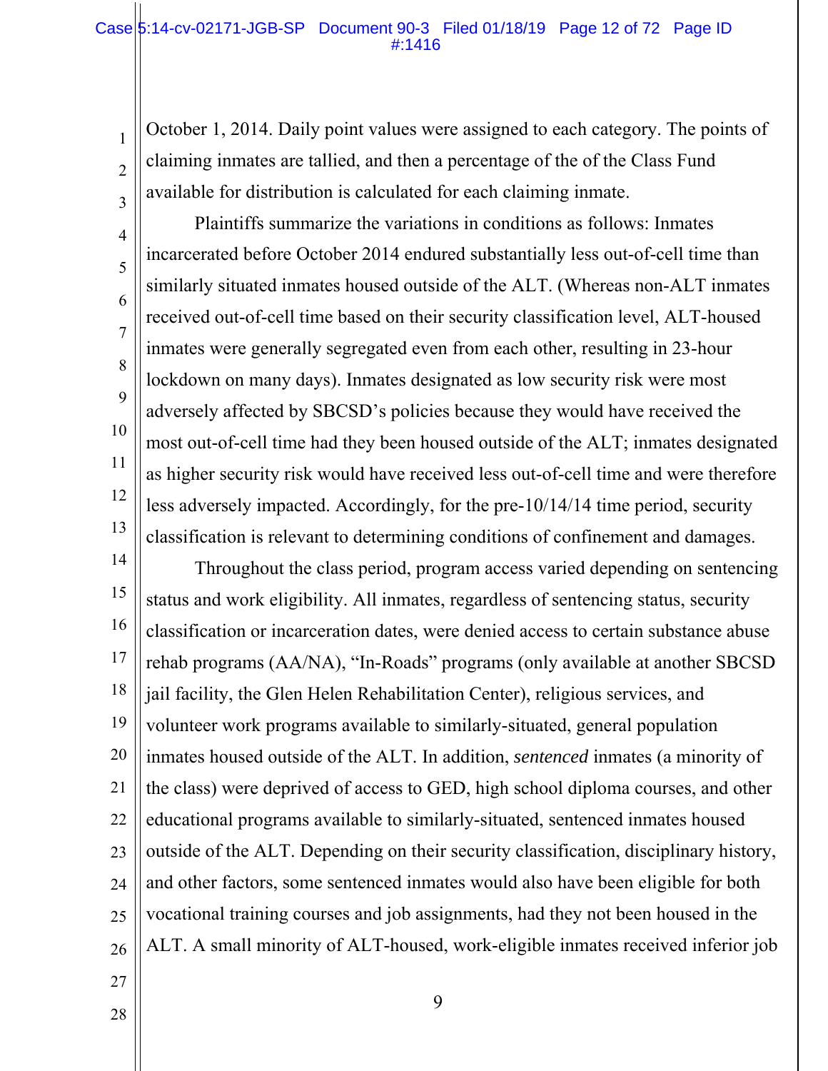October 1, 2014. Daily point values were assigned to each category. The points of claiming inmates are tallied, and then a percentage of the of the Class Fund available for distribution is calculated for each claiming inmate.

Plaintiffs summarize the variations in conditions as follows: Inmates incarcerated before October 2014 endured substantially less out-of-cell time than similarly situated inmates housed outside of the ALT. (Whereas non-ALT inmates received out-of-cell time based on their security classification level, ALT-housed inmates were generally segregated even from each other, resulting in 23-hour lockdown on many days). Inmates designated as low security risk were most adversely affected by SBCSD's policies because they would have received the most out-of-cell time had they been housed outside of the ALT; inmates designated as higher security risk would have received less out-of-cell time and were therefore less adversely impacted. Accordingly, for the pre-10/14/14 time period, security classification is relevant to determining conditions of confinement and damages.

Throughout the class period, program access varied depending on sentencing status and work eligibility. All inmates, regardless of sentencing status, security classification or incarceration dates, were denied access to certain substance abuse rehab programs (AA/NA), "In-Roads" programs (only available at another SBCSD jail facility, the Glen Helen Rehabilitation Center), religious services, and volunteer work programs available to similarly-situated, general population inmates housed outside of the ALT. In addition, *sentenced* inmates (a minority of the class) were deprived of access to GED, high school diploma courses, and other educational programs available to similarly-situated, sentenced inmates housed outside of the ALT. Depending on their security classification, disciplinary history, and other factors, some sentenced inmates would also have been eligible for both vocational training courses and job assignments, had they not been housed in the ALT. A small minority of ALT-housed, work-eligible inmates received inferior job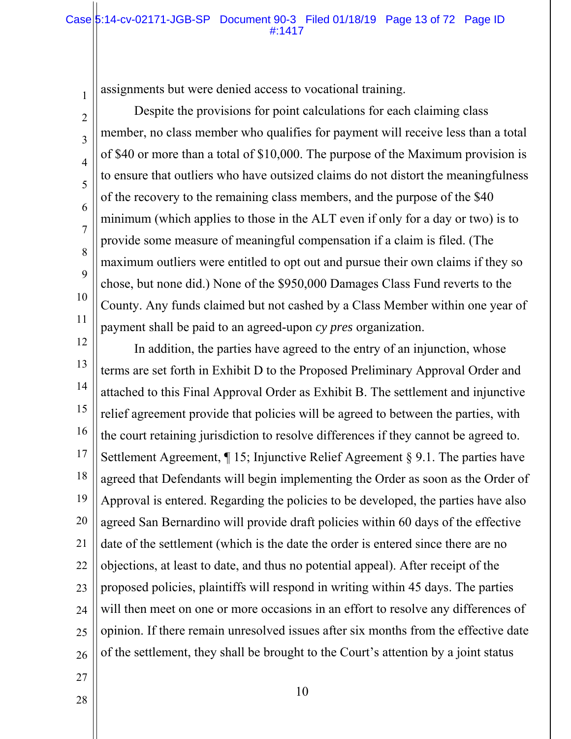assignments but were denied access to vocational training.

Despite the provisions for point calculations for each claiming class member, no class member who qualifies for payment will receive less than a total of $40 or more than a total of $10,000. The purpose of the Maximum provision is to ensure that outliers who have outsized claims do not distort the meaningfulness of the recovery to the remaining class members, and the purpose of the $40 minimum (which applies to those in the ALT even if only for a day or two) is to provide some measure of meaningful compensation if a claim is filed. (The maximum outliers were entitled to opt out and pursue their own claims if they so chose, but none did.) None of the $950,000 Damages Class Fund reverts to the County. Any funds claimed but not cashed by a Class Member within one year of payment shall be paid to an agreed-upon *cy pres* organization.

In addition, the parties have agreed to the entry of an injunction, whose terms are set forth in Exhibit D to the Proposed Preliminary Approval Order and attached to this Final Approval Order as Exhibit B. The settlement and injunctive relief agreement provide that policies will be agreed to between the parties, with the court retaining jurisdiction to resolve differences if they cannot be agreed to. Settlement Agreement, ¶ 15; Injunctive Relief Agreement § 9.1. The parties have agreed that Defendants will begin implementing the Order as soon as the Order of Approval is entered. Regarding the policies to be developed, the parties have also agreed San Bernardino will provide draft policies within 60 days of the effective date of the settlement (which is the date the order is entered since there are no objections, at least to date, and thus no potential appeal). After receipt of the proposed policies, plaintiffs will respond in writing within 45 days. The parties will then meet on one or more occasions in an effort to resolve any differences of opinion. If there remain unresolved issues after six months from the effective date of the settlement, they shall be brought to the Court's attention by a joint status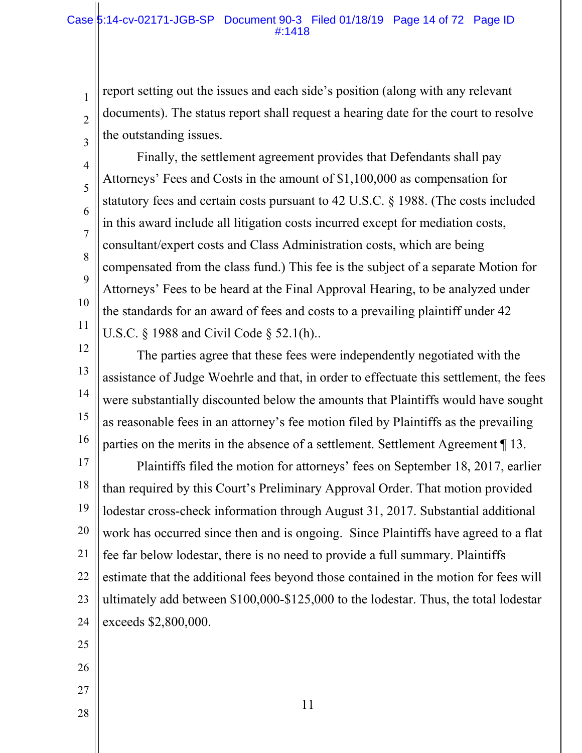report setting out the issues and each side's position (along with any relevant documents). The status report shall request a hearing date for the court to resolve the outstanding issues.

Finally, the settlement agreement provides that Defendants shall pay Attorneys' Fees and Costs in the amount of $1,100,000 as compensation for statutory fees and certain costs pursuant to 42 U.S.C. § 1988. (The costs included in this award include all litigation costs incurred except for mediation costs, consultant/expert costs and Class Administration costs, which are being compensated from the class fund.) This fee is the subject of a separate Motion for Attorneys' Fees to be heard at the Final Approval Hearing, to be analyzed under the standards for an award of fees and costs to a prevailing plaintiff under 42 U.S.C. § 1988 and Civil Code § 52.1(h)..

The parties agree that these fees were independently negotiated with the assistance of Judge Woehrle and that, in order to effectuate this settlement, the fees were substantially discounted below the amounts that Plaintiffs would have sought as reasonable fees in an attorney's fee motion filed by Plaintiffs as the prevailing parties on the merits in the absence of a settlement. Settlement Agreement ¶ 13.

Plaintiffs filed the motion for attorneys' fees on September 18, 2017, earlier than required by this Court's Preliminary Approval Order. That motion provided lodestar cross-check information through August 31, 2017. Substantial additional work has occurred since then and is ongoing. Since Plaintiffs have agreed to a flat fee far below lodestar, there is no need to provide a full summary. Plaintiffs estimate that the additional fees beyond those contained in the motion for fees will ultimately add between $100,000-$125,000 to the lodestar. Thus, the total lodestar exceeds $2,800,000.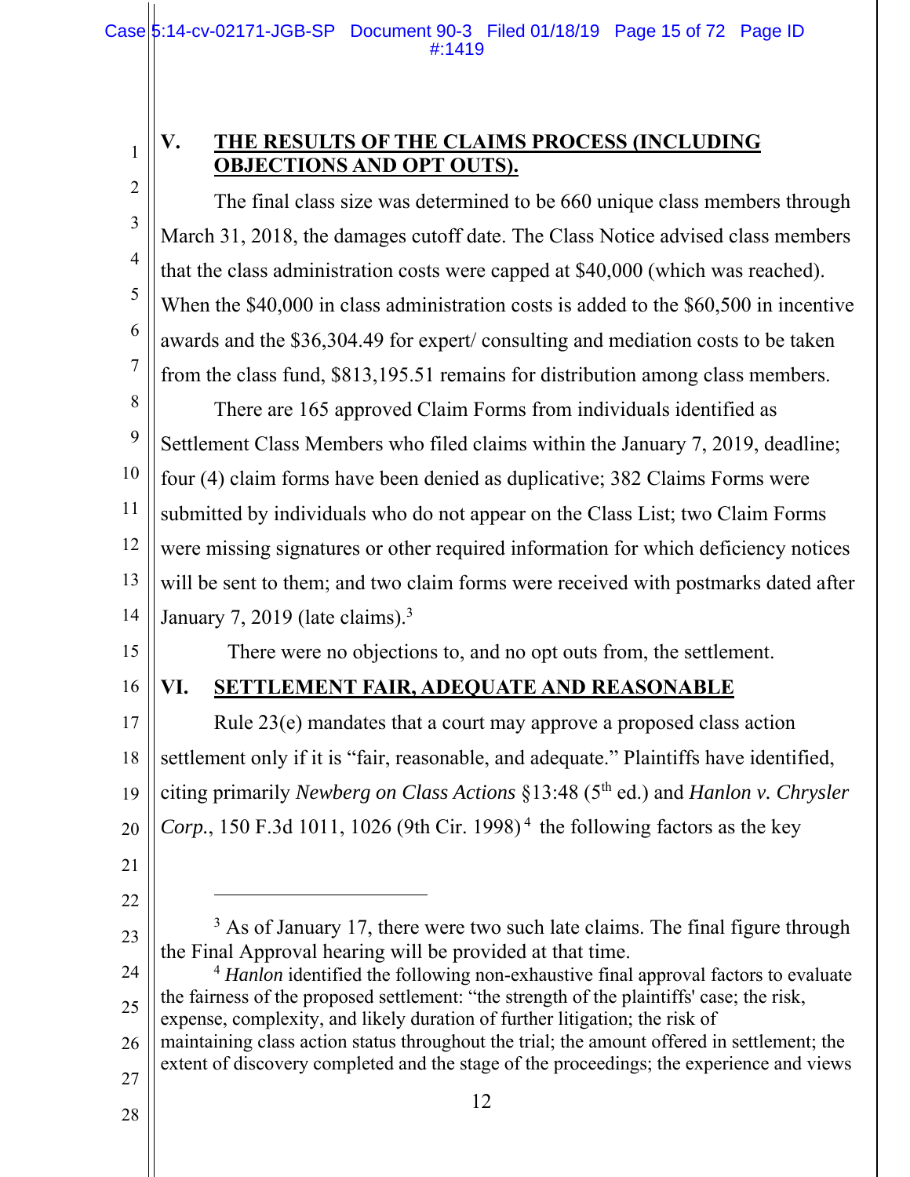## V. THE RESULTS OF THE CLAIMS PROCESS (INCLUDING OBJECTIONS AND OPT OUTS).

The final class size was determined to be 660 unique class members through March 31, 2018, the damages cutoff date. The Class Notice advised class members that the class administration costs were capped at $40,000 (which was reached). When the $40,000 in class administration costs is added to the $60,500 in incentive awards and the $36,304.49 for expert/ consulting and mediation costs to be taken from the class fund, $813,195.51 remains for distribution among class members.

There are 165 approved Claim Forms from individuals identified as Settlement Class Members who filed claims within the January 7, 2019, deadline; four (4) claim forms have been denied as duplicative; 382 Claims Forms were submitted by individuals who do not appear on the Class List; two Claim Forms were missing signatures or other required information for which deficiency notices will be sent to them; and two claim forms were received with postmarks dated after January 7, 2019 (late claims).[3]

There were no objections to, and no opt outs from, the settlement.

## VI. SETTLEMENT FAIR, ADEQUATE AND REASONABLE

Rule 23(e) mandates that a court may approve a proposed class action settlement only if it is "fair, reasonable, and adequate." Plaintiffs have identified, citing primarily *Newberg on Class Actions* §13:48 (5th ed.) and *Hanlon v. Chrysler Corp.*, 150 F.3d 1011, 1026 (9th Cir. 1998)[4] the following factors as the key

---

[3] As of January 17, there were two such late claims. The final figure through the Final Approval hearing will be provided at that time.

[4] *Hanlon* identified the following non-exhaustive final approval factors to evaluate the fairness of the proposed settlement: "the strength of the plaintiffs' case; the risk, expense, complexity, and likely duration of further litigation; the risk of maintaining class action status throughout the trial; the amount offered in settlement; the extent of discovery completed and the stage of the proceedings; the experience and views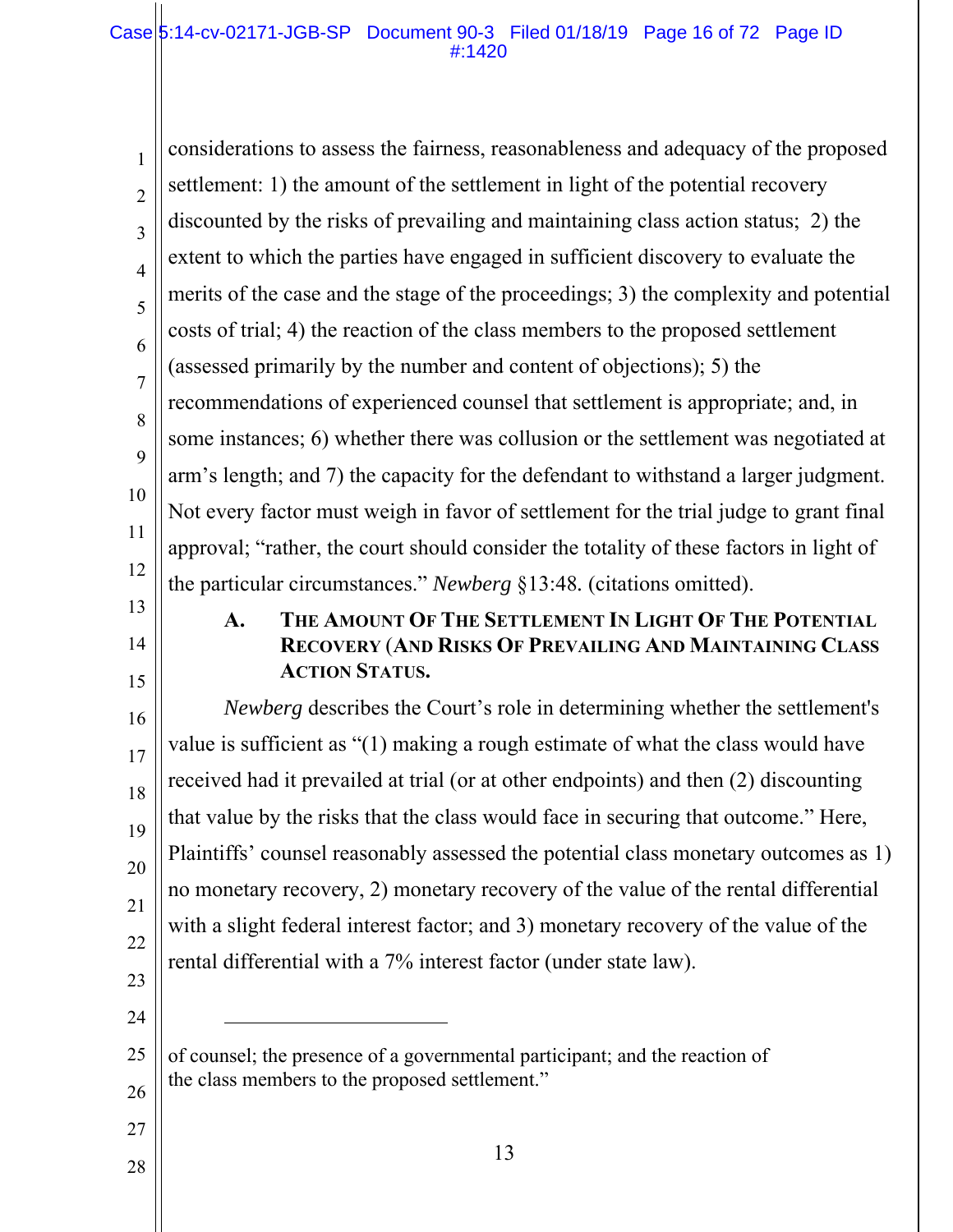considerations to assess the fairness, reasonableness and adequacy of the proposed settlement: 1) the amount of the settlement in light of the potential recovery discounted by the risks of prevailing and maintaining class action status; 2) the extent to which the parties have engaged in sufficient discovery to evaluate the merits of the case and the stage of the proceedings; 3) the complexity and potential costs of trial; 4) the reaction of the class members to the proposed settlement (assessed primarily by the number and content of objections); 5) the recommendations of experienced counsel that settlement is appropriate; and, in some instances; 6) whether there was collusion or the settlement was negotiated at arm's length; and 7) the capacity for the defendant to withstand a larger judgment. Not every factor must weigh in favor of settlement for the trial judge to grant final approval; "rather, the court should consider the totality of these factors in light of the particular circumstances." *Newberg* §13:48. (citations omitted).

### A. The Amount Of The Settlement In Light Of The Potential Recovery (And Risks Of Prevailing And Maintaining Class Action Status.

*Newberg* describes the Court's role in determining whether the settlement's value is sufficient as "(1) making a rough estimate of what the class would have received had it prevailed at trial (or at other endpoints) and then (2) discounting that value by the risks that the class would face in securing that outcome." Here, Plaintiffs' counsel reasonably assessed the potential class monetary outcomes as 1) no monetary recovery, 2) monetary recovery of the value of the rental differential with a slight federal interest factor; and 3) monetary recovery of the value of the rental differential with a 7% interest factor (under state law).

---

of counsel; the presence of a governmental participant; and the reaction of the class members to the proposed settlement."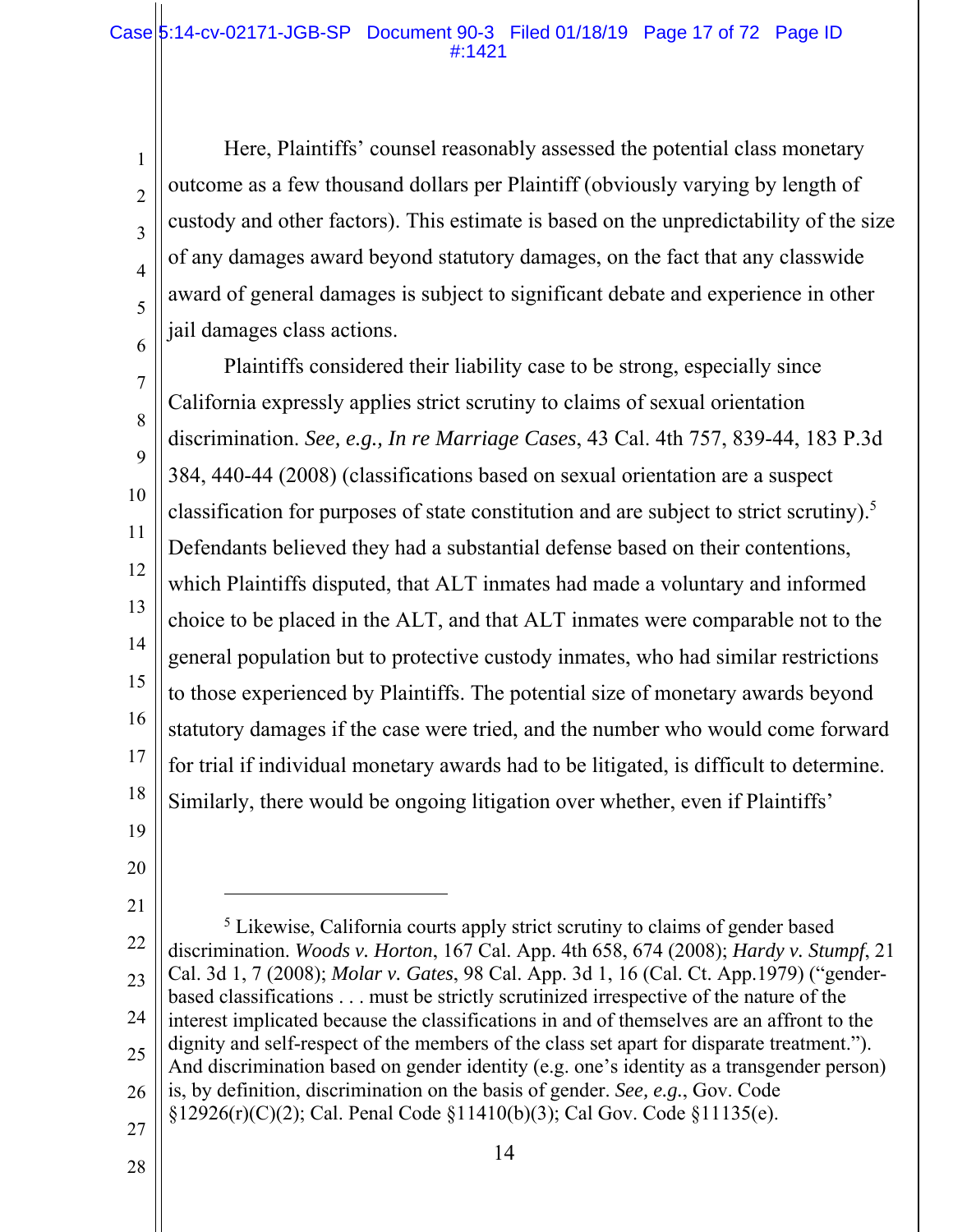Here, Plaintiffs' counsel reasonably assessed the potential class monetary outcome as a few thousand dollars per Plaintiff (obviously varying by length of custody and other factors). This estimate is based on the unpredictability of the size of any damages award beyond statutory damages, on the fact that any classwide award of general damages is subject to significant debate and experience in other jail damages class actions.

Plaintiffs considered their liability case to be strong, especially since California expressly applies strict scrutiny to claims of sexual orientation discrimination. *See, e.g., In re Marriage Cases*, 43 Cal. 4th 757, 839-44, 183 P.3d 384, 440-44 (2008) (classifications based on sexual orientation are a suspect classification for purposes of state constitution and are subject to strict scrutiny).[5] Defendants believed they had a substantial defense based on their contentions, which Plaintiffs disputed, that ALT inmates had made a voluntary and informed choice to be placed in the ALT, and that ALT inmates were comparable not to the general population but to protective custody inmates, who had similar restrictions to those experienced by Plaintiffs. The potential size of monetary awards beyond statutory damages if the case were tried, and the number who would come forward for trial if individual monetary awards had to be litigated, is difficult to determine. Similarly, there would be ongoing litigation over whether, even if Plaintiffs'

---

[5] Likewise, California courts apply strict scrutiny to claims of gender based discrimination. *Woods v. Horton*, 167 Cal. App. 4th 658, 674 (2008); *Hardy v. Stumpf*, 21 Cal. 3d 1, 7 (2008); *Molar v. Gates*, 98 Cal. App. 3d 1, 16 (Cal. Ct. App.1979) ("gender-based classifications . . . must be strictly scrutinized irrespective of the nature of the interest implicated because the classifications in and of themselves are an affront to the dignity and self-respect of the members of the class set apart for disparate treatment."). And discrimination based on gender identity (e.g. one's identity as a transgender person) is, by definition, discrimination on the basis of gender. *See, e.g.*, Gov. Code §12926(r)(C)(2); Cal. Penal Code §11410(b)(3); Cal Gov. Code §11135(e).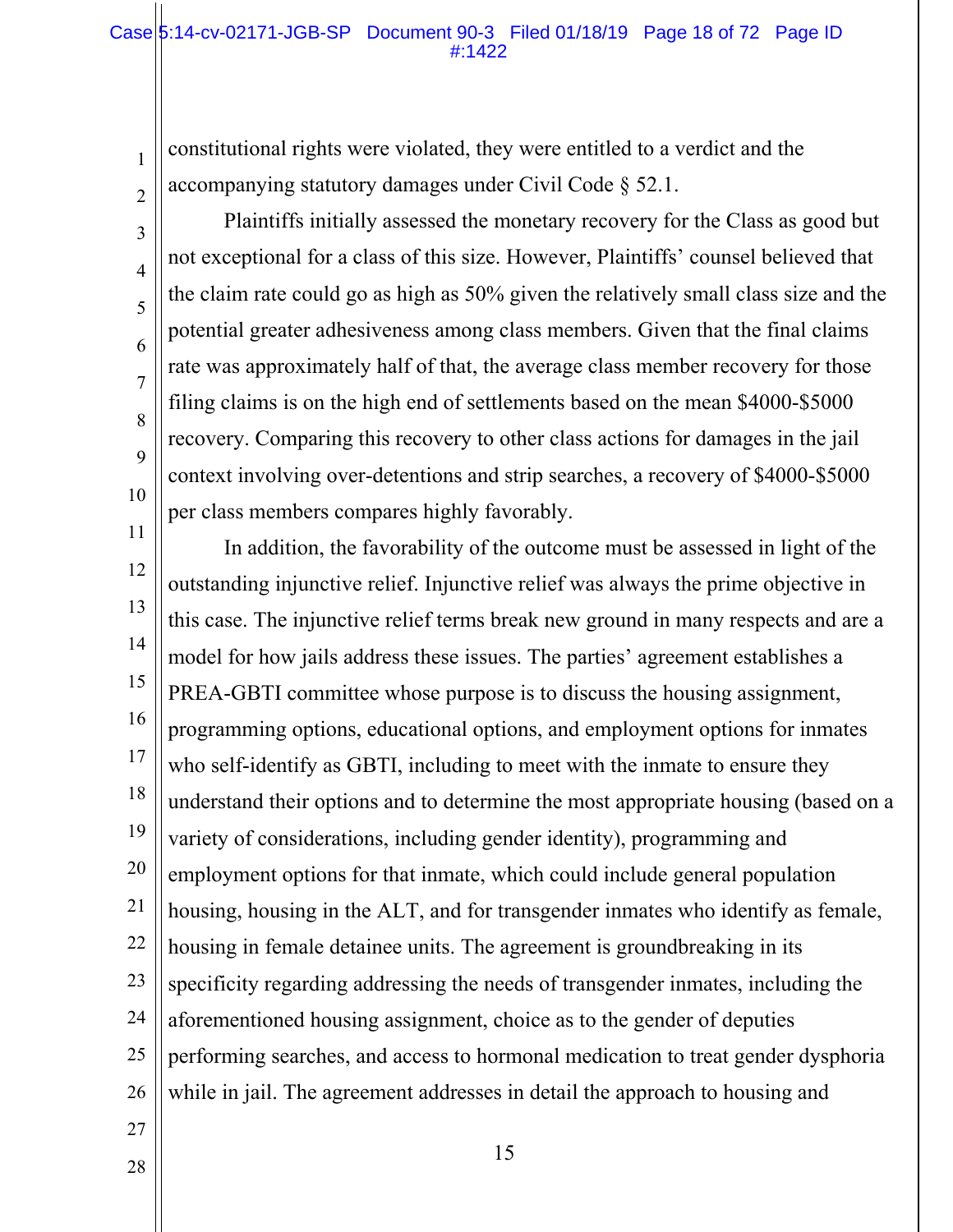constitutional rights were violated, they were entitled to a verdict and the accompanying statutory damages under Civil Code § 52.1.

Plaintiffs initially assessed the monetary recovery for the Class as good but not exceptional for a class of this size. However, Plaintiffs' counsel believed that the claim rate could go as high as 50% given the relatively small class size and the potential greater adhesiveness among class members. Given that the final claims rate was approximately half of that, the average class member recovery for those filing claims is on the high end of settlements based on the mean \$4000-\$5000 recovery. Comparing this recovery to other class actions for damages in the jail context involving over-detentions and strip searches, a recovery of \$4000-\$5000 per class members compares highly favorably.

In addition, the favorability of the outcome must be assessed in light of the outstanding injunctive relief. Injunctive relief was always the prime objective in this case. The injunctive relief terms break new ground in many respects and are a model for how jails address these issues. The parties' agreement establishes a PREA-GBTI committee whose purpose is to discuss the housing assignment, programming options, educational options, and employment options for inmates who self-identify as GBTI, including to meet with the inmate to ensure they understand their options and to determine the most appropriate housing (based on a variety of considerations, including gender identity), programming and employment options for that inmate, which could include general population housing, housing in the ALT, and for transgender inmates who identify as female, housing in female detainee units. The agreement is groundbreaking in its specificity regarding addressing the needs of transgender inmates, including the aforementioned housing assignment, choice as to the gender of deputies performing searches, and access to hormonal medication to treat gender dysphoria while in jail. The agreement addresses in detail the approach to housing and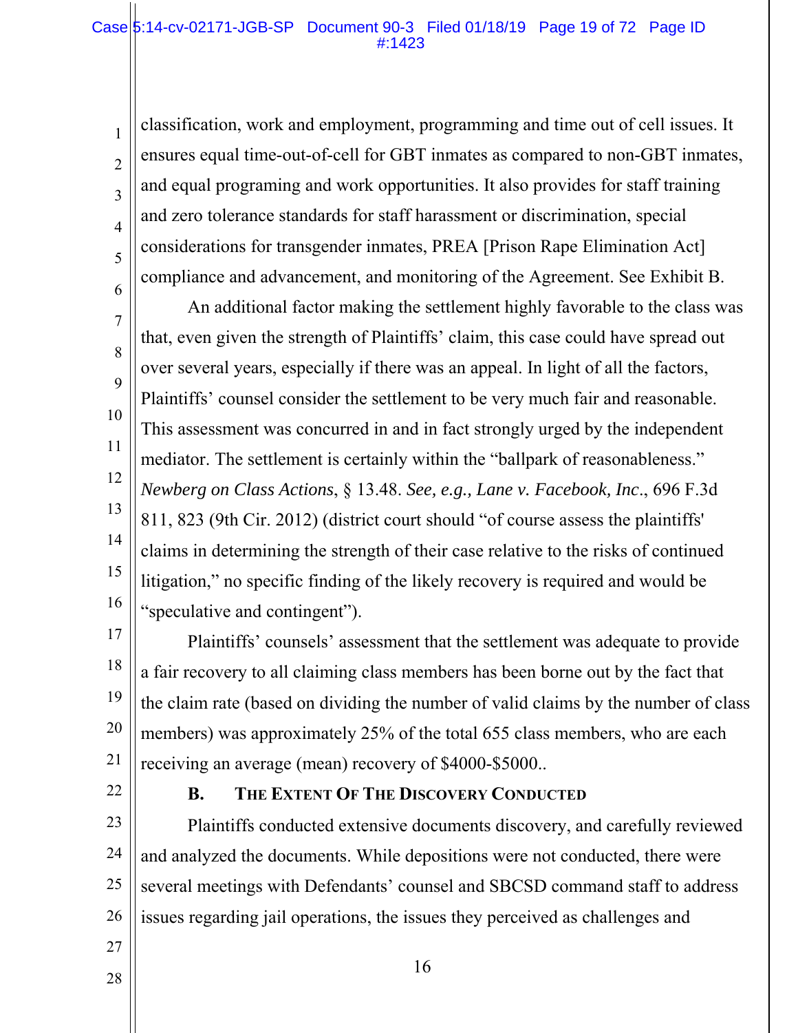classification, work and employment, programming and time out of cell issues. It ensures equal time-out-of-cell for GBT inmates as compared to non-GBT inmates, and equal programing and work opportunities. It also provides for staff training and zero tolerance standards for staff harassment or discrimination, special considerations for transgender inmates, PREA [Prison Rape Elimination Act] compliance and advancement, and monitoring of the Agreement. See Exhibit B.

An additional factor making the settlement highly favorable to the class was that, even given the strength of Plaintiffs' claim, this case could have spread out over several years, especially if there was an appeal. In light of all the factors, Plaintiffs' counsel consider the settlement to be very much fair and reasonable. This assessment was concurred in and in fact strongly urged by the independent mediator. The settlement is certainly within the "ballpark of reasonableness." *Newberg on Class Actions*, § 13.48. *See, e.g., Lane v. Facebook, Inc*., 696 F.3d 811, 823 (9th Cir. 2012) (district court should "of course assess the plaintiffs' claims in determining the strength of their case relative to the risks of continued litigation," no specific finding of the likely recovery is required and would be "speculative and contingent").

Plaintiffs' counsels' assessment that the settlement was adequate to provide a fair recovery to all claiming class members has been borne out by the fact that the claim rate (based on dividing the number of valid claims by the number of class members) was approximately 25% of the total 655 class members, who are each receiving an average (mean) recovery of $4000-$5000..

### B. The Extent Of The Discovery Conducted

Plaintiffs conducted extensive documents discovery, and carefully reviewed and analyzed the documents. While depositions were not conducted, there were several meetings with Defendants' counsel and SBCSD command staff to address issues regarding jail operations, the issues they perceived as challenges and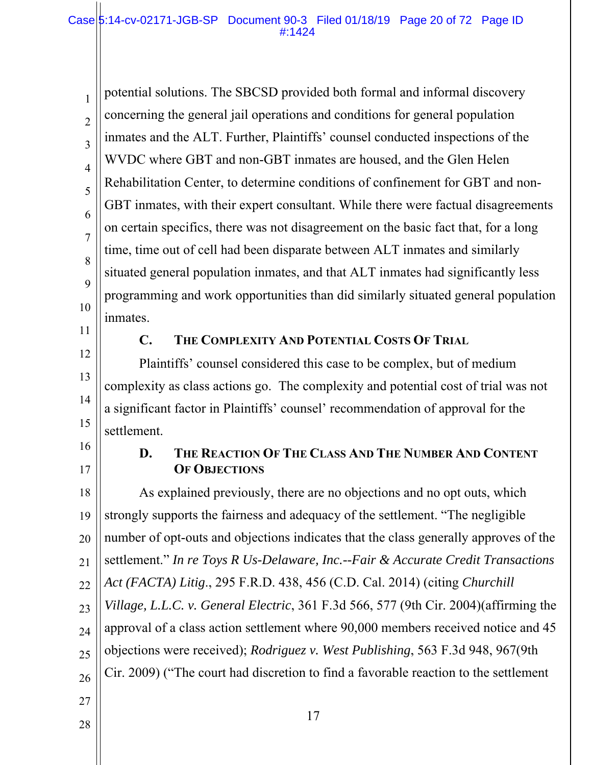potential solutions. The SBCSD provided both formal and informal discovery concerning the general jail operations and conditions for general population inmates and the ALT. Further, Plaintiffs' counsel conducted inspections of the WVDC where GBT and non-GBT inmates are housed, and the Glen Helen Rehabilitation Center, to determine conditions of confinement for GBT and non-GBT inmates, with their expert consultant. While there were factual disagreements on certain specifics, there was not disagreement on the basic fact that, for a long time, time out of cell had been disparate between ALT inmates and similarly situated general population inmates, and that ALT inmates had significantly less programming and work opportunities than did similarly situated general population inmates.

### C. The Complexity And Potential Costs Of Trial

Plaintiffs' counsel considered this case to be complex, but of medium complexity as class actions go. The complexity and potential cost of trial was not a significant factor in Plaintiffs' counsel' recommendation of approval for the settlement.

### D. The Reaction Of The Class And The Number And Content Of Objections

As explained previously, there are no objections and no opt outs, which strongly supports the fairness and adequacy of the settlement. "The negligible number of opt-outs and objections indicates that the class generally approves of the settlement." *In re Toys R Us-Delaware, Inc.--Fair & Accurate Credit Transactions Act (FACTA) Litig*., 295 F.R.D. 438, 456 (C.D. Cal. 2014) (citing *Churchill Village, L.L.C. v. General Electric*, 361 F.3d 566, 577 (9th Cir. 2004)(affirming the approval of a class action settlement where 90,000 members received notice and 45 objections were received); *Rodriguez v. West Publishing*, 563 F.3d 948, 967(9th Cir. 2009) ("The court had discretion to find a favorable reaction to the settlement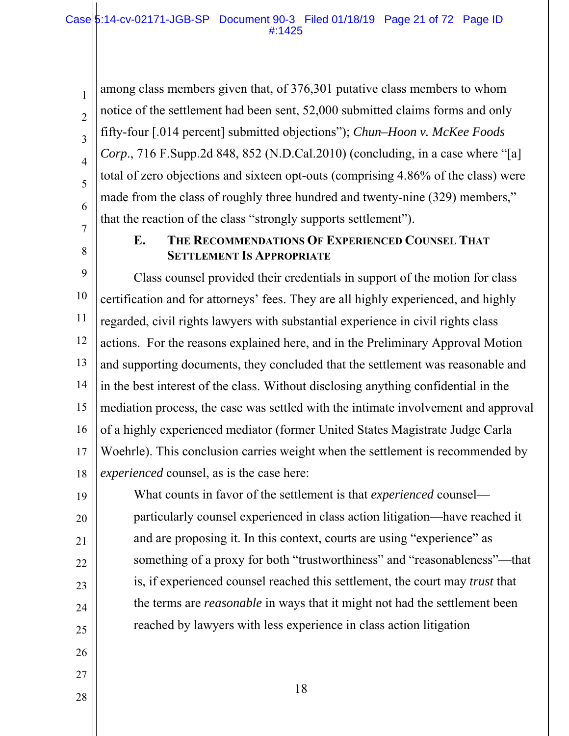among class members given that, of 376,301 putative class members to whom notice of the settlement had been sent, 52,000 submitted claims forms and only fifty-four [.014 percent] submitted objections"); *Chun–Hoon v. McKee Foods Corp*., 716 F.Supp.2d 848, 852 (N.D.Cal.2010) (concluding, in a case where "[a] total of zero objections and sixteen opt-outs (comprising 4.86% of the class) were made from the class of roughly three hundred and twenty-nine (329) members," that the reaction of the class "strongly supports settlement").

### E. THE RECOMMENDATIONS OF EXPERIENCED COUNSEL THAT SETTLEMENT IS APPROPRIATE

Class counsel provided their credentials in support of the motion for class certification and for attorneys' fees. They are all highly experienced, and highly regarded, civil rights lawyers with substantial experience in civil rights class actions. For the reasons explained here, and in the Preliminary Approval Motion and supporting documents, they concluded that the settlement was reasonable and in the best interest of the class. Without disclosing anything confidential in the mediation process, the case was settled with the intimate involvement and approval of a highly experienced mediator (former United States Magistrate Judge Carla Woehrle). This conclusion carries weight when the settlement is recommended by *experienced* counsel, as is the case here:

> What counts in favor of the settlement is that *experienced* counsel—particularly counsel experienced in class action litigation—have reached it and are proposing it. In this context, courts are using "experience" as something of a proxy for both "trustworthiness" and "reasonableness"—that is, if experienced counsel reached this settlement, the court may *trust* that the terms are *reasonable* in ways that it might not had the settlement been reached by lawyers with less experience in class action litigation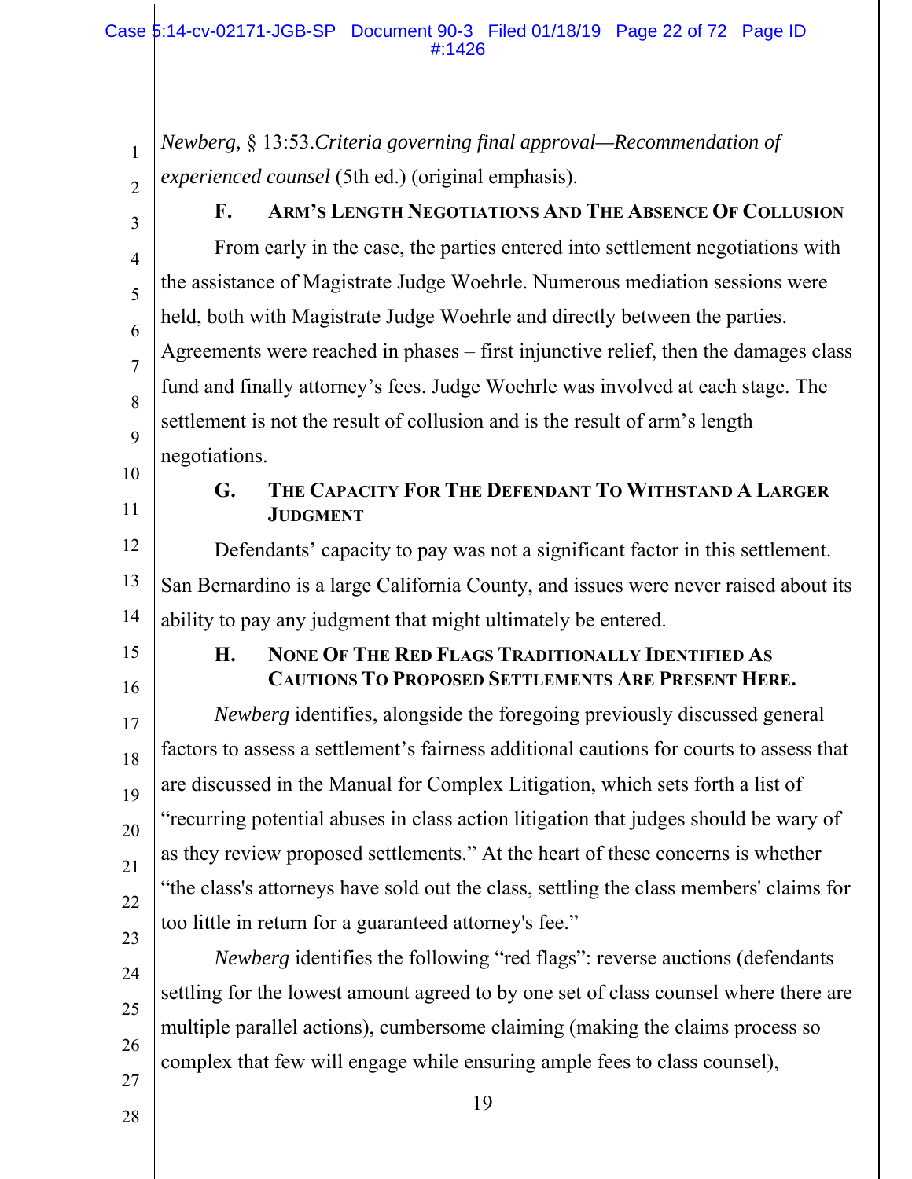*Newberg,* § 13:53.*Criteria governing final approval—Recommendation of experienced counsel* (5th ed.) (original emphasis).

### F. Arm's Length Negotiations And The Absence Of Collusion

From early in the case, the parties entered into settlement negotiations with the assistance of Magistrate Judge Woehrle. Numerous mediation sessions were held, both with Magistrate Judge Woehrle and directly between the parties. Agreements were reached in phases – first injunctive relief, then the damages class fund and finally attorney's fees. Judge Woehrle was involved at each stage. The settlement is not the result of collusion and is the result of arm's length negotiations.

### G. The Capacity For The Defendant To Withstand A Larger Judgment

Defendants' capacity to pay was not a significant factor in this settlement. San Bernardino is a large California County, and issues were never raised about its ability to pay any judgment that might ultimately be entered.

### H. None Of The Red Flags Traditionally Identified As Cautions To Proposed Settlements Are Present Here.

*Newberg* identifies, alongside the foregoing previously discussed general factors to assess a settlement's fairness additional cautions for courts to assess that are discussed in the Manual for Complex Litigation, which sets forth a list of "recurring potential abuses in class action litigation that judges should be wary of as they review proposed settlements." At the heart of these concerns is whether "the class's attorneys have sold out the class, settling the class members' claims for too little in return for a guaranteed attorney's fee."

*Newberg* identifies the following "red flags": reverse auctions (defendants settling for the lowest amount agreed to by one set of class counsel where there are multiple parallel actions), cumbersome claiming (making the claims process so complex that few will engage while ensuring ample fees to class counsel),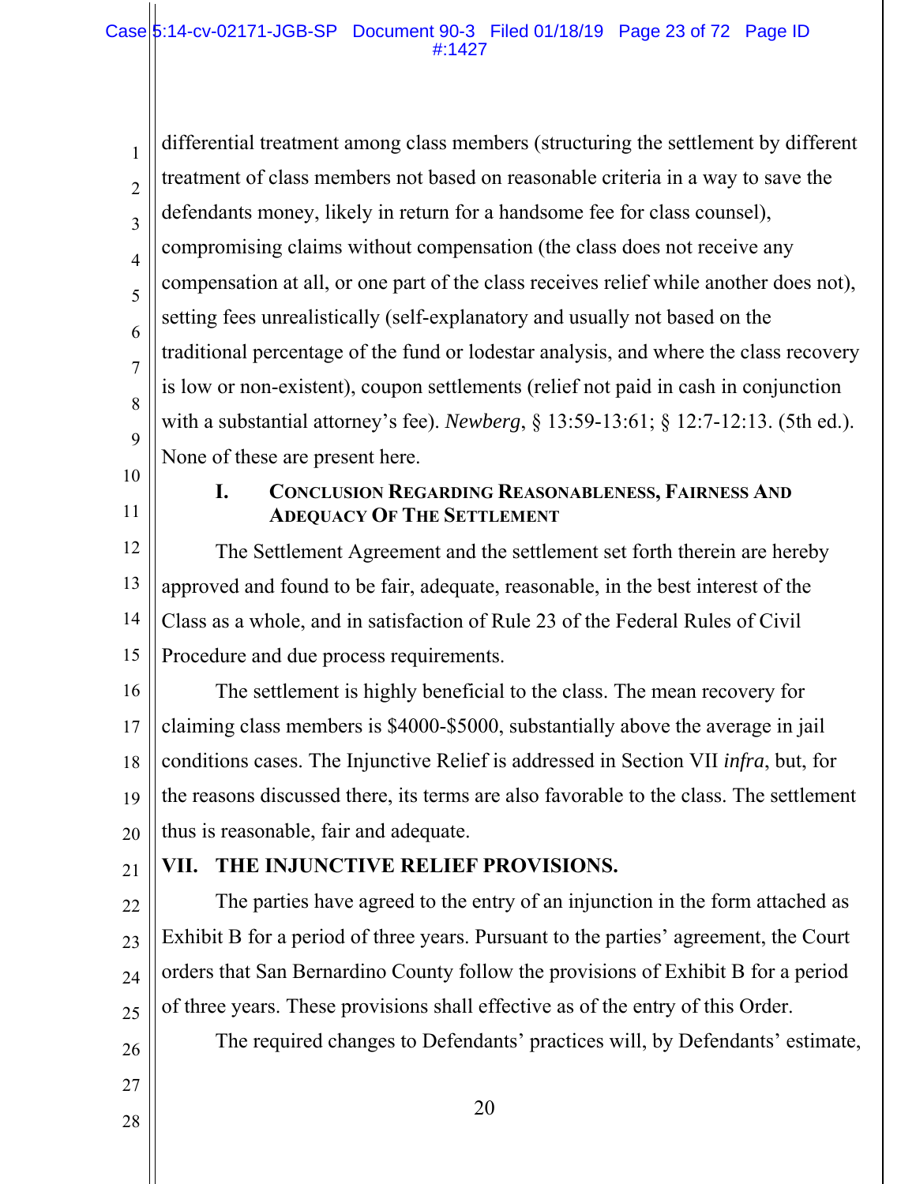differential treatment among class members (structuring the settlement by different treatment of class members not based on reasonable criteria in a way to save the defendants money, likely in return for a handsome fee for class counsel), compromising claims without compensation (the class does not receive any compensation at all, or one part of the class receives relief while another does not), setting fees unrealistically (self-explanatory and usually not based on the traditional percentage of the fund or lodestar analysis, and where the class recovery is low or non-existent), coupon settlements (relief not paid in cash in conjunction with a substantial attorney's fee). *Newberg*, § 13:59-13:61; § 12:7-12:13. (5th ed.). None of these are present here.

### I. Conclusion Regarding Reasonableness, Fairness And Adequacy Of The Settlement

The Settlement Agreement and the settlement set forth therein are hereby approved and found to be fair, adequate, reasonable, in the best interest of the Class as a whole, and in satisfaction of Rule 23 of the Federal Rules of Civil Procedure and due process requirements.

The settlement is highly beneficial to the class. The mean recovery for claiming class members is $4000-$5000, substantially above the average in jail conditions cases. The Injunctive Relief is addressed in Section VII *infra*, but, for the reasons discussed there, its terms are also favorable to the class. The settlement thus is reasonable, fair and adequate.

## VII. THE INJUNCTIVE RELIEF PROVISIONS.

The parties have agreed to the entry of an injunction in the form attached as Exhibit B for a period of three years. Pursuant to the parties' agreement, the Court orders that San Bernardino County follow the provisions of Exhibit B for a period of three years. These provisions shall effective as of the entry of this Order.

The required changes to Defendants' practices will, by Defendants' estimate,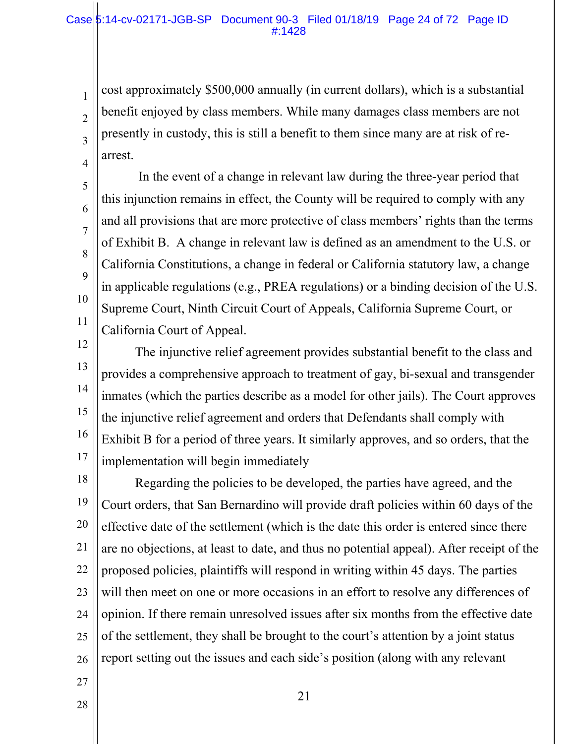cost approximately $500,000 annually (in current dollars), which is a substantial benefit enjoyed by class members. While many damages class members are not presently in custody, this is still a benefit to them since many are at risk of re-arrest.

In the event of a change in relevant law during the three-year period that this injunction remains in effect, the County will be required to comply with any and all provisions that are more protective of class members' rights than the terms of Exhibit B. A change in relevant law is defined as an amendment to the U.S. or California Constitutions, a change in federal or California statutory law, a change in applicable regulations (e.g., PREA regulations) or a binding decision of the U.S. Supreme Court, Ninth Circuit Court of Appeals, California Supreme Court, or California Court of Appeal.

The injunctive relief agreement provides substantial benefit to the class and provides a comprehensive approach to treatment of gay, bi-sexual and transgender inmates (which the parties describe as a model for other jails). The Court approves the injunctive relief agreement and orders that Defendants shall comply with Exhibit B for a period of three years. It similarly approves, and so orders, that the implementation will begin immediately

Regarding the policies to be developed, the parties have agreed, and the Court orders, that San Bernardino will provide draft policies within 60 days of the effective date of the settlement (which is the date this order is entered since there are no objections, at least to date, and thus no potential appeal). After receipt of the proposed policies, plaintiffs will respond in writing within 45 days. The parties will then meet on one or more occasions in an effort to resolve any differences of opinion. If there remain unresolved issues after six months from the effective date of the settlement, they shall be brought to the court's attention by a joint status report setting out the issues and each side's position (along with any relevant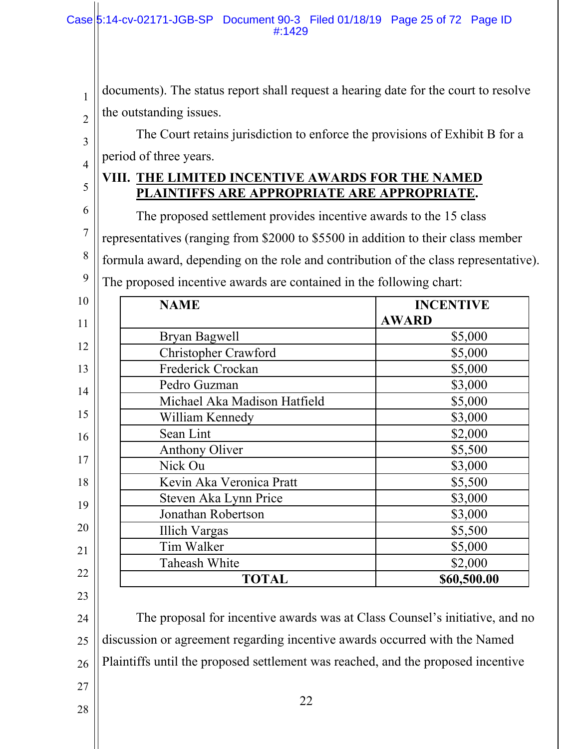documents). The status report shall request a hearing date for the court to resolve the outstanding issues.

The Court retains jurisdiction to enforce the provisions of Exhibit B for a period of three years.

## VIII. THE LIMITED INCENTIVE AWARDS FOR THE NAMED PLAINTIFFS ARE APPROPRIATE ARE APPROPRIATE.

The proposed settlement provides incentive awards to the 15 class representatives (ranging from $2000 to $5500 in addition to their class member formula award, depending on the role and contribution of the class representative). The proposed incentive awards are contained in the following chart:

| NAME | INCENTIVE AWARD |
|---|---|
| Bryan Bagwell | $5,000 |
| Christopher Crawford | $5,000 |
| Frederick Crockan | $5,000 |
| Pedro Guzman | $3,000 |
| Michael Aka Madison Hatfield | $5,000 |
| William Kennedy | $3,000 |
| Sean Lint | $2,000 |
| Anthony Oliver | $5,500 |
| Nick Ou | $3,000 |
| Kevin Aka Veronica Pratt | $5,500 |
| Steven Aka Lynn Price | $3,000 |
| Jonathan Robertson | $3,000 |
| Illich Vargas | $5,500 |
| Tim Walker | $5,000 |
| Taheash White | $2,000 |
| **TOTAL** | **$60,500.00** |

The proposal for incentive awards was at Class Counsel's initiative, and no discussion or agreement regarding incentive awards occurred with the Named Plaintiffs until the proposed settlement was reached, and the proposed incentive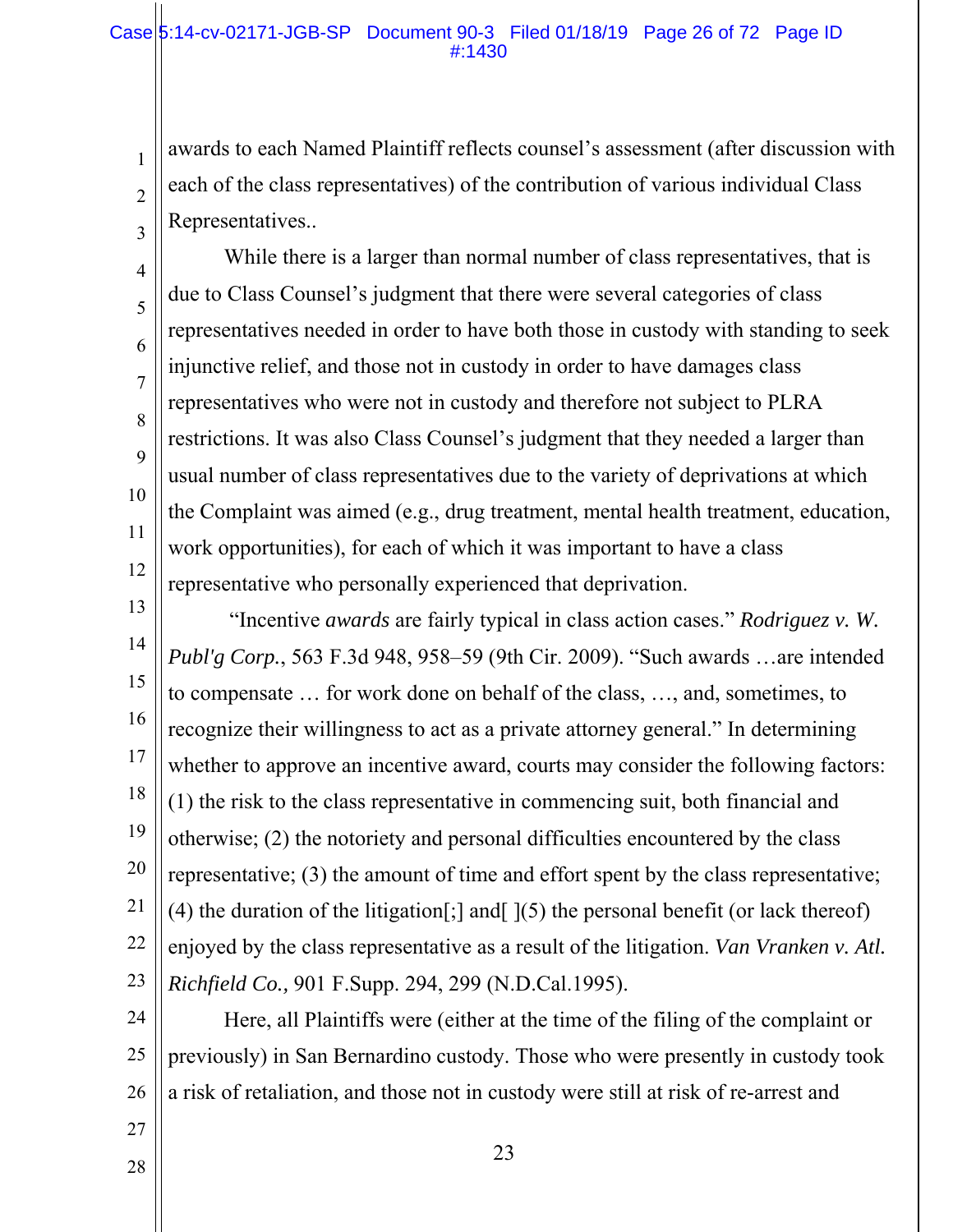awards to each Named Plaintiff reflects counsel's assessment (after discussion with each of the class representatives) of the contribution of various individual Class Representatives..

While there is a larger than normal number of class representatives, that is due to Class Counsel's judgment that there were several categories of class representatives needed in order to have both those in custody with standing to seek injunctive relief, and those not in custody in order to have damages class representatives who were not in custody and therefore not subject to PLRA restrictions. It was also Class Counsel's judgment that they needed a larger than usual number of class representatives due to the variety of deprivations at which the Complaint was aimed (e.g., drug treatment, mental health treatment, education, work opportunities), for each of which it was important to have a class representative who personally experienced that deprivation.

"Incentive *awards* are fairly typical in class action cases." *Rodriguez v. W. Publ'g Corp.*, 563 F.3d 948, 958–59 (9th Cir. 2009). "Such awards …are intended to compensate … for work done on behalf of the class, …, and, sometimes, to recognize their willingness to act as a private attorney general." In determining whether to approve an incentive award, courts may consider the following factors: (1) the risk to the class representative in commencing suit, both financial and otherwise; (2) the notoriety and personal difficulties encountered by the class representative; (3) the amount of time and effort spent by the class representative; (4) the duration of the litigation[;] and[ ](5) the personal benefit (or lack thereof) enjoyed by the class representative as a result of the litigation. *Van Vranken v. Atl. Richfield Co.,* 901 F.Supp. 294, 299 (N.D.Cal.1995).

Here, all Plaintiffs were (either at the time of the filing of the complaint or previously) in San Bernardino custody. Those who were presently in custody took a risk of retaliation, and those not in custody were still at risk of re-arrest and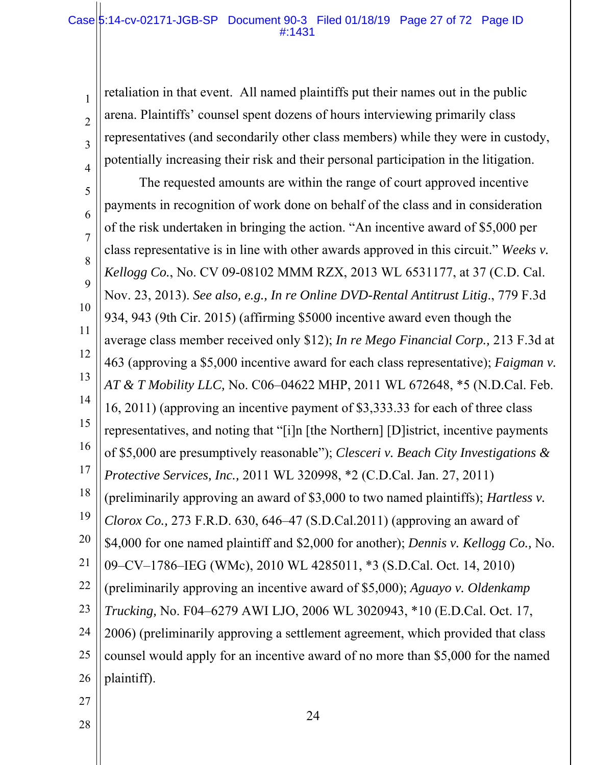retaliation in that event. All named plaintiffs put their names out in the public arena. Plaintiffs' counsel spent dozens of hours interviewing primarily class representatives (and secondarily other class members) while they were in custody, potentially increasing their risk and their personal participation in the litigation.

The requested amounts are within the range of court approved incentive payments in recognition of work done on behalf of the class and in consideration of the risk undertaken in bringing the action. "An incentive award of $5,000 per class representative is in line with other awards approved in this circuit." *Weeks v. Kellogg Co.*, No. CV 09-08102 MMM RZX, 2013 WL 6531177, at 37 (C.D. Cal. Nov. 23, 2013). *See also, e.g., In re Online DVD-Rental Antitrust Litig*., 779 F.3d 934, 943 (9th Cir. 2015) (affirming $5000 incentive award even though the average class member received only $12); *In re Mego Financial Corp.,* 213 F.3d at 463 (approving a $5,000 incentive award for each class representative); *Faigman v. AT & T Mobility LLC,* No. C06–04622 MHP, 2011 WL 672648, *5 (N.D.Cal. Feb. 16, 2011) (approving an incentive payment of $3,333.33 for each of three class representatives, and noting that "[i]n [the Northern] [D]istrict, incentive payments of $5,000 are presumptively reasonable"); *Clesceri v. Beach City Investigations & Protective Services, Inc.,* 2011 WL 320998, *2 (C.D.Cal. Jan. 27, 2011) (preliminarily approving an award of $3,000 to two named plaintiffs); *Hartless v. Clorox Co.,* 273 F.R.D. 630, 646–47 (S.D.Cal.2011) (approving an award of $4,000 for one named plaintiff and $2,000 for another); *Dennis v. Kellogg Co.,* No. 09–CV–1786–IEG (WMc), 2010 WL 4285011, *3 (S.D.Cal. Oct. 14, 2010) (preliminarily approving an incentive award of $5,000); *Aguayo v. Oldenkamp Trucking,* No. F04–6279 AWI LJO, 2006 WL 3020943, *10 (E.D.Cal. Oct. 17, 2006) (preliminarily approving a settlement agreement, which provided that class counsel would apply for an incentive award of no more than $5,000 for the named plaintiff).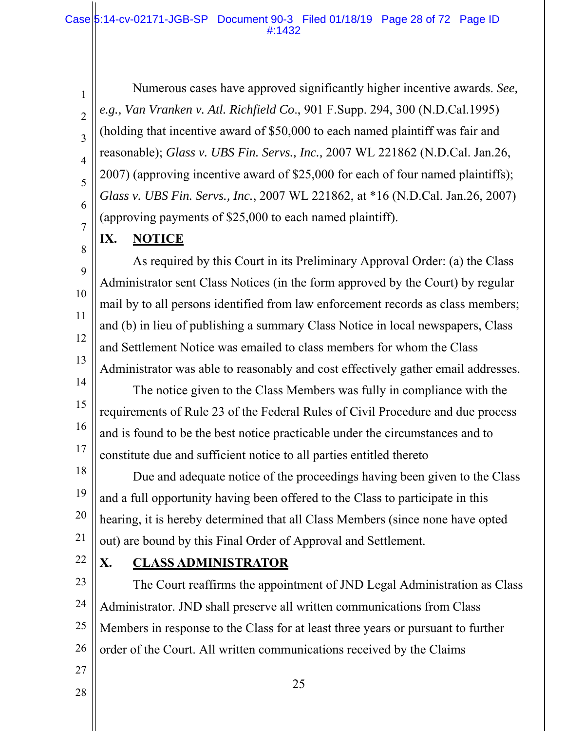Numerous cases have approved significantly higher incentive awards. *See, e.g., Van Vranken v. Atl. Richfield Co*., 901 F.Supp. 294, 300 (N.D.Cal.1995) (holding that incentive award of $50,000 to each named plaintiff was fair and reasonable); *Glass v. UBS Fin. Servs., Inc.,* 2007 WL 221862 (N.D.Cal. Jan.26, 2007) (approving incentive award of $25,000 for each of four named plaintiffs); *Glass v. UBS Fin. Servs., Inc.*, 2007 WL 221862, at *16 (N.D.Cal. Jan.26, 2007) (approving payments of $25,000 to each named plaintiff).

## IX. NOTICE

As required by this Court in its Preliminary Approval Order: (a) the Class Administrator sent Class Notices (in the form approved by the Court) by regular mail by to all persons identified from law enforcement records as class members; and (b) in lieu of publishing a summary Class Notice in local newspapers, Class and Settlement Notice was emailed to class members for whom the Class Administrator was able to reasonably and cost effectively gather email addresses.

The notice given to the Class Members was fully in compliance with the requirements of Rule 23 of the Federal Rules of Civil Procedure and due process and is found to be the best notice practicable under the circumstances and to constitute due and sufficient notice to all parties entitled thereto

Due and adequate notice of the proceedings having been given to the Class and a full opportunity having been offered to the Class to participate in this hearing, it is hereby determined that all Class Members (since none have opted out) are bound by this Final Order of Approval and Settlement.

## X. CLASS ADMINISTRATOR

The Court reaffirms the appointment of JND Legal Administration as Class Administrator. JND shall preserve all written communications from Class Members in response to the Class for at least three years or pursuant to further order of the Court. All written communications received by the Claims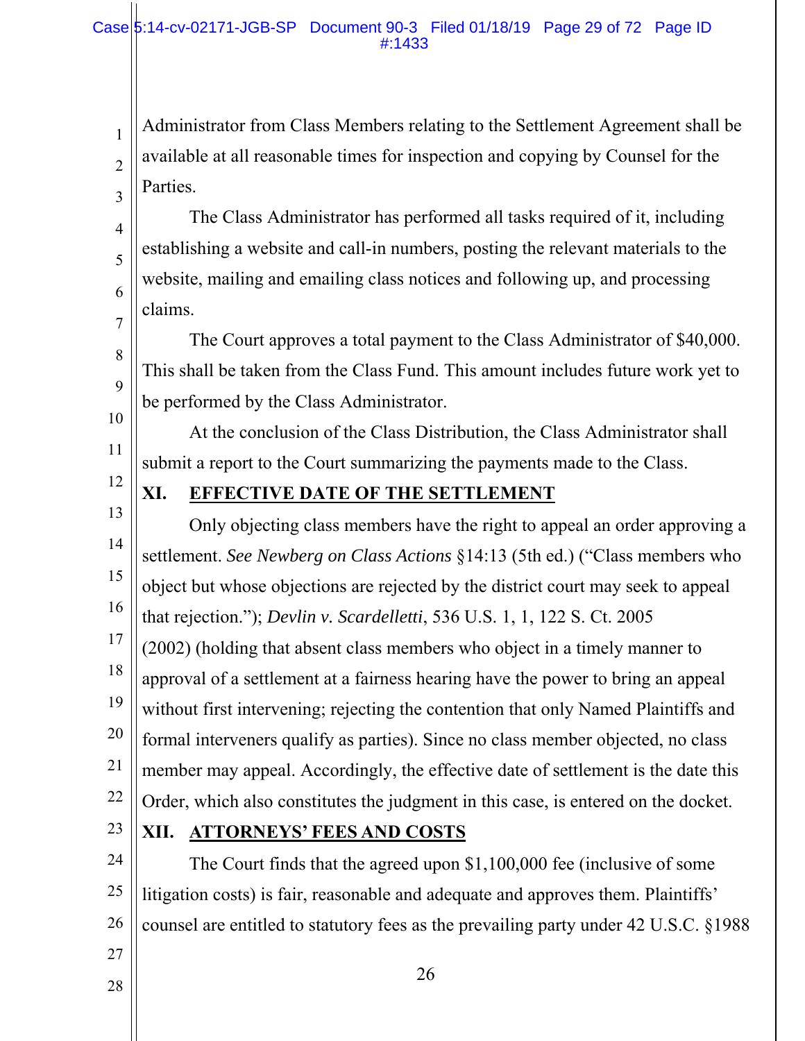Administrator from Class Members relating to the Settlement Agreement shall be available at all reasonable times for inspection and copying by Counsel for the Parties.

The Class Administrator has performed all tasks required of it, including establishing a website and call-in numbers, posting the relevant materials to the website, mailing and emailing class notices and following up, and processing claims.

The Court approves a total payment to the Class Administrator of $40,000. This shall be taken from the Class Fund. This amount includes future work yet to be performed by the Class Administrator.

At the conclusion of the Class Distribution, the Class Administrator shall submit a report to the Court summarizing the payments made to the Class.

## XI. EFFECTIVE DATE OF THE SETTLEMENT

Only objecting class members have the right to appeal an order approving a settlement. *See Newberg on Class Actions* §14:13 (5th ed.) ("Class members who object but whose objections are rejected by the district court may seek to appeal that rejection."); *Devlin v. Scardelletti*, 536 U.S. 1, 1, 122 S. Ct. 2005 (2002) (holding that absent class members who object in a timely manner to approval of a settlement at a fairness hearing have the power to bring an appeal without first intervening; rejecting the contention that only Named Plaintiffs and formal interveners qualify as parties). Since no class member objected, no class member may appeal. Accordingly, the effective date of settlement is the date this Order, which also constitutes the judgment in this case, is entered on the docket.

## XII. ATTORNEYS' FEES AND COSTS

The Court finds that the agreed upon $1,100,000 fee (inclusive of some litigation costs) is fair, reasonable and adequate and approves them. Plaintiffs' counsel are entitled to statutory fees as the prevailing party under 42 U.S.C. §1988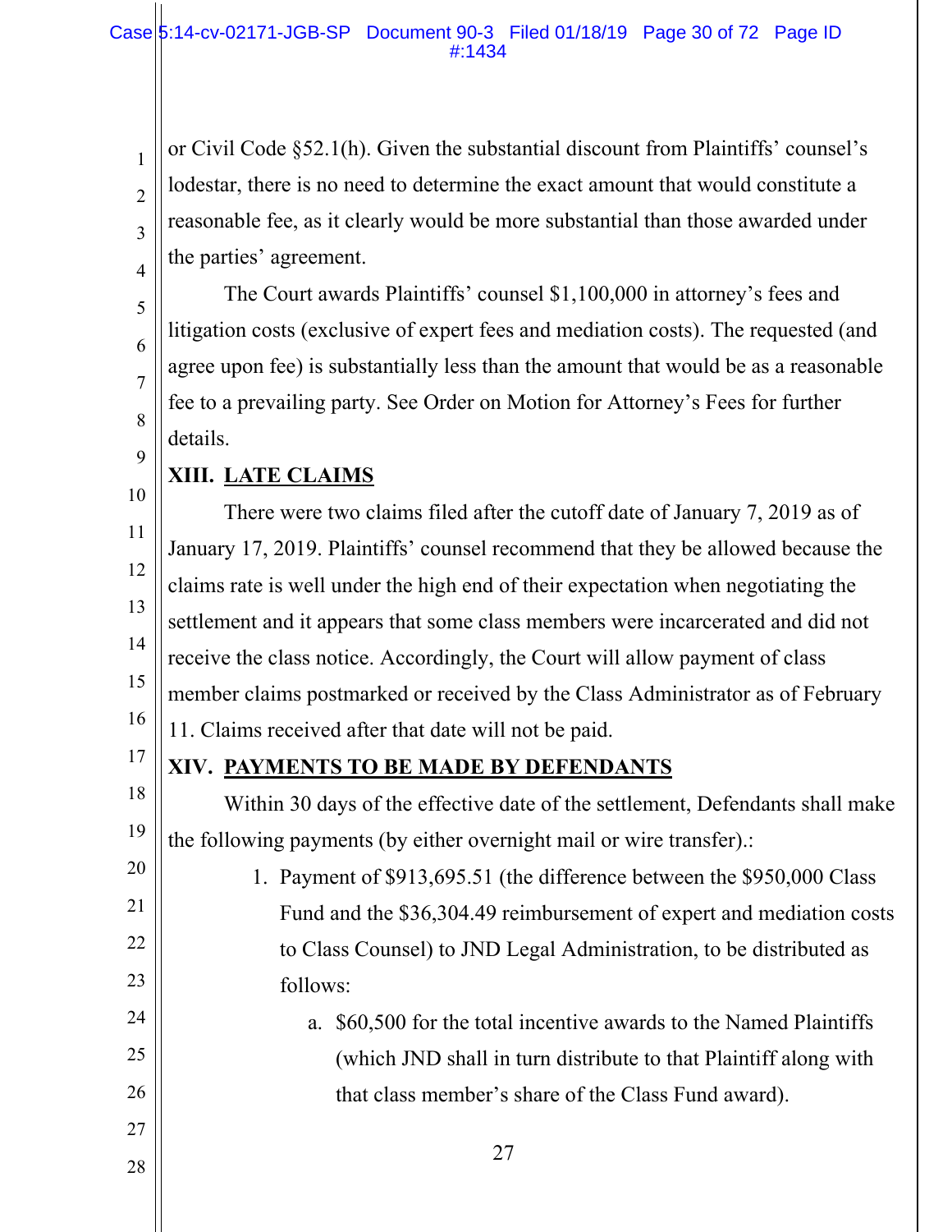or Civil Code §52.1(h). Given the substantial discount from Plaintiffs' counsel's lodestar, there is no need to determine the exact amount that would constitute a reasonable fee, as it clearly would be more substantial than those awarded under the parties' agreement.

The Court awards Plaintiffs' counsel $1,100,000 in attorney's fees and litigation costs (exclusive of expert fees and mediation costs). The requested (and agree upon fee) is substantially less than the amount that would be as a reasonable fee to a prevailing party. See Order on Motion for Attorney's Fees for further details.

## XIII. LATE CLAIMS

There were two claims filed after the cutoff date of January 7, 2019 as of January 17, 2019. Plaintiffs' counsel recommend that they be allowed because the claims rate is well under the high end of their expectation when negotiating the settlement and it appears that some class members were incarcerated and did not receive the class notice. Accordingly, the Court will allow payment of class member claims postmarked or received by the Class Administrator as of February 11. Claims received after that date will not be paid.

## XIV. PAYMENTS TO BE MADE BY DEFENDANTS

Within 30 days of the effective date of the settlement, Defendants shall make the following payments (by either overnight mail or wire transfer).:

1. Payment of $913,695.51 (the difference between the $950,000 Class Fund and the $36,304.49 reimbursement of expert and mediation costs to Class Counsel) to JND Legal Administration, to be distributed as follows:
   a. $60,500 for the total incentive awards to the Named Plaintiffs (which JND shall in turn distribute to that Plaintiff along with that class member's share of the Class Fund award).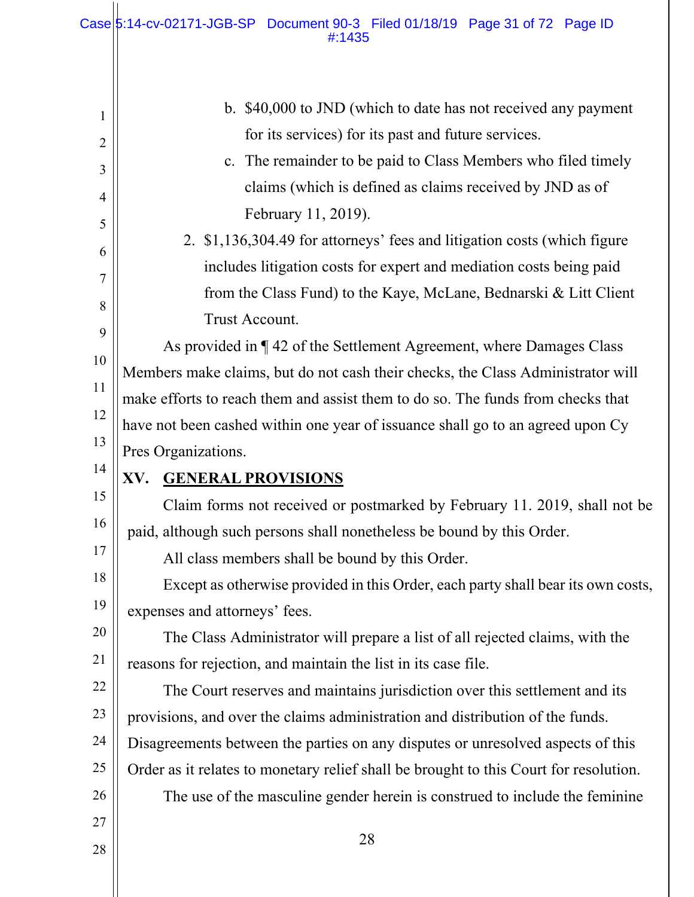b. $40,000 to JND (which to date has not received any payment for its services) for its past and future services.

c. The remainder to be paid to Class Members who filed timely claims (which is defined as claims received by JND as of February 11, 2019).

2. $1,136,304.49 for attorneys' fees and litigation costs (which figure includes litigation costs for expert and mediation costs being paid from the Class Fund) to the Kaye, McLane, Bednarski & Litt Client Trust Account.

As provided in ¶ 42 of the Settlement Agreement, where Damages Class Members make claims, but do not cash their checks, the Class Administrator will make efforts to reach them and assist them to do so. The funds from checks that have not been cashed within one year of issuance shall go to an agreed upon Cy Pres Organizations.

## XV. GENERAL PROVISIONS

Claim forms not received or postmarked by February 11. 2019, shall not be paid, although such persons shall nonetheless be bound by this Order.

All class members shall be bound by this Order.

Except as otherwise provided in this Order, each party shall bear its own costs, expenses and attorneys' fees.

The Class Administrator will prepare a list of all rejected claims, with the reasons for rejection, and maintain the list in its case file.

The Court reserves and maintains jurisdiction over this settlement and its provisions, and over the claims administration and distribution of the funds. Disagreements between the parties on any disputes or unresolved aspects of this Order as it relates to monetary relief shall be brought to this Court for resolution.

The use of the masculine gender herein is construed to include the feminine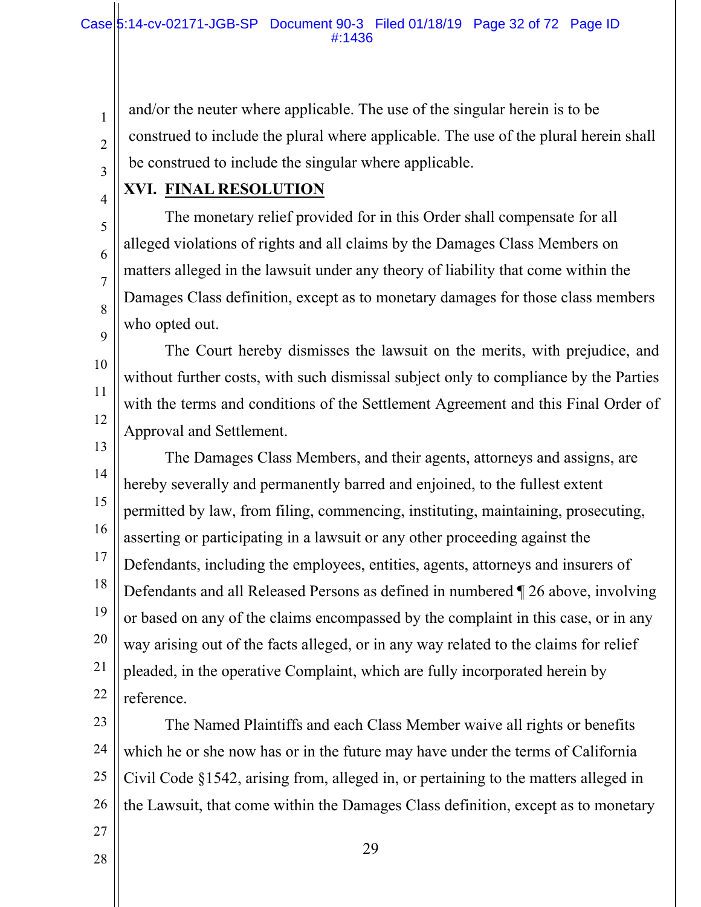and/or the neuter where applicable. The use of the singular herein is to be construed to include the plural where applicable. The use of the plural herein shall be construed to include the singular where applicable.

## XVI. FINAL RESOLUTION

The monetary relief provided for in this Order shall compensate for all alleged violations of rights and all claims by the Damages Class Members on matters alleged in the lawsuit under any theory of liability that come within the Damages Class definition, except as to monetary damages for those class members who opted out.

The Court hereby dismisses the lawsuit on the merits, with prejudice, and without further costs, with such dismissal subject only to compliance by the Parties with the terms and conditions of the Settlement Agreement and this Final Order of Approval and Settlement.

The Damages Class Members, and their agents, attorneys and assigns, are hereby severally and permanently barred and enjoined, to the fullest extent permitted by law, from filing, commencing, instituting, maintaining, prosecuting, asserting or participating in a lawsuit or any other proceeding against the Defendants, including the employees, entities, agents, attorneys and insurers of Defendants and all Released Persons as defined in numbered ¶ 26 above, involving or based on any of the claims encompassed by the complaint in this case, or in any way arising out of the facts alleged, or in any way related to the claims for relief pleaded, in the operative Complaint, which are fully incorporated herein by reference.

The Named Plaintiffs and each Class Member waive all rights or benefits which he or she now has or in the future may have under the terms of California Civil Code §1542, arising from, alleged in, or pertaining to the matters alleged in the Lawsuit, that come within the Damages Class definition, except as to monetary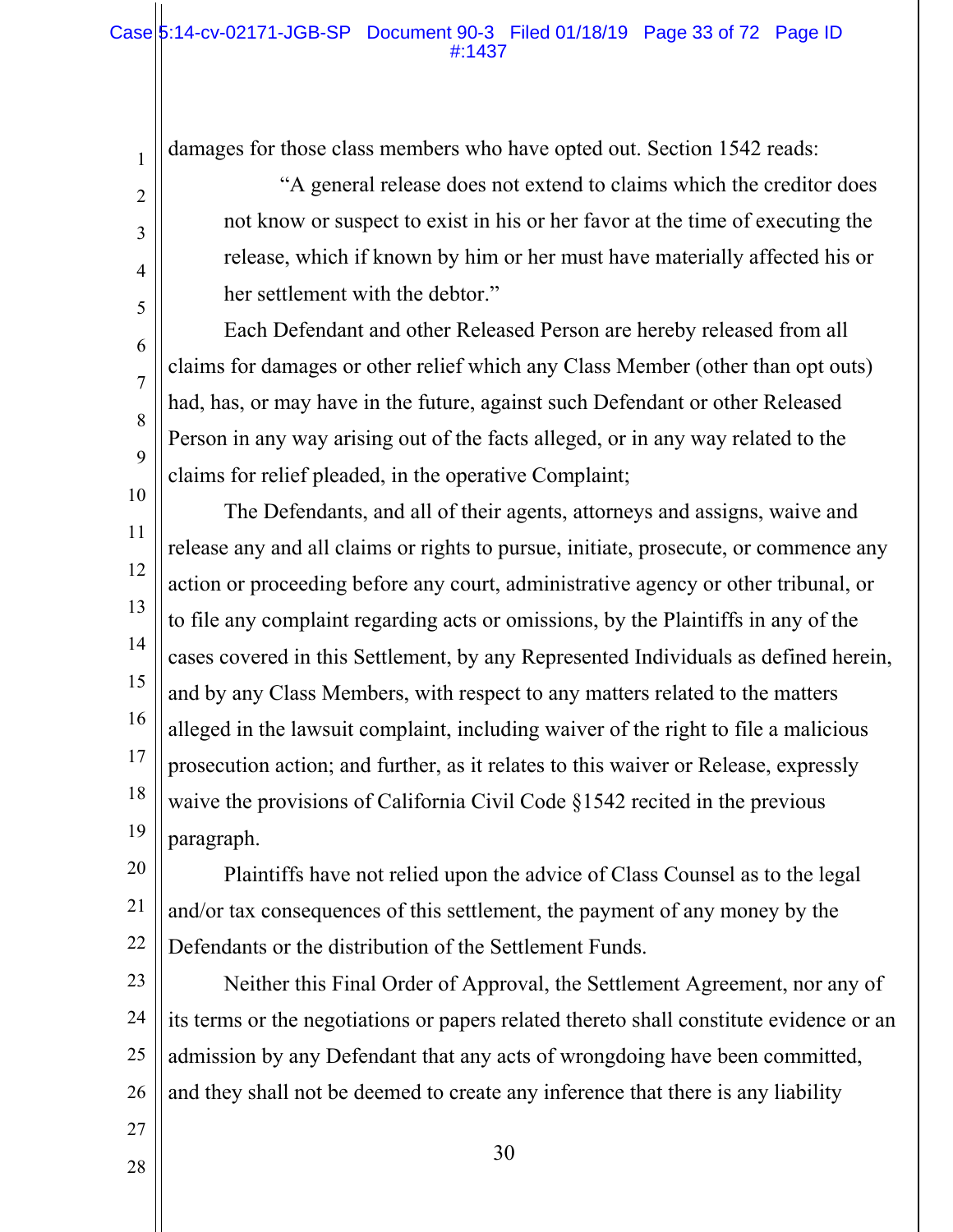damages for those class members who have opted out. Section 1542 reads:

> "A general release does not extend to claims which the creditor does not know or suspect to exist in his or her favor at the time of executing the release, which if known by him or her must have materially affected his or her settlement with the debtor."

Each Defendant and other Released Person are hereby released from all claims for damages or other relief which any Class Member (other than opt outs) had, has, or may have in the future, against such Defendant or other Released Person in any way arising out of the facts alleged, or in any way related to the claims for relief pleaded, in the operative Complaint;

The Defendants, and all of their agents, attorneys and assigns, waive and release any and all claims or rights to pursue, initiate, prosecute, or commence any action or proceeding before any court, administrative agency or other tribunal, or to file any complaint regarding acts or omissions, by the Plaintiffs in any of the cases covered in this Settlement, by any Represented Individuals as defined herein, and by any Class Members, with respect to any matters related to the matters alleged in the lawsuit complaint, including waiver of the right to file a malicious prosecution action; and further, as it relates to this waiver or Release, expressly waive the provisions of California Civil Code §1542 recited in the previous paragraph.

Plaintiffs have not relied upon the advice of Class Counsel as to the legal and/or tax consequences of this settlement, the payment of any money by the Defendants or the distribution of the Settlement Funds.

Neither this Final Order of Approval, the Settlement Agreement, nor any of its terms or the negotiations or papers related thereto shall constitute evidence or an admission by any Defendant that any acts of wrongdoing have been committed, and they shall not be deemed to create any inference that there is any liability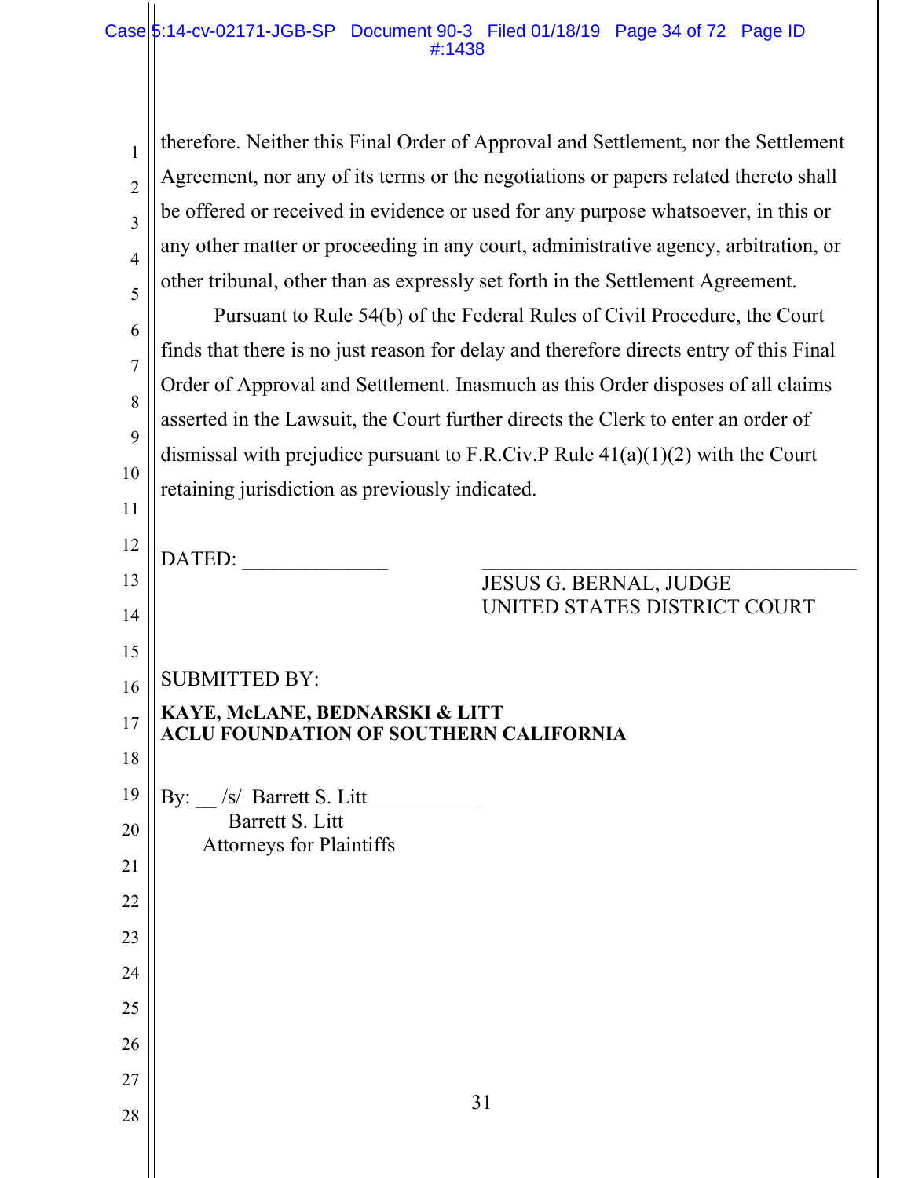therefore. Neither this Final Order of Approval and Settlement, nor the Settlement Agreement, nor any of its terms or the negotiations or papers related thereto shall be offered or received in evidence or used for any purpose whatsoever, in this or any other matter or proceeding in any court, administrative agency, arbitration, or other tribunal, other than as expressly set forth in the Settlement Agreement.

Pursuant to Rule 54(b) of the Federal Rules of Civil Procedure, the Court finds that there is no just reason for delay and therefore directs entry of this Final Order of Approval and Settlement. Inasmuch as this Order disposes of all claims asserted in the Lawsuit, the Court further directs the Clerk to enter an order of dismissal with prejudice pursuant to F.R.Civ.P Rule 41(a)(1)(2) with the Court retaining jurisdiction as previously indicated.

DATED: ______________

_____________________________________
JESUS G. BERNAL, JUDGE
UNITED STATES DISTRICT COURT

SUBMITTED BY:

**KAYE, McLANE, BEDNARSKI & LITT**
**ACLU FOUNDATION OF SOUTHERN CALIFORNIA**

By: /s/ Barrett S. Litt
Barrett S. Litt
Attorneys for Plaintiffs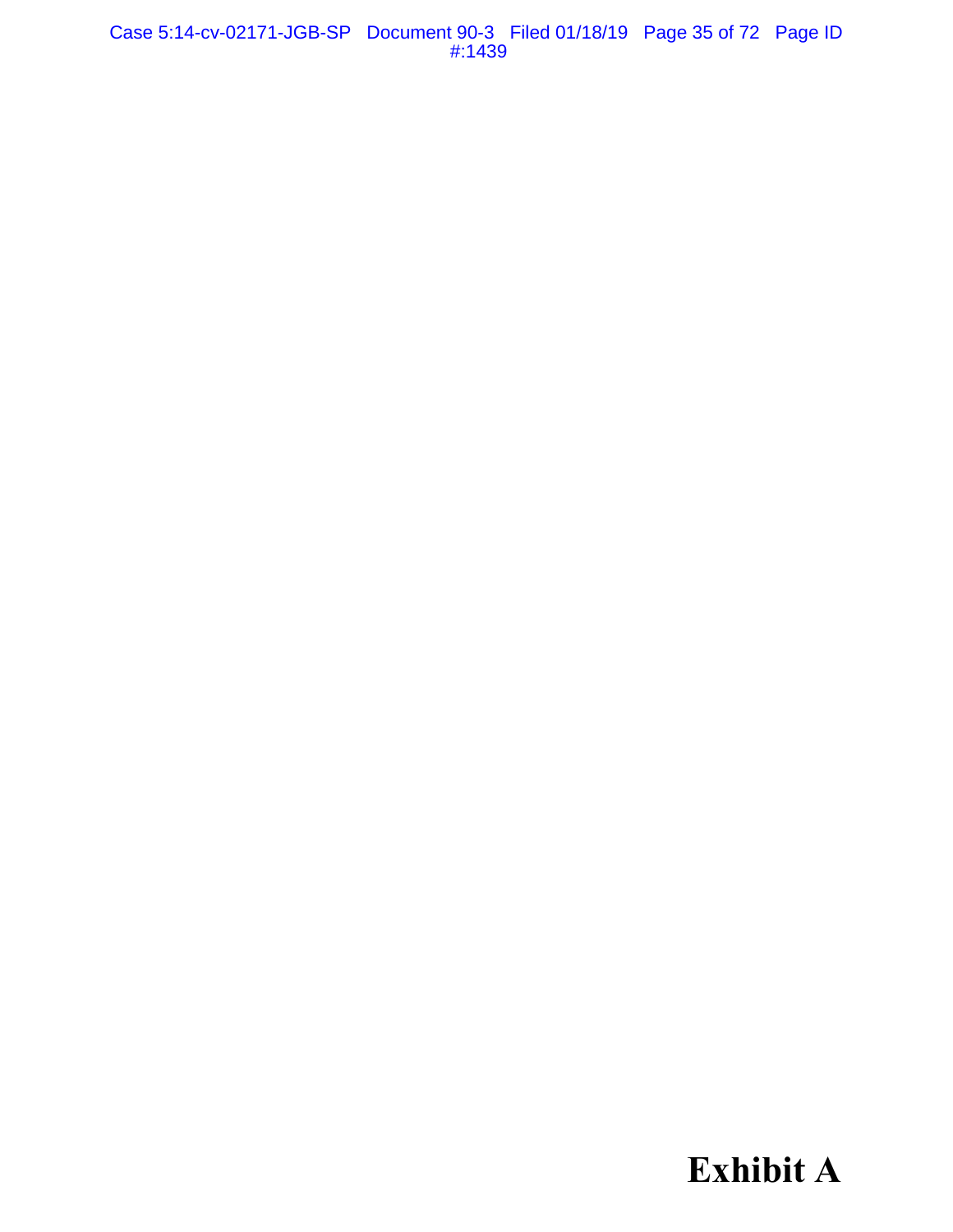# Exhibit A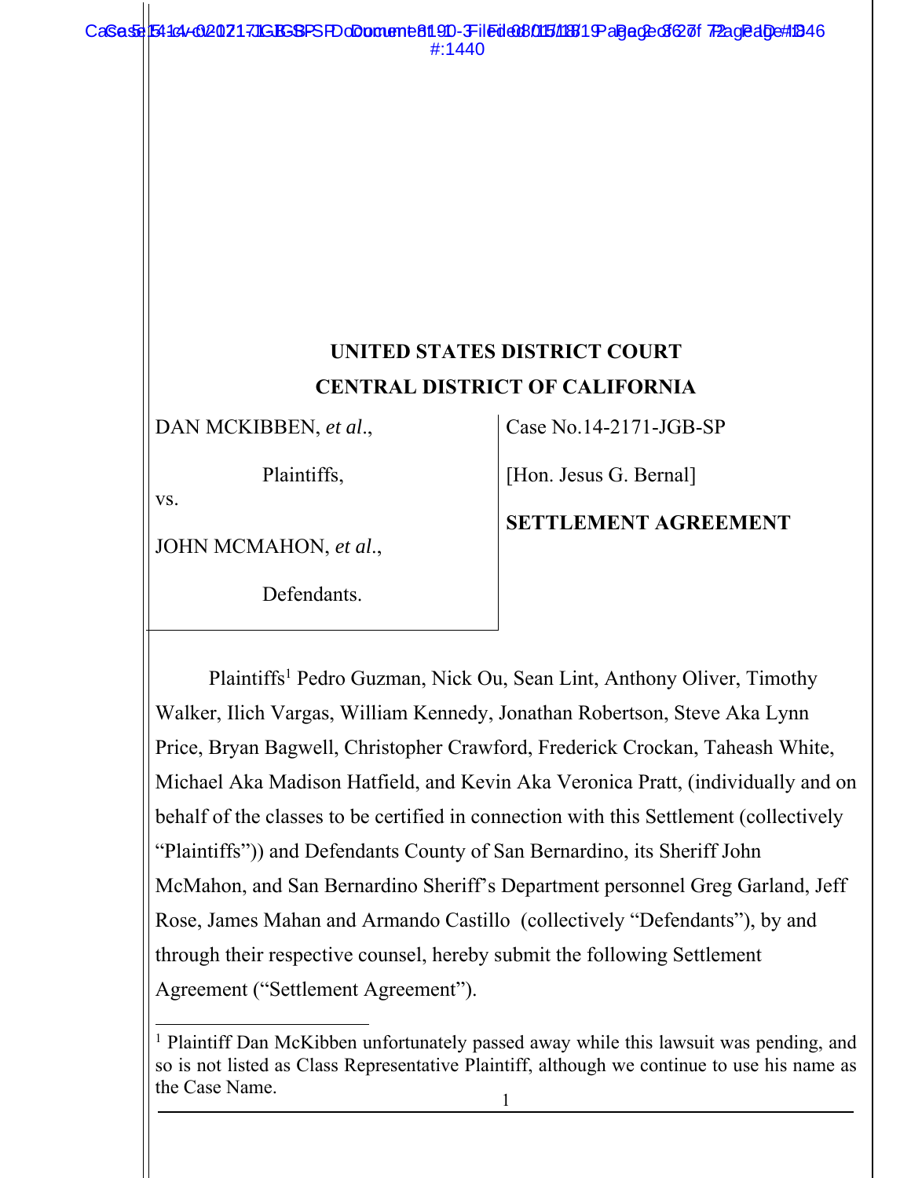**UNITED STATES DISTRICT COURT**

**CENTRAL DISTRICT OF CALIFORNIA**

| | |
|---|---|
| DAN MCKIBBEN, *et al*., Plaintiffs, vs. JOHN MCMAHON, *et al*., Defendants. | Case No.14-2171-JGB-SP [Hon. Jesus G. Bernal] **SETTLEMENT AGREEMENT** |

Plaintiffs[1] Pedro Guzman, Nick Ou, Sean Lint, Anthony Oliver, Timothy Walker, Ilich Vargas, William Kennedy, Jonathan Robertson, Steve Aka Lynn Price, Bryan Bagwell, Christopher Crawford, Frederick Crockan, Taheash White, Michael Aka Madison Hatfield, and Kevin Aka Veronica Pratt, (individually and on behalf of the classes to be certified in connection with this Settlement (collectively "Plaintiffs")) and Defendants County of San Bernardino, its Sheriff John McMahon, and San Bernardino Sheriff's Department personnel Greg Garland, Jeff Rose, James Mahan and Armando Castillo (collectively "Defendants"), by and through their respective counsel, hereby submit the following Settlement Agreement ("Settlement Agreement").

[1] Plaintiff Dan McKibben unfortunately passed away while this lawsuit was pending, and so is not listed as Class Representative Plaintiff, although we continue to use his name as the Case Name.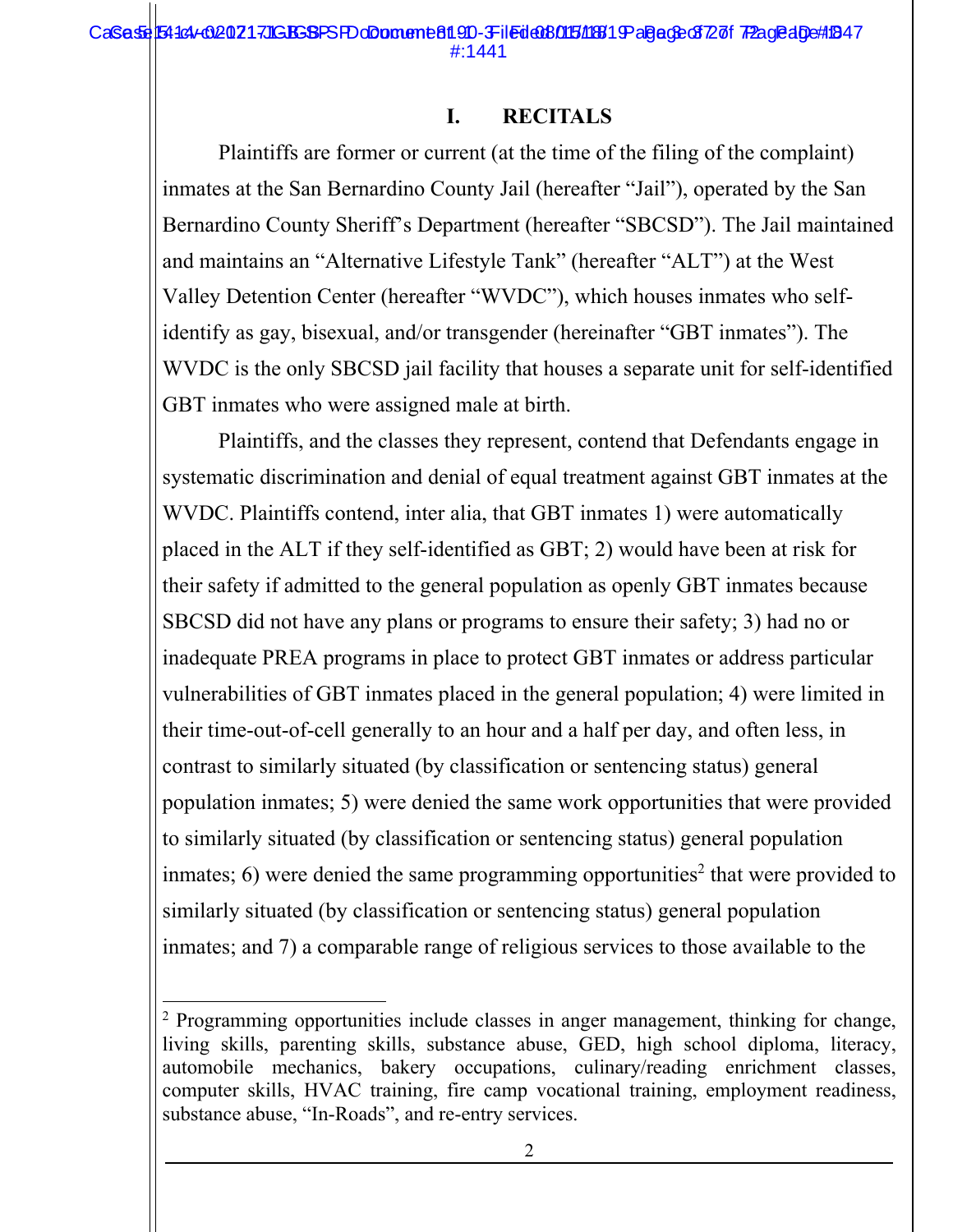# I. RECITALS

Plaintiffs are former or current (at the time of the filing of the complaint) inmates at the San Bernardino County Jail (hereafter "Jail"), operated by the San Bernardino County Sheriff's Department (hereafter "SBCSD"). The Jail maintained and maintains an "Alternative Lifestyle Tank" (hereafter "ALT") at the West Valley Detention Center (hereafter "WVDC"), which houses inmates who self-identify as gay, bisexual, and/or transgender (hereinafter "GBT inmates"). The WVDC is the only SBCSD jail facility that houses a separate unit for self-identified GBT inmates who were assigned male at birth.

Plaintiffs, and the classes they represent, contend that Defendants engage in systematic discrimination and denial of equal treatment against GBT inmates at the WVDC. Plaintiffs contend, inter alia, that GBT inmates 1) were automatically placed in the ALT if they self-identified as GBT; 2) would have been at risk for their safety if admitted to the general population as openly GBT inmates because SBCSD did not have any plans or programs to ensure their safety; 3) had no or inadequate PREA programs in place to protect GBT inmates or address particular vulnerabilities of GBT inmates placed in the general population; 4) were limited in their time-out-of-cell generally to an hour and a half per day, and often less, in contrast to similarly situated (by classification or sentencing status) general population inmates; 5) were denied the same work opportunities that were provided to similarly situated (by classification or sentencing status) general population inmates; 6) were denied the same programming opportunities[2] that were provided to similarly situated (by classification or sentencing status) general population inmates; and 7) a comparable range of religious services to those available to the

[2] Programming opportunities include classes in anger management, thinking for change, living skills, parenting skills, substance abuse, GED, high school diploma, literacy, automobile mechanics, bakery occupations, culinary/reading enrichment classes, computer skills, HVAC training, fire camp vocational training, employment readiness, substance abuse, "In-Roads", and re-entry services.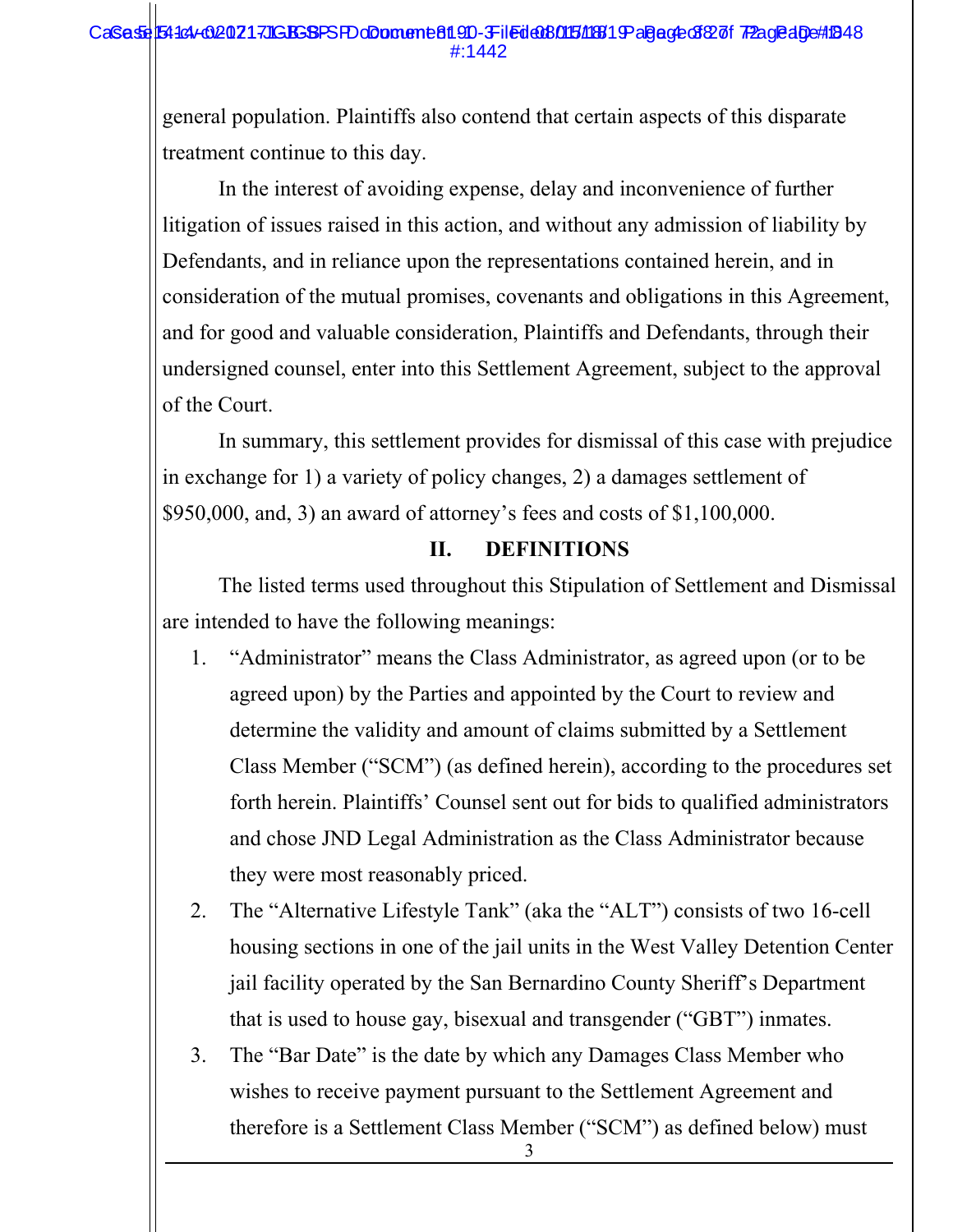general population. Plaintiffs also contend that certain aspects of this disparate treatment continue to this day.

In the interest of avoiding expense, delay and inconvenience of further litigation of issues raised in this action, and without any admission of liability by Defendants, and in reliance upon the representations contained herein, and in consideration of the mutual promises, covenants and obligations in this Agreement, and for good and valuable consideration, Plaintiffs and Defendants, through their undersigned counsel, enter into this Settlement Agreement, subject to the approval of the Court.

In summary, this settlement provides for dismissal of this case with prejudice in exchange for 1) a variety of policy changes, 2) a damages settlement of $950,000, and, 3) an award of attorney's fees and costs of $1,100,000.

## II. DEFINITIONS

The listed terms used throughout this Stipulation of Settlement and Dismissal are intended to have the following meanings:

1. "Administrator" means the Class Administrator, as agreed upon (or to be agreed upon) by the Parties and appointed by the Court to review and determine the validity and amount of claims submitted by a Settlement Class Member ("SCM") (as defined herein), according to the procedures set forth herein. Plaintiffs' Counsel sent out for bids to qualified administrators and chose JND Legal Administration as the Class Administrator because they were most reasonably priced.
2. The "Alternative Lifestyle Tank" (aka the "ALT") consists of two 16-cell housing sections in one of the jail units in the West Valley Detention Center jail facility operated by the San Bernardino County Sheriff's Department that is used to house gay, bisexual and transgender ("GBT") inmates.
3. The "Bar Date" is the date by which any Damages Class Member who wishes to receive payment pursuant to the Settlement Agreement and therefore is a Settlement Class Member ("SCM") as defined below) must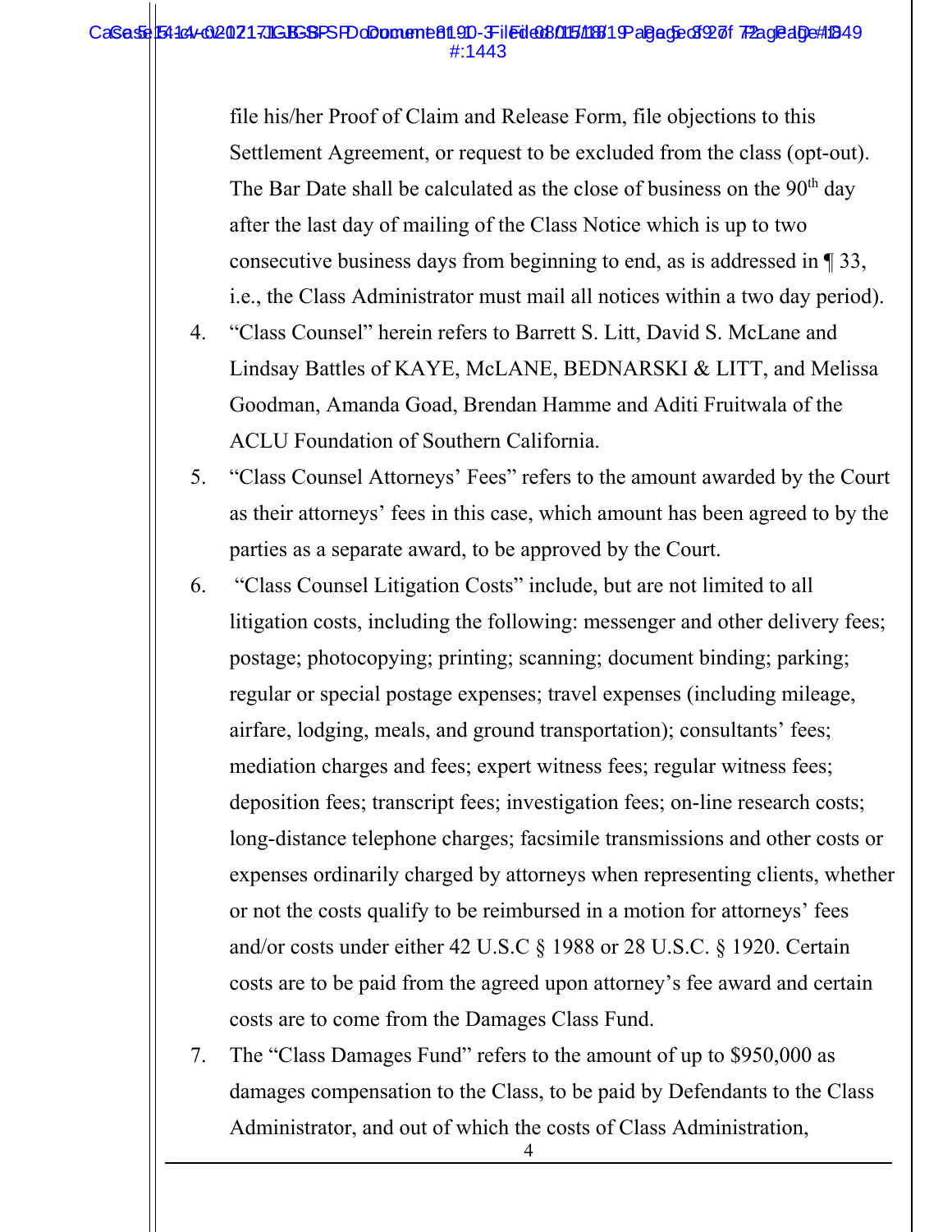file his/her Proof of Claim and Release Form, file objections to this Settlement Agreement, or request to be excluded from the class (opt-out). The Bar Date shall be calculated as the close of business on the 90th day after the last day of mailing of the Class Notice which is up to two consecutive business days from beginning to end, as is addressed in ¶ 33, i.e., the Class Administrator must mail all notices within a two day period).

4. "Class Counsel" herein refers to Barrett S. Litt, David S. McLane and Lindsay Battles of KAYE, McLANE, BEDNARSKI & LITT, and Melissa Goodman, Amanda Goad, Brendan Hamme and Aditi Fruitwala of the ACLU Foundation of Southern California.

5. "Class Counsel Attorneys' Fees" refers to the amount awarded by the Court as their attorneys' fees in this case, which amount has been agreed to by the parties as a separate award, to be approved by the Court.

6. "Class Counsel Litigation Costs" include, but are not limited to all litigation costs, including the following: messenger and other delivery fees; postage; photocopying; printing; scanning; document binding; parking; regular or special postage expenses; travel expenses (including mileage, airfare, lodging, meals, and ground transportation); consultants' fees; mediation charges and fees; expert witness fees; regular witness fees; deposition fees; transcript fees; investigation fees; on-line research costs; long-distance telephone charges; facsimile transmissions and other costs or expenses ordinarily charged by attorneys when representing clients, whether or not the costs qualify to be reimbursed in a motion for attorneys' fees and/or costs under either 42 U.S.C § 1988 or 28 U.S.C. § 1920. Certain costs are to be paid from the agreed upon attorney's fee award and certain costs are to come from the Damages Class Fund.

7. The "Class Damages Fund" refers to the amount of up to $950,000 as damages compensation to the Class, to be paid by Defendants to the Class Administrator, and out of which the costs of Class Administration,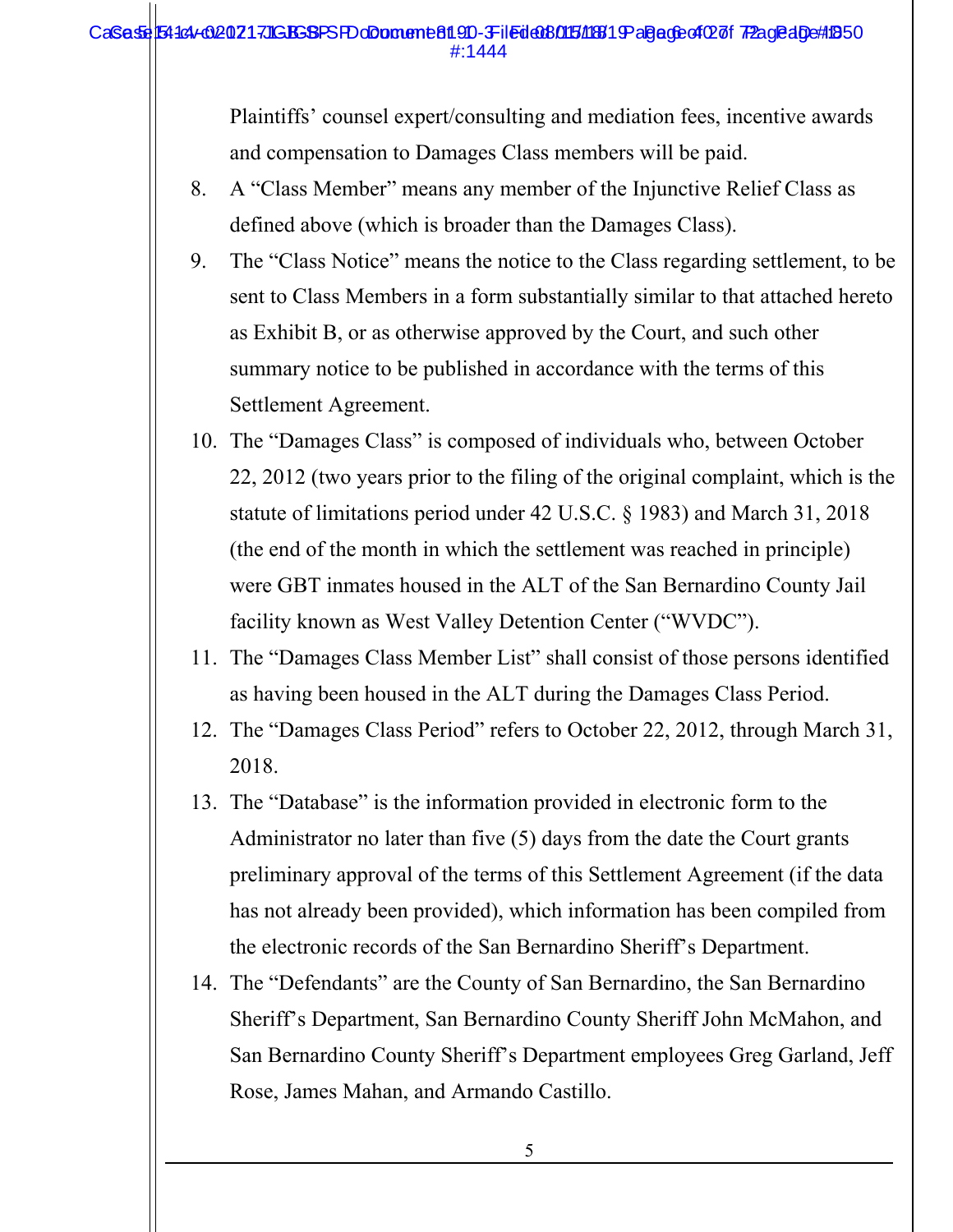Plaintiffs' counsel expert/consulting and mediation fees, incentive awards and compensation to Damages Class members will be paid.

8. A "Class Member" means any member of the Injunctive Relief Class as defined above (which is broader than the Damages Class).

9. The "Class Notice" means the notice to the Class regarding settlement, to be sent to Class Members in a form substantially similar to that attached hereto as Exhibit B, or as otherwise approved by the Court, and such other summary notice to be published in accordance with the terms of this Settlement Agreement.

10. The "Damages Class" is composed of individuals who, between October 22, 2012 (two years prior to the filing of the original complaint, which is the statute of limitations period under 42 U.S.C. § 1983) and March 31, 2018 (the end of the month in which the settlement was reached in principle) were GBT inmates housed in the ALT of the San Bernardino County Jail facility known as West Valley Detention Center ("WVDC").

11. The "Damages Class Member List" shall consist of those persons identified as having been housed in the ALT during the Damages Class Period.

12. The "Damages Class Period" refers to October 22, 2012, through March 31, 2018.

13. The "Database" is the information provided in electronic form to the Administrator no later than five (5) days from the date the Court grants preliminary approval of the terms of this Settlement Agreement (if the data has not already been provided), which information has been compiled from the electronic records of the San Bernardino Sheriff's Department.

14. The "Defendants" are the County of San Bernardino, the San Bernardino Sheriff's Department, San Bernardino County Sheriff John McMahon, and San Bernardino County Sheriff's Department employees Greg Garland, Jeff Rose, James Mahan, and Armando Castillo.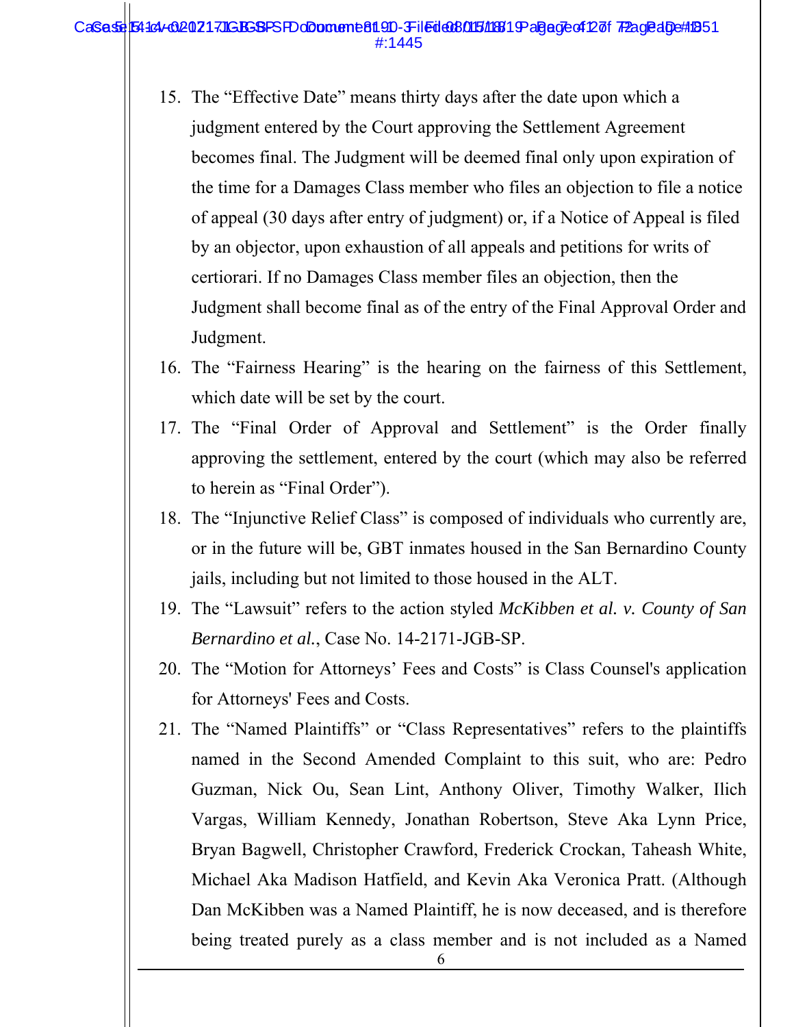15. The "Effective Date" means thirty days after the date upon which a judgment entered by the Court approving the Settlement Agreement becomes final. The Judgment will be deemed final only upon expiration of the time for a Damages Class member who files an objection to file a notice of appeal (30 days after entry of judgment) or, if a Notice of Appeal is filed by an objector, upon exhaustion of all appeals and petitions for writs of certiorari. If no Damages Class member files an objection, then the Judgment shall become final as of the entry of the Final Approval Order and Judgment.
16. The "Fairness Hearing" is the hearing on the fairness of this Settlement, which date will be set by the court.
17. The "Final Order of Approval and Settlement" is the Order finally approving the settlement, entered by the court (which may also be referred to herein as "Final Order").
18. The "Injunctive Relief Class" is composed of individuals who currently are, or in the future will be, GBT inmates housed in the San Bernardino County jails, including but not limited to those housed in the ALT.
19. The "Lawsuit" refers to the action styled *McKibben et al. v. County of San Bernardino et al.*, Case No. 14-2171-JGB-SP.
20. The "Motion for Attorneys' Fees and Costs" is Class Counsel's application for Attorneys' Fees and Costs.
21. The "Named Plaintiffs" or "Class Representatives" refers to the plaintiffs named in the Second Amended Complaint to this suit, who are: Pedro Guzman, Nick Ou, Sean Lint, Anthony Oliver, Timothy Walker, Ilich Vargas, William Kennedy, Jonathan Robertson, Steve Aka Lynn Price, Bryan Bagwell, Christopher Crawford, Frederick Crockan, Taheash White, Michael Aka Madison Hatfield, and Kevin Aka Veronica Pratt. (Although Dan McKibben was a Named Plaintiff, he is now deceased, and is therefore being treated purely as a class member and is not included as a Named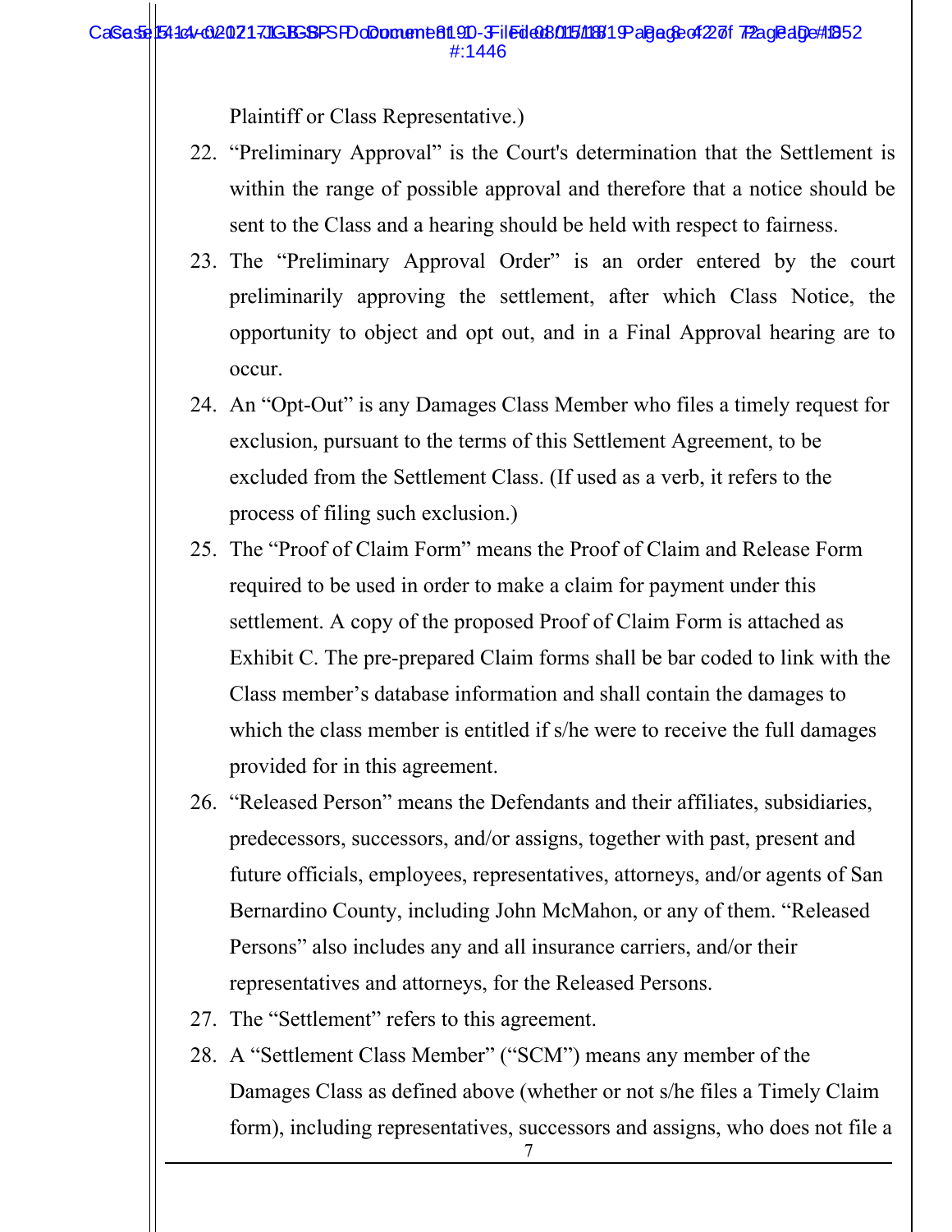Plaintiff or Class Representative.)

22. "Preliminary Approval" is the Court's determination that the Settlement is within the range of possible approval and therefore that a notice should be sent to the Class and a hearing should be held with respect to fairness.
23. The "Preliminary Approval Order" is an order entered by the court preliminarily approving the settlement, after which Class Notice, the opportunity to object and opt out, and in a Final Approval hearing are to occur.
24. An "Opt-Out" is any Damages Class Member who files a timely request for exclusion, pursuant to the terms of this Settlement Agreement, to be excluded from the Settlement Class. (If used as a verb, it refers to the process of filing such exclusion.)
25. The "Proof of Claim Form" means the Proof of Claim and Release Form required to be used in order to make a claim for payment under this settlement. A copy of the proposed Proof of Claim Form is attached as Exhibit C. The pre-prepared Claim forms shall be bar coded to link with the Class member's database information and shall contain the damages to which the class member is entitled if s/he were to receive the full damages provided for in this agreement.
26. "Released Person" means the Defendants and their affiliates, subsidiaries, predecessors, successors, and/or assigns, together with past, present and future officials, employees, representatives, attorneys, and/or agents of San Bernardino County, including John McMahon, or any of them. "Released Persons" also includes any and all insurance carriers, and/or their representatives and attorneys, for the Released Persons.
27. The "Settlement" refers to this agreement.
28. A "Settlement Class Member" ("SCM") means any member of the Damages Class as defined above (whether or not s/he files a Timely Claim form), including representatives, successors and assigns, who does not file a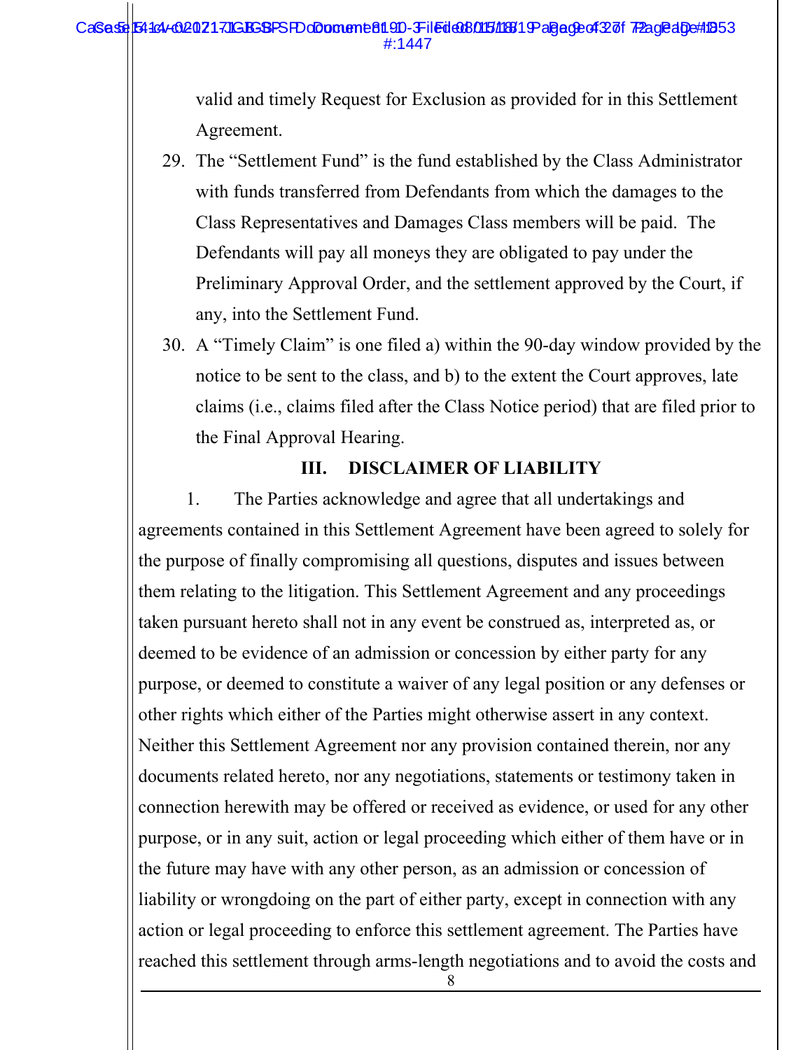valid and timely Request for Exclusion as provided for in this Settlement Agreement.

29. The "Settlement Fund" is the fund established by the Class Administrator with funds transferred from Defendants from which the damages to the Class Representatives and Damages Class members will be paid. The Defendants will pay all moneys they are obligated to pay under the Preliminary Approval Order, and the settlement approved by the Court, if any, into the Settlement Fund.

30. A "Timely Claim" is one filed a) within the 90-day window provided by the notice to be sent to the class, and b) to the extent the Court approves, late claims (i.e., claims filed after the Class Notice period) that are filed prior to the Final Approval Hearing.

## III. DISCLAIMER OF LIABILITY

1. The Parties acknowledge and agree that all undertakings and agreements contained in this Settlement Agreement have been agreed to solely for the purpose of finally compromising all questions, disputes and issues between them relating to the litigation. This Settlement Agreement and any proceedings taken pursuant hereto shall not in any event be construed as, interpreted as, or deemed to be evidence of an admission or concession by either party for any purpose, or deemed to constitute a waiver of any legal position or any defenses or other rights which either of the Parties might otherwise assert in any context. Neither this Settlement Agreement nor any provision contained therein, nor any documents related hereto, nor any negotiations, statements or testimony taken in connection herewith may be offered or received as evidence, or used for any other purpose, or in any suit, action or legal proceeding which either of them have or in the future may have with any other person, as an admission or concession of liability or wrongdoing on the part of either party, except in connection with any action or legal proceeding to enforce this settlement agreement. The Parties have reached this settlement through arms-length negotiations and to avoid the costs and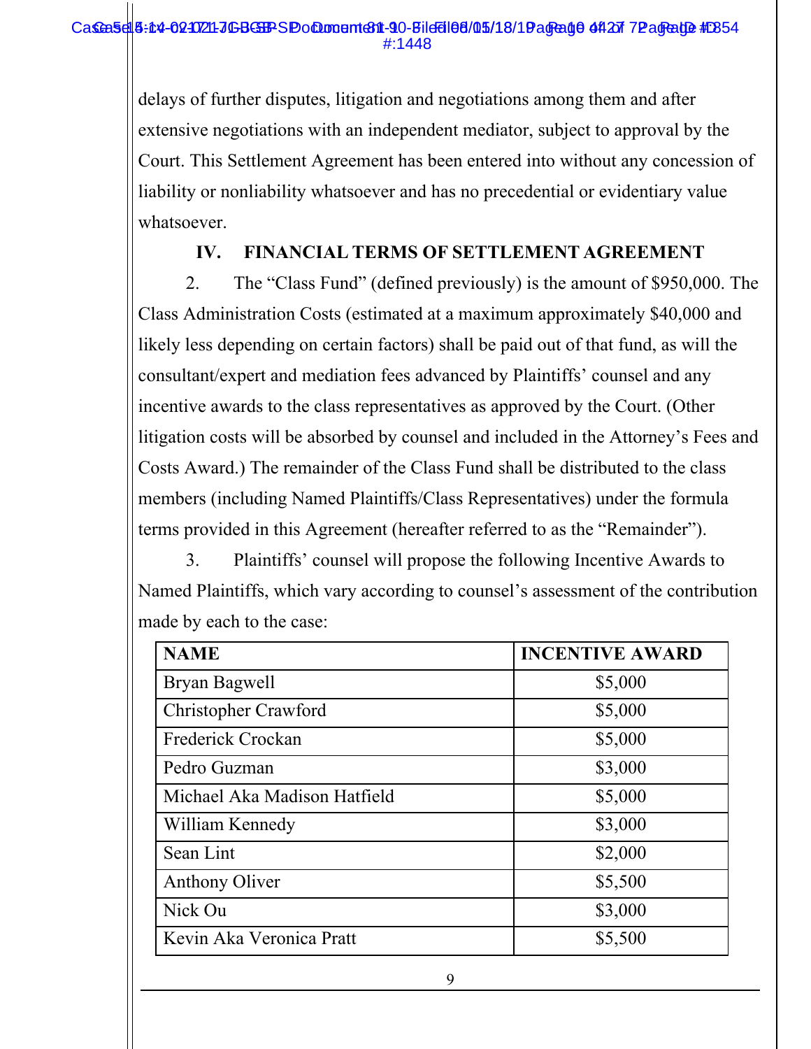delays of further disputes, litigation and negotiations among them and after extensive negotiations with an independent mediator, subject to approval by the Court. This Settlement Agreement has been entered into without any concession of liability or nonliability whatsoever and has no precedential or evidentiary value whatsoever.

## IV. FINANCIAL TERMS OF SETTLEMENT AGREEMENT

2. The "Class Fund" (defined previously) is the amount of $950,000. The Class Administration Costs (estimated at a maximum approximately $40,000 and likely less depending on certain factors) shall be paid out of that fund, as will the consultant/expert and mediation fees advanced by Plaintiffs' counsel and any incentive awards to the class representatives as approved by the Court. (Other litigation costs will be absorbed by counsel and included in the Attorney's Fees and Costs Award.) The remainder of the Class Fund shall be distributed to the class members (including Named Plaintiffs/Class Representatives) under the formula terms provided in this Agreement (hereafter referred to as the "Remainder").

3. Plaintiffs' counsel will propose the following Incentive Awards to Named Plaintiffs, which vary according to counsel's assessment of the contribution made by each to the case:

| NAME | INCENTIVE AWARD |
|---|---|
| Bryan Bagwell | $5,000 |
| Christopher Crawford | $5,000 |
| Frederick Crockan | $5,000 |
| Pedro Guzman | $3,000 |
| Michael Aka Madison Hatfield | $5,000 |
| William Kennedy | $3,000 |
| Sean Lint | $2,000 |
| Anthony Oliver | $5,500 |
| Nick Ou | $3,000 |
| Kevin Aka Veronica Pratt | $5,500 |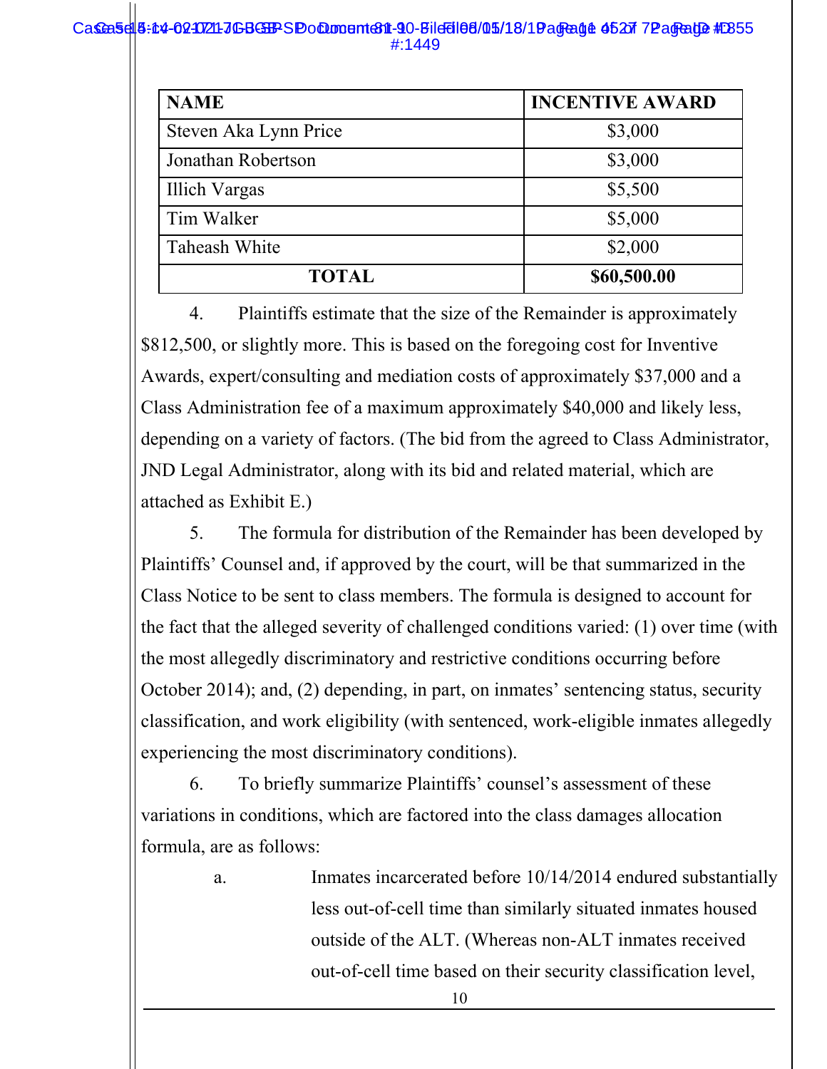| NAME | INCENTIVE AWARD |
|---|---|
| Steven Aka Lynn Price | $3,000 |
| Jonathan Robertson | $3,000 |
| Illich Vargas | $5,500 |
| Tim Walker | $5,000 |
| Taheash White | $2,000 |
| **TOTAL** | **$60,500.00** |

4. Plaintiffs estimate that the size of the Remainder is approximately $812,500, or slightly more. This is based on the foregoing cost for Inventive Awards, expert/consulting and mediation costs of approximately $37,000 and a Class Administration fee of a maximum approximately $40,000 and likely less, depending on a variety of factors. (The bid from the agreed to Class Administrator, JND Legal Administrator, along with its bid and related material, which are attached as Exhibit E.)

5. The formula for distribution of the Remainder has been developed by Plaintiffs' Counsel and, if approved by the court, will be that summarized in the Class Notice to be sent to class members. The formula is designed to account for the fact that the alleged severity of challenged conditions varied: (1) over time (with the most allegedly discriminatory and restrictive conditions occurring before October 2014); and, (2) depending, in part, on inmates' sentencing status, security classification, and work eligibility (with sentenced, work-eligible inmates allegedly experiencing the most discriminatory conditions).

6. To briefly summarize Plaintiffs' counsel's assessment of these variations in conditions, which are factored into the class damages allocation formula, are as follows:

a. Inmates incarcerated before 10/14/2014 endured substantially less out-of-cell time than similarly situated inmates housed outside of the ALT. (Whereas non-ALT inmates received out-of-cell time based on their security classification level,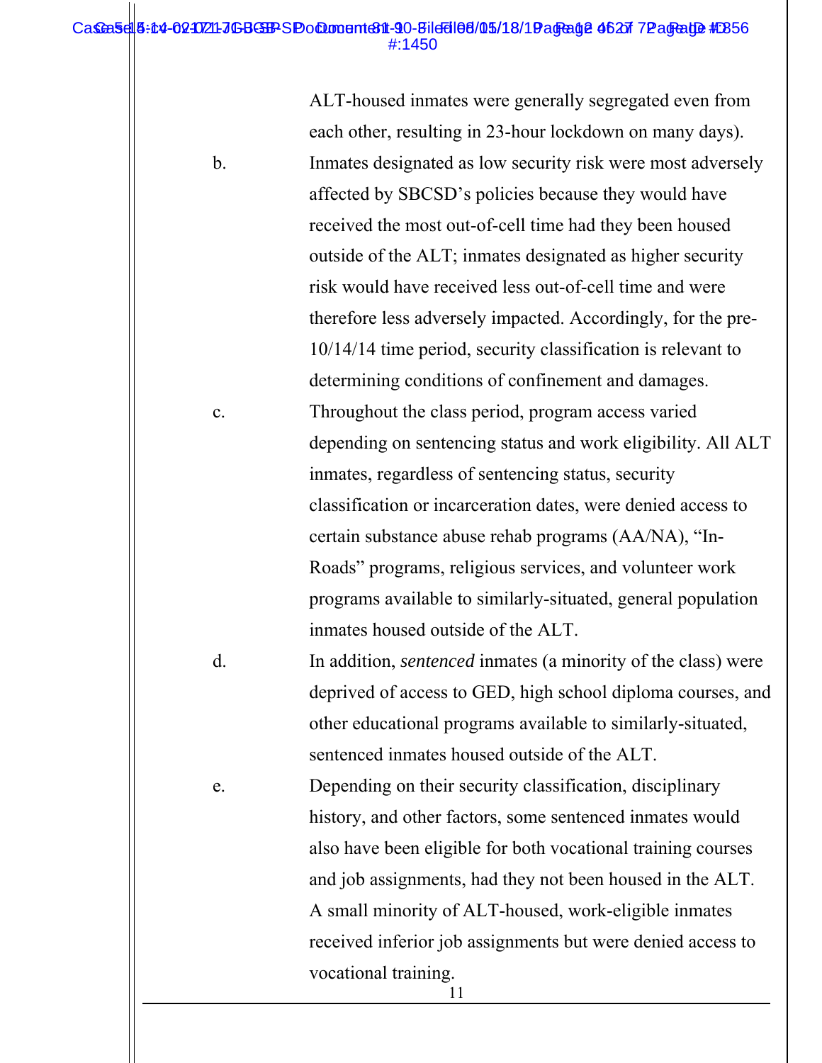ALT-housed inmates were generally segregated even from each other, resulting in 23-hour lockdown on many days).

b. Inmates designated as low security risk were most adversely affected by SBCSD's policies because they would have received the most out-of-cell time had they been housed outside of the ALT; inmates designated as higher security risk would have received less out-of-cell time and were therefore less adversely impacted. Accordingly, for the pre-10/14/14 time period, security classification is relevant to determining conditions of confinement and damages.

c. Throughout the class period, program access varied depending on sentencing status and work eligibility. All ALT inmates, regardless of sentencing status, security classification or incarceration dates, were denied access to certain substance abuse rehab programs (AA/NA), "In-Roads" programs, religious services, and volunteer work programs available to similarly-situated, general population inmates housed outside of the ALT.

d. In addition, *sentenced* inmates (a minority of the class) were deprived of access to GED, high school diploma courses, and other educational programs available to similarly-situated, sentenced inmates housed outside of the ALT.

e. Depending on their security classification, disciplinary history, and other factors, some sentenced inmates would also have been eligible for both vocational training courses and job assignments, had they not been housed in the ALT. A small minority of ALT-housed, work-eligible inmates received inferior job assignments but were denied access to vocational training.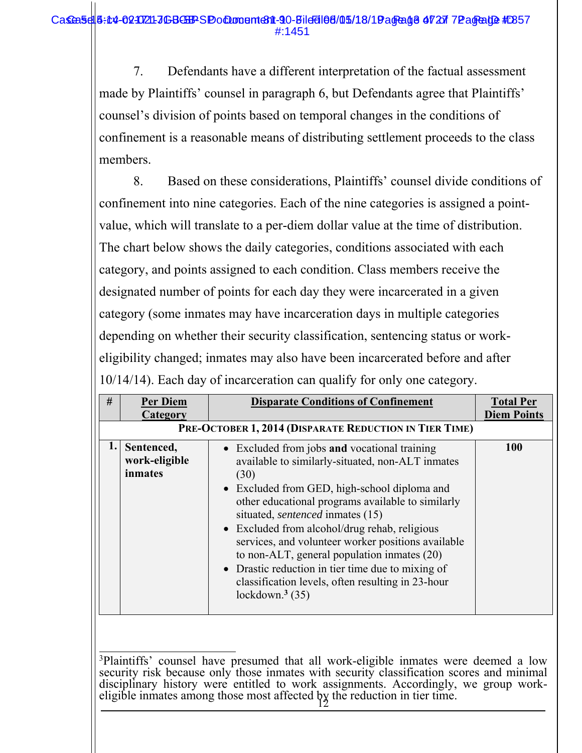7. Defendants have a different interpretation of the factual assessment made by Plaintiffs' counsel in paragraph 6, but Defendants agree that Plaintiffs' counsel's division of points based on temporal changes in the conditions of confinement is a reasonable means of distributing settlement proceeds to the class members.

8. Based on these considerations, Plaintiffs' counsel divide conditions of confinement into nine categories. Each of the nine categories is assigned a point-value, which will translate to a per-diem dollar value at the time of distribution. The chart below shows the daily categories, conditions associated with each category, and points assigned to each condition. Class members receive the designated number of points for each day they were incarcerated in a given category (some inmates may have incarceration days in multiple categories depending on whether their security classification, sentencing status or work-eligibility changed; inmates may also have been incarcerated before and after 10/14/14). Each day of incarceration can qualify for only one category.

| # | Per Diem Category | Disparate Conditions of Confinement | Total Per Diem Points |
|---|---|---|---|
| **PRE-OCTOBER 1, 2014 (DISPARATE REDUCTION IN TIER TIME)** | | | |
| **1.** | **Sentenced, work-eligible inmates** | • Excluded from jobs **and** vocational training available to similarly-situated, non-ALT inmates (30)<br>• Excluded from GED, high-school diploma and other educational programs available to similarly situated, *sentenced* inmates (15)<br>• Excluded from alcohol/drug rehab, religious services, and volunteer worker positions available to non-ALT, general population inmates (20)<br>• Drastic reduction in tier time due to mixing of classification levels, often resulting in 23-hour lockdown.[3] (35) | **100** |

[3] Plaintiffs' counsel have presumed that all work-eligible inmates were deemed a low security risk because only those inmates with security classification scores and minimal disciplinary history were entitled to work assignments. Accordingly, we group work-eligible inmates among those most affected by the reduction in tier time.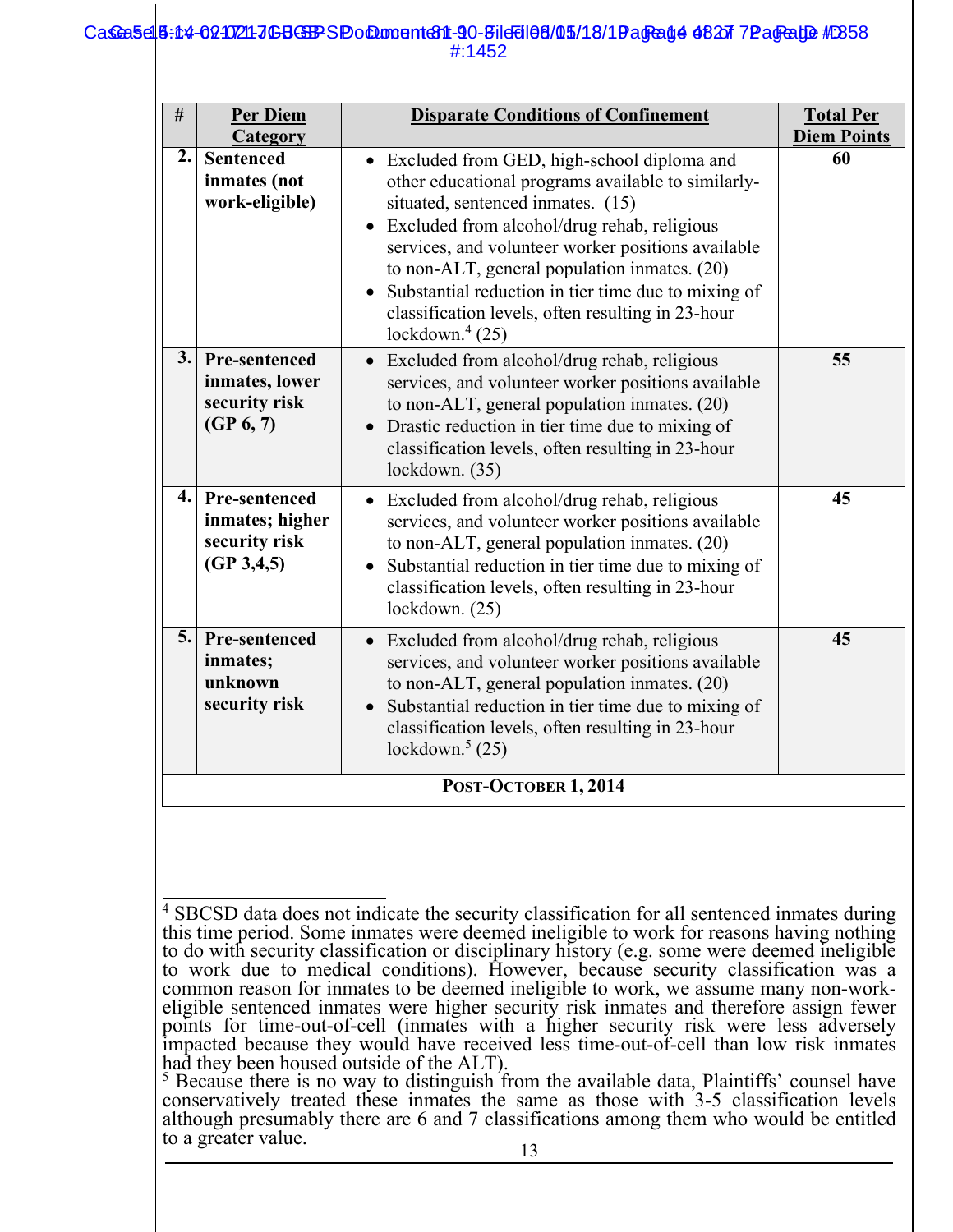| # | Per Diem Category | Disparate Conditions of Confinement | Total Per Diem Points |
|---|---|---|---|
| 2. | **Sentenced inmates (not work-eligible)** | • Excluded from GED, high-school diploma and other educational programs available to similarly-situated, sentenced inmates. (15)<br>• Excluded from alcohol/drug rehab, religious services, and volunteer worker positions available to non-ALT, general population inmates. (20)<br>• Substantial reduction in tier time due to mixing of classification levels, often resulting in 23-hour lockdown.[4] (25) | **60** |
| 3. | **Pre-sentenced inmates, lower security risk (GP 6, 7)** | • Excluded from alcohol/drug rehab, religious services, and volunteer worker positions available to non-ALT, general population inmates. (20)<br>• Drastic reduction in tier time due to mixing of classification levels, often resulting in 23-hour lockdown. (35) | **55** |
| 4. | **Pre-sentenced inmates; higher security risk (GP 3,4,5)** | • Excluded from alcohol/drug rehab, religious services, and volunteer worker positions available to non-ALT, general population inmates. (20)<br>• Substantial reduction in tier time due to mixing of classification levels, often resulting in 23-hour lockdown. (25) | **45** |
| 5. | **Pre-sentenced inmates; unknown security risk** | • Excluded from alcohol/drug rehab, religious services, and volunteer worker positions available to non-ALT, general population inmates. (20)<br>• Substantial reduction in tier time due to mixing of classification levels, often resulting in 23-hour lockdown.[5] (25) | **45** |
| | | **POST-OCTOBER 1, 2014** | |

[4] SBCSD data does not indicate the security classification for all sentenced inmates during this time period. Some inmates were deemed ineligible to work for reasons having nothing to do with security classification or disciplinary history (e.g. some were deemed ineligible to work due to medical conditions). However, because security classification was a common reason for inmates to be deemed ineligible to work, we assume many non-work-eligible sentenced inmates were higher security risk inmates and therefore assign fewer points for time-out-of-cell (inmates with a higher security risk were less adversely impacted because they would have received less time-out-of-cell than low risk inmates had they been housed outside of the ALT).

[5] Because there is no way to distinguish from the available data, Plaintiffs' counsel have conservatively treated these inmates the same as those with 3-5 classification levels although presumably there are 6 and 7 classifications among them who would be entitled to a greater value.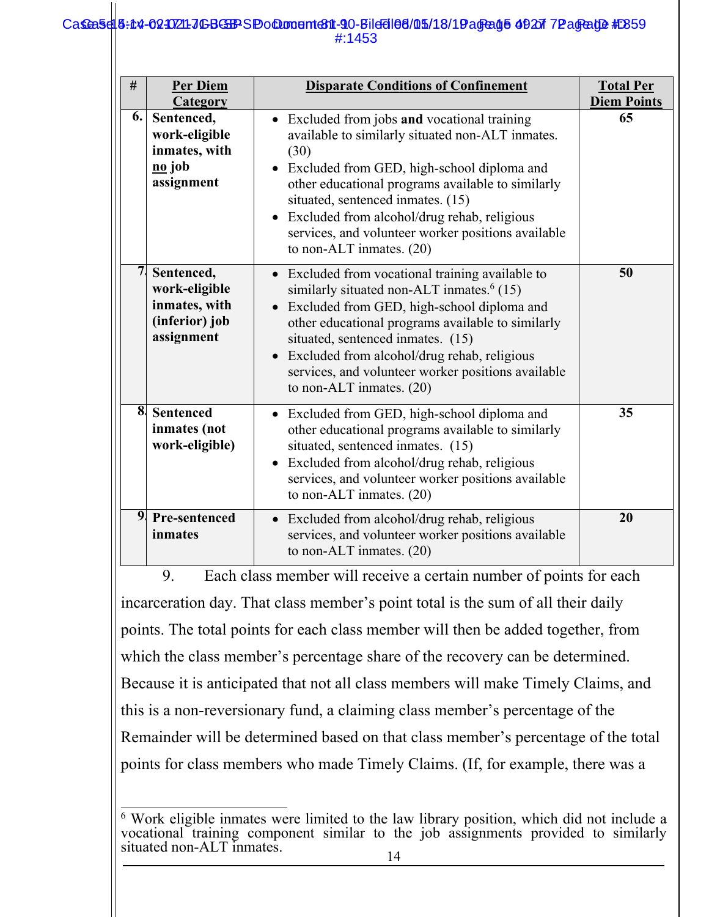| # | Per Diem Category | Disparate Conditions of Confinement | Total Per Diem Points |
|---|---|---|---|
| 6. | **Sentenced, work-eligible inmates, with no job assignment** | • Excluded from jobs **and** vocational training available to similarly situated non-ALT inmates. (30) <br> • Excluded from GED, high-school diploma and other educational programs available to similarly situated, sentenced inmates. (15) <br> • Excluded from alcohol/drug rehab, religious services, and volunteer worker positions available to non-ALT inmates. (20) | **65** |
| 7. | **Sentenced, work-eligible inmates, with (inferior) job assignment** | • Excluded from vocational training available to similarly situated non-ALT inmates.[6] (15) <br> • Excluded from GED, high-school diploma and other educational programs available to similarly situated, sentenced inmates. (15) <br> • Excluded from alcohol/drug rehab, religious services, and volunteer worker positions available to non-ALT inmates. (20) | **50** |
| 8. | **Sentenced inmates (not work-eligible)** | • Excluded from GED, high-school diploma and other educational programs available to similarly situated, sentenced inmates. (15) <br> • Excluded from alcohol/drug rehab, religious services, and volunteer worker positions available to non-ALT inmates. (20) | **35** |
| 9. | **Pre-sentenced inmates** | • Excluded from alcohol/drug rehab, religious services, and volunteer worker positions available to non-ALT inmates. (20) | **20** |

9. Each class member will receive a certain number of points for each incarceration day. That class member's point total is the sum of all their daily points. The total points for each class member will then be added together, from which the class member's percentage share of the recovery can be determined. Because it is anticipated that not all class members will make Timely Claims, and this is a non-reversionary fund, a claiming class member's percentage of the Remainder will be determined based on that class member's percentage of the total points for class members who made Timely Claims. (If, for example, there was a

[6] Work eligible inmates were limited to the law library position, which did not include a vocational training component similar to the job assignments provided to similarly situated non-ALT inmates.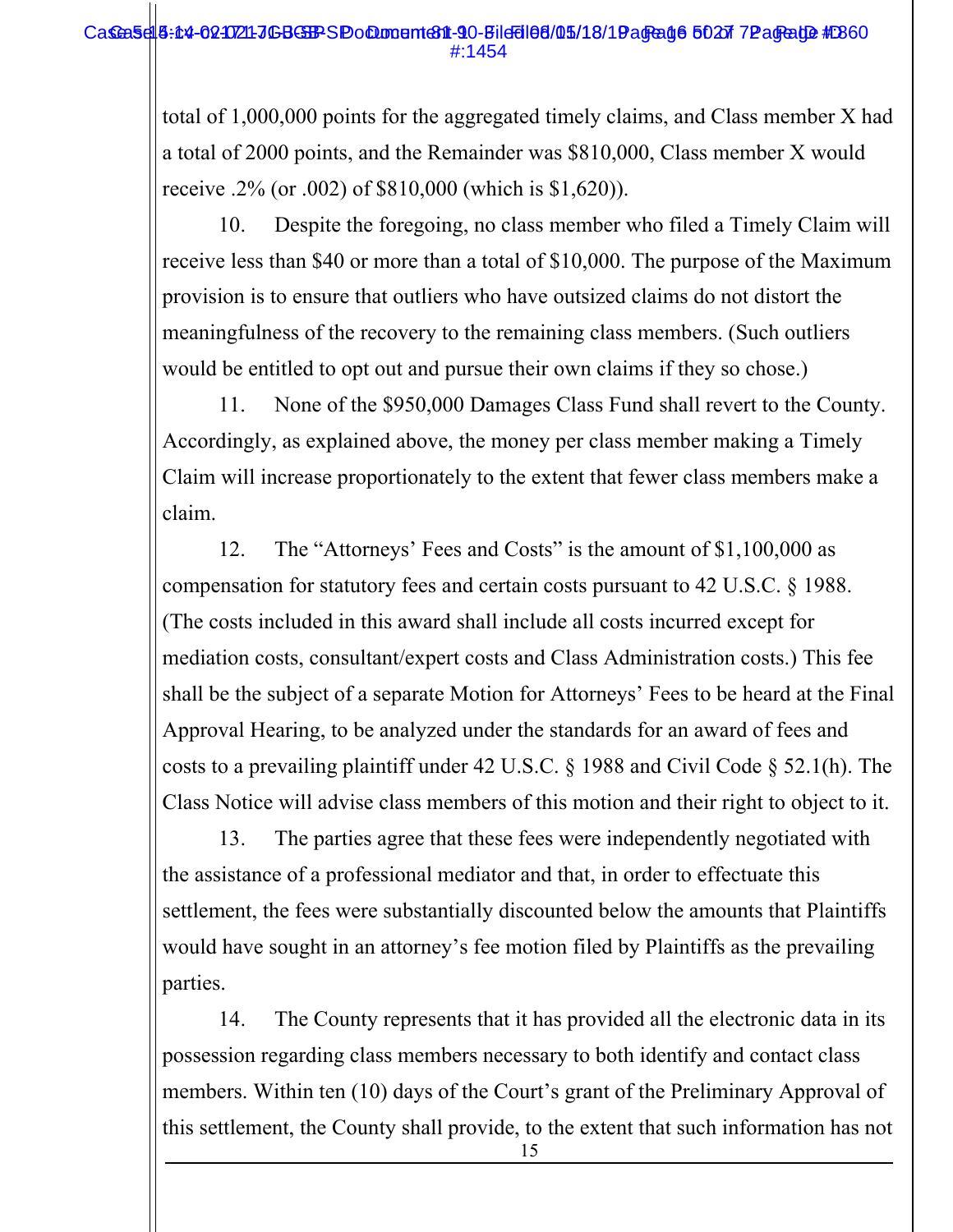total of 1,000,000 points for the aggregated timely claims, and Class member X had a total of 2000 points, and the Remainder was $810,000, Class member X would receive .2% (or .002) of $810,000 (which is $1,620)).

10. Despite the foregoing, no class member who filed a Timely Claim will receive less than $40 or more than a total of $10,000. The purpose of the Maximum provision is to ensure that outliers who have outsized claims do not distort the meaningfulness of the recovery to the remaining class members. (Such outliers would be entitled to opt out and pursue their own claims if they so chose.)

11. None of the $950,000 Damages Class Fund shall revert to the County. Accordingly, as explained above, the money per class member making a Timely Claim will increase proportionately to the extent that fewer class members make a claim.

12. The "Attorneys' Fees and Costs" is the amount of $1,100,000 as compensation for statutory fees and certain costs pursuant to 42 U.S.C. § 1988. (The costs included in this award shall include all costs incurred except for mediation costs, consultant/expert costs and Class Administration costs.) This fee shall be the subject of a separate Motion for Attorneys' Fees to be heard at the Final Approval Hearing, to be analyzed under the standards for an award of fees and costs to a prevailing plaintiff under 42 U.S.C. § 1988 and Civil Code § 52.1(h). The Class Notice will advise class members of this motion and their right to object to it.

13. The parties agree that these fees were independently negotiated with the assistance of a professional mediator and that, in order to effectuate this settlement, the fees were substantially discounted below the amounts that Plaintiffs would have sought in an attorney's fee motion filed by Plaintiffs as the prevailing parties.

14. The County represents that it has provided all the electronic data in its possession regarding class members necessary to both identify and contact class members. Within ten (10) days of the Court's grant of the Preliminary Approval of this settlement, the County shall provide, to the extent that such information has not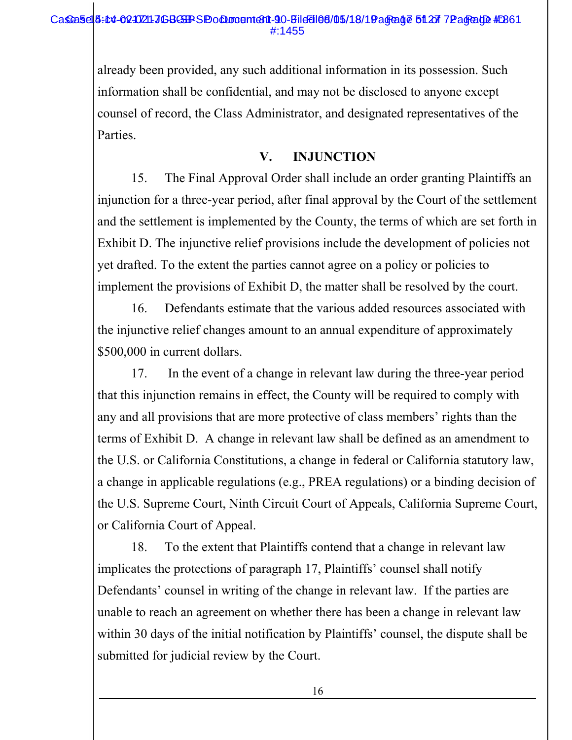already been provided, any such additional information in its possession. Such information shall be confidential, and may not be disclosed to anyone except counsel of record, the Class Administrator, and designated representatives of the Parties.

## V. INJUNCTION

15. The Final Approval Order shall include an order granting Plaintiffs an injunction for a three-year period, after final approval by the Court of the settlement and the settlement is implemented by the County, the terms of which are set forth in Exhibit D. The injunctive relief provisions include the development of policies not yet drafted. To the extent the parties cannot agree on a policy or policies to implement the provisions of Exhibit D, the matter shall be resolved by the court.

16. Defendants estimate that the various added resources associated with the injunctive relief changes amount to an annual expenditure of approximately $500,000 in current dollars.

17. In the event of a change in relevant law during the three-year period that this injunction remains in effect, the County will be required to comply with any and all provisions that are more protective of class members' rights than the terms of Exhibit D. A change in relevant law shall be defined as an amendment to the U.S. or California Constitutions, a change in federal or California statutory law, a change in applicable regulations (e.g., PREA regulations) or a binding decision of the U.S. Supreme Court, Ninth Circuit Court of Appeals, California Supreme Court, or California Court of Appeal.

18. To the extent that Plaintiffs contend that a change in relevant law implicates the protections of paragraph 17, Plaintiffs' counsel shall notify Defendants' counsel in writing of the change in relevant law. If the parties are unable to reach an agreement on whether there has been a change in relevant law within 30 days of the initial notification by Plaintiffs' counsel, the dispute shall be submitted for judicial review by the Court.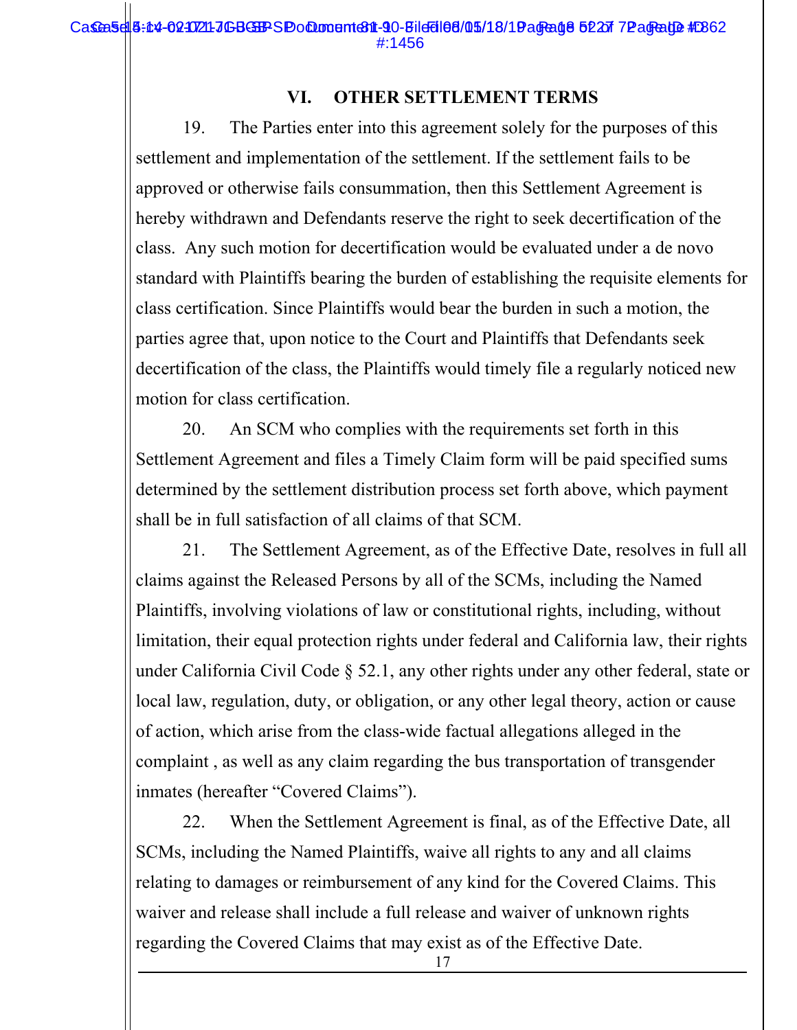## VI. OTHER SETTLEMENT TERMS

19. The Parties enter into this agreement solely for the purposes of this settlement and implementation of the settlement. If the settlement fails to be approved or otherwise fails consummation, then this Settlement Agreement is hereby withdrawn and Defendants reserve the right to seek decertification of the class. Any such motion for decertification would be evaluated under a de novo standard with Plaintiffs bearing the burden of establishing the requisite elements for class certification. Since Plaintiffs would bear the burden in such a motion, the parties agree that, upon notice to the Court and Plaintiffs that Defendants seek decertification of the class, the Plaintiffs would timely file a regularly noticed new motion for class certification.

20. An SCM who complies with the requirements set forth in this Settlement Agreement and files a Timely Claim form will be paid specified sums determined by the settlement distribution process set forth above, which payment shall be in full satisfaction of all claims of that SCM.

21. The Settlement Agreement, as of the Effective Date, resolves in full all claims against the Released Persons by all of the SCMs, including the Named Plaintiffs, involving violations of law or constitutional rights, including, without limitation, their equal protection rights under federal and California law, their rights under California Civil Code § 52.1, any other rights under any other federal, state or local law, regulation, duty, or obligation, or any other legal theory, action or cause of action, which arise from the class-wide factual allegations alleged in the complaint , as well as any claim regarding the bus transportation of transgender inmates (hereafter "Covered Claims").

22. When the Settlement Agreement is final, as of the Effective Date, all SCMs, including the Named Plaintiffs, waive all rights to any and all claims relating to damages or reimbursement of any kind for the Covered Claims. This waiver and release shall include a full release and waiver of unknown rights regarding the Covered Claims that may exist as of the Effective Date.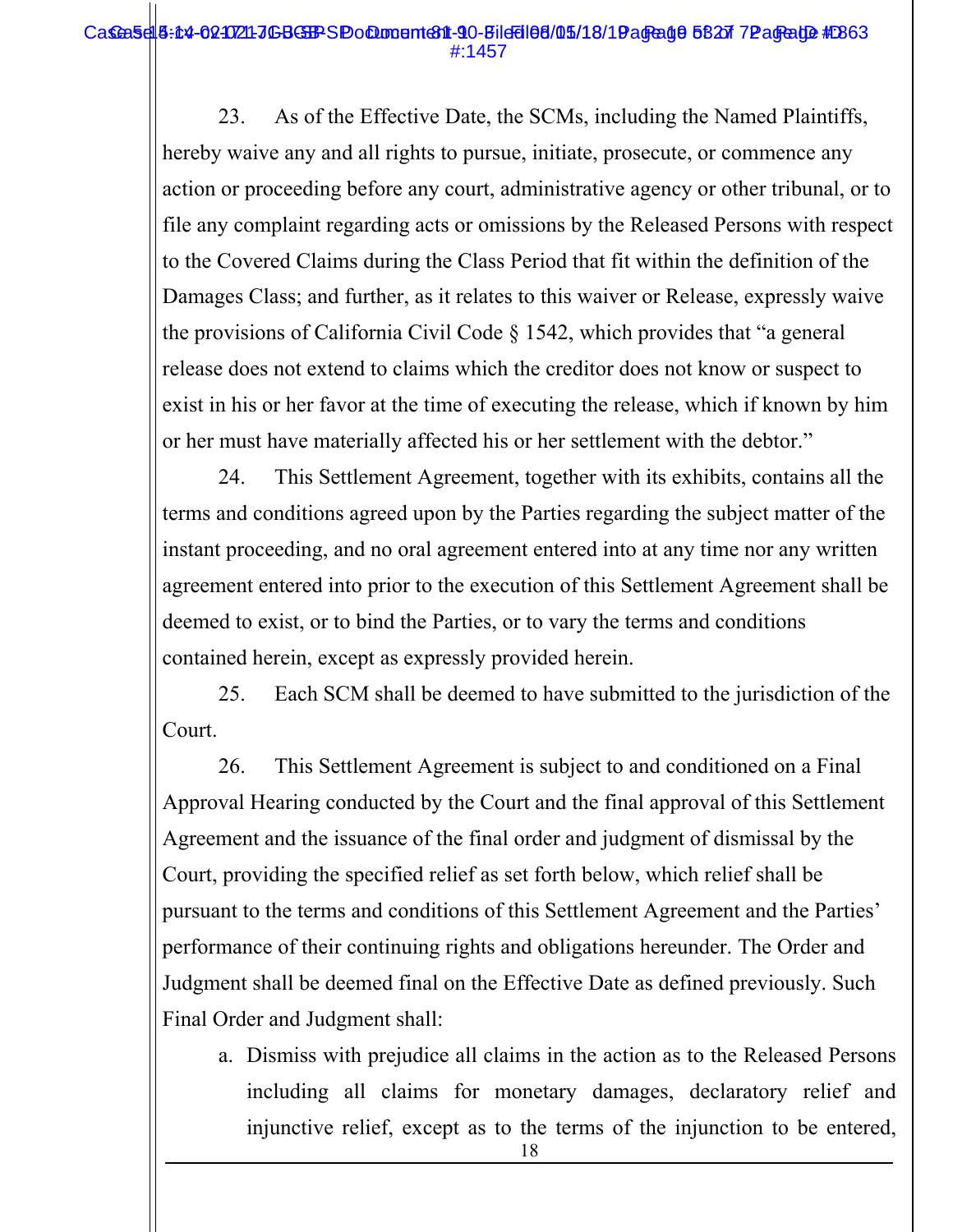23. As of the Effective Date, the SCMs, including the Named Plaintiffs, hereby waive any and all rights to pursue, initiate, prosecute, or commence any action or proceeding before any court, administrative agency or other tribunal, or to file any complaint regarding acts or omissions by the Released Persons with respect to the Covered Claims during the Class Period that fit within the definition of the Damages Class; and further, as it relates to this waiver or Release, expressly waive the provisions of California Civil Code § 1542, which provides that "a general release does not extend to claims which the creditor does not know or suspect to exist in his or her favor at the time of executing the release, which if known by him or her must have materially affected his or her settlement with the debtor."

24. This Settlement Agreement, together with its exhibits, contains all the terms and conditions agreed upon by the Parties regarding the subject matter of the instant proceeding, and no oral agreement entered into at any time nor any written agreement entered into prior to the execution of this Settlement Agreement shall be deemed to exist, or to bind the Parties, or to vary the terms and conditions contained herein, except as expressly provided herein.

25. Each SCM shall be deemed to have submitted to the jurisdiction of the Court.

26. This Settlement Agreement is subject to and conditioned on a Final Approval Hearing conducted by the Court and the final approval of this Settlement Agreement and the issuance of the final order and judgment of dismissal by the Court, providing the specified relief as set forth below, which relief shall be pursuant to the terms and conditions of this Settlement Agreement and the Parties' performance of their continuing rights and obligations hereunder. The Order and Judgment shall be deemed final on the Effective Date as defined previously. Such Final Order and Judgment shall:

a. Dismiss with prejudice all claims in the action as to the Released Persons including all claims for monetary damages, declaratory relief and injunctive relief, except as to the terms of the injunction to be entered,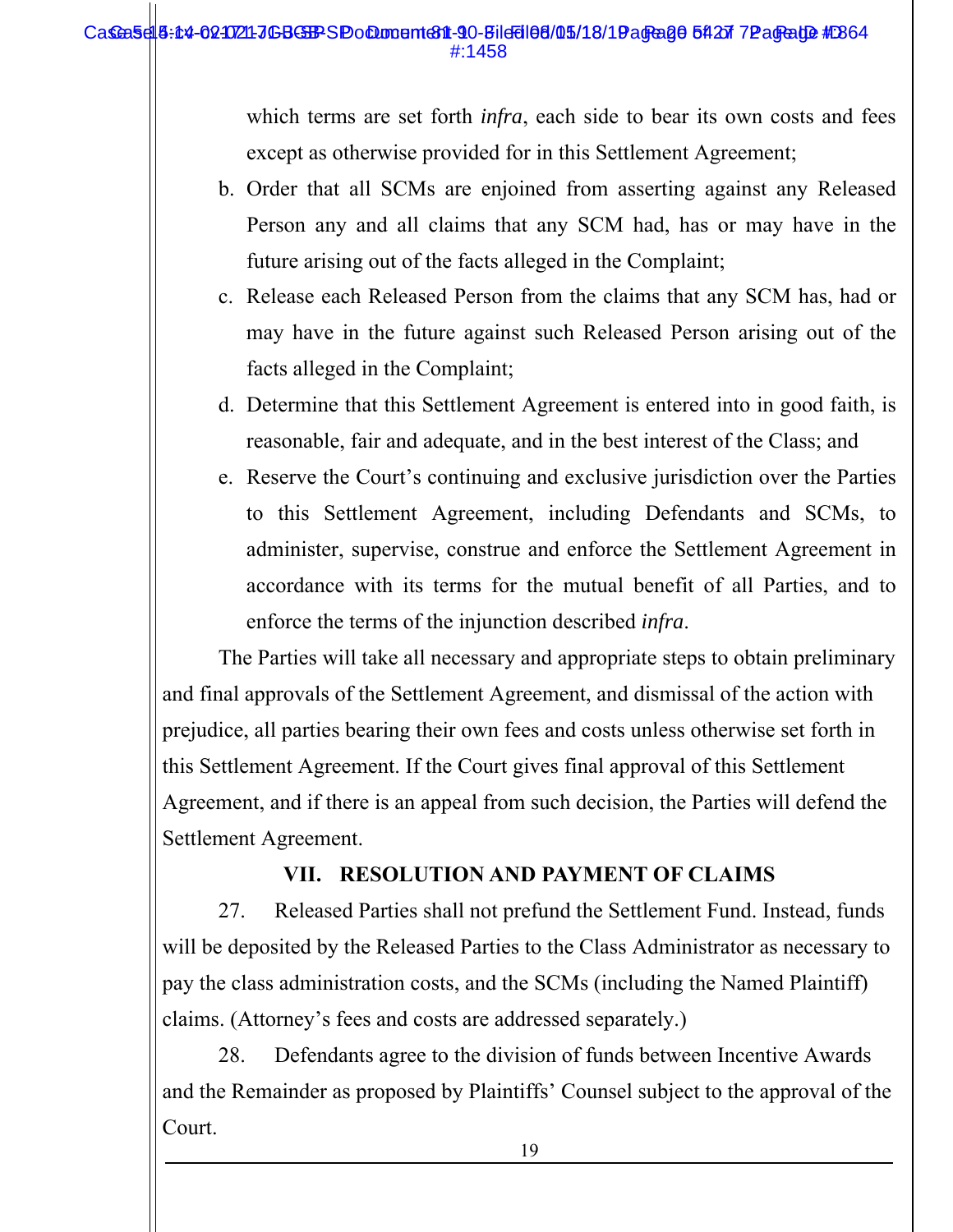which terms are set forth *infra*, each side to bear its own costs and fees except as otherwise provided for in this Settlement Agreement;

b. Order that all SCMs are enjoined from asserting against any Released Person any and all claims that any SCM had, has or may have in the future arising out of the facts alleged in the Complaint;

c. Release each Released Person from the claims that any SCM has, had or may have in the future against such Released Person arising out of the facts alleged in the Complaint;

d. Determine that this Settlement Agreement is entered into in good faith, is reasonable, fair and adequate, and in the best interest of the Class; and

e. Reserve the Court's continuing and exclusive jurisdiction over the Parties to this Settlement Agreement, including Defendants and SCMs, to administer, supervise, construe and enforce the Settlement Agreement in accordance with its terms for the mutual benefit of all Parties, and to enforce the terms of the injunction described *infra*.

The Parties will take all necessary and appropriate steps to obtain preliminary and final approvals of the Settlement Agreement, and dismissal of the action with prejudice, all parties bearing their own fees and costs unless otherwise set forth in this Settlement Agreement. If the Court gives final approval of this Settlement Agreement, and if there is an appeal from such decision, the Parties will defend the Settlement Agreement.

## VII. RESOLUTION AND PAYMENT OF CLAIMS

27. Released Parties shall not prefund the Settlement Fund. Instead, funds will be deposited by the Released Parties to the Class Administrator as necessary to pay the class administration costs, and the SCMs (including the Named Plaintiff) claims. (Attorney's fees and costs are addressed separately.)

28. Defendants agree to the division of funds between Incentive Awards and the Remainder as proposed by Plaintiffs' Counsel subject to the approval of the Court.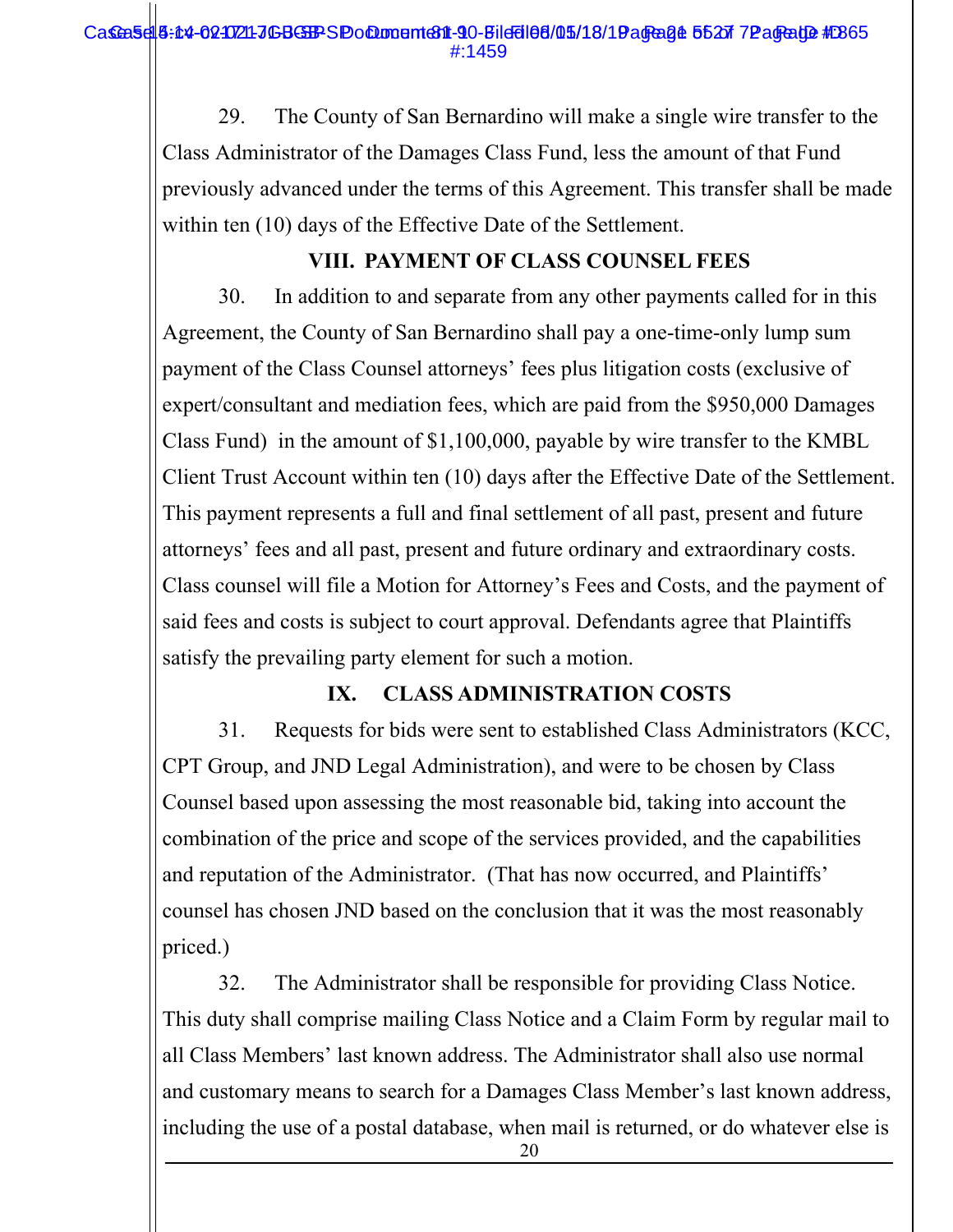29. The County of San Bernardino will make a single wire transfer to the Class Administrator of the Damages Class Fund, less the amount of that Fund previously advanced under the terms of this Agreement. This transfer shall be made within ten (10) days of the Effective Date of the Settlement.

## VIII. PAYMENT OF CLASS COUNSEL FEES

30. In addition to and separate from any other payments called for in this Agreement, the County of San Bernardino shall pay a one-time-only lump sum payment of the Class Counsel attorneys' fees plus litigation costs (exclusive of expert/consultant and mediation fees, which are paid from the $950,000 Damages Class Fund) in the amount of $1,100,000, payable by wire transfer to the KMBL Client Trust Account within ten (10) days after the Effective Date of the Settlement. This payment represents a full and final settlement of all past, present and future attorneys' fees and all past, present and future ordinary and extraordinary costs. Class counsel will file a Motion for Attorney's Fees and Costs, and the payment of said fees and costs is subject to court approval. Defendants agree that Plaintiffs satisfy the prevailing party element for such a motion.

## IX. CLASS ADMINISTRATION COSTS

31. Requests for bids were sent to established Class Administrators (KCC, CPT Group, and JND Legal Administration), and were to be chosen by Class Counsel based upon assessing the most reasonable bid, taking into account the combination of the price and scope of the services provided, and the capabilities and reputation of the Administrator. (That has now occurred, and Plaintiffs' counsel has chosen JND based on the conclusion that it was the most reasonably priced.)

32. The Administrator shall be responsible for providing Class Notice. This duty shall comprise mailing Class Notice and a Claim Form by regular mail to all Class Members' last known address. The Administrator shall also use normal and customary means to search for a Damages Class Member's last known address, including the use of a postal database, when mail is returned, or do whatever else is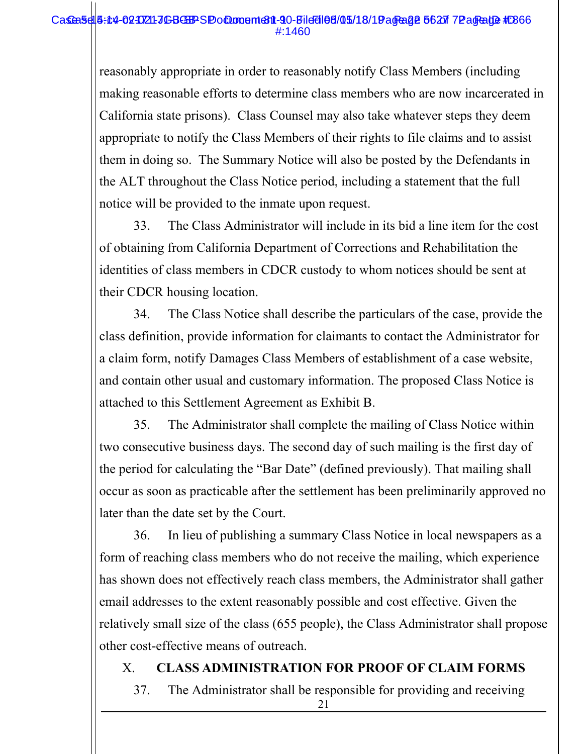reasonably appropriate in order to reasonably notify Class Members (including making reasonable efforts to determine class members who are now incarcerated in California state prisons). Class Counsel may also take whatever steps they deem appropriate to notify the Class Members of their rights to file claims and to assist them in doing so. The Summary Notice will also be posted by the Defendants in the ALT throughout the Class Notice period, including a statement that the full notice will be provided to the inmate upon request.

33. The Class Administrator will include in its bid a line item for the cost of obtaining from California Department of Corrections and Rehabilitation the identities of class members in CDCR custody to whom notices should be sent at their CDCR housing location.

34. The Class Notice shall describe the particulars of the case, provide the class definition, provide information for claimants to contact the Administrator for a claim form, notify Damages Class Members of establishment of a case website, and contain other usual and customary information. The proposed Class Notice is attached to this Settlement Agreement as Exhibit B.

35. The Administrator shall complete the mailing of Class Notice within two consecutive business days. The second day of such mailing is the first day of the period for calculating the "Bar Date" (defined previously). That mailing shall occur as soon as practicable after the settlement has been preliminarily approved no later than the date set by the Court.

36. In lieu of publishing a summary Class Notice in local newspapers as a form of reaching class members who do not receive the mailing, which experience has shown does not effectively reach class members, the Administrator shall gather email addresses to the extent reasonably possible and cost effective. Given the relatively small size of the class (655 people), the Class Administrator shall propose other cost-effective means of outreach.

## X. CLASS ADMINISTRATION FOR PROOF OF CLAIM FORMS

37. The Administrator shall be responsible for providing and receiving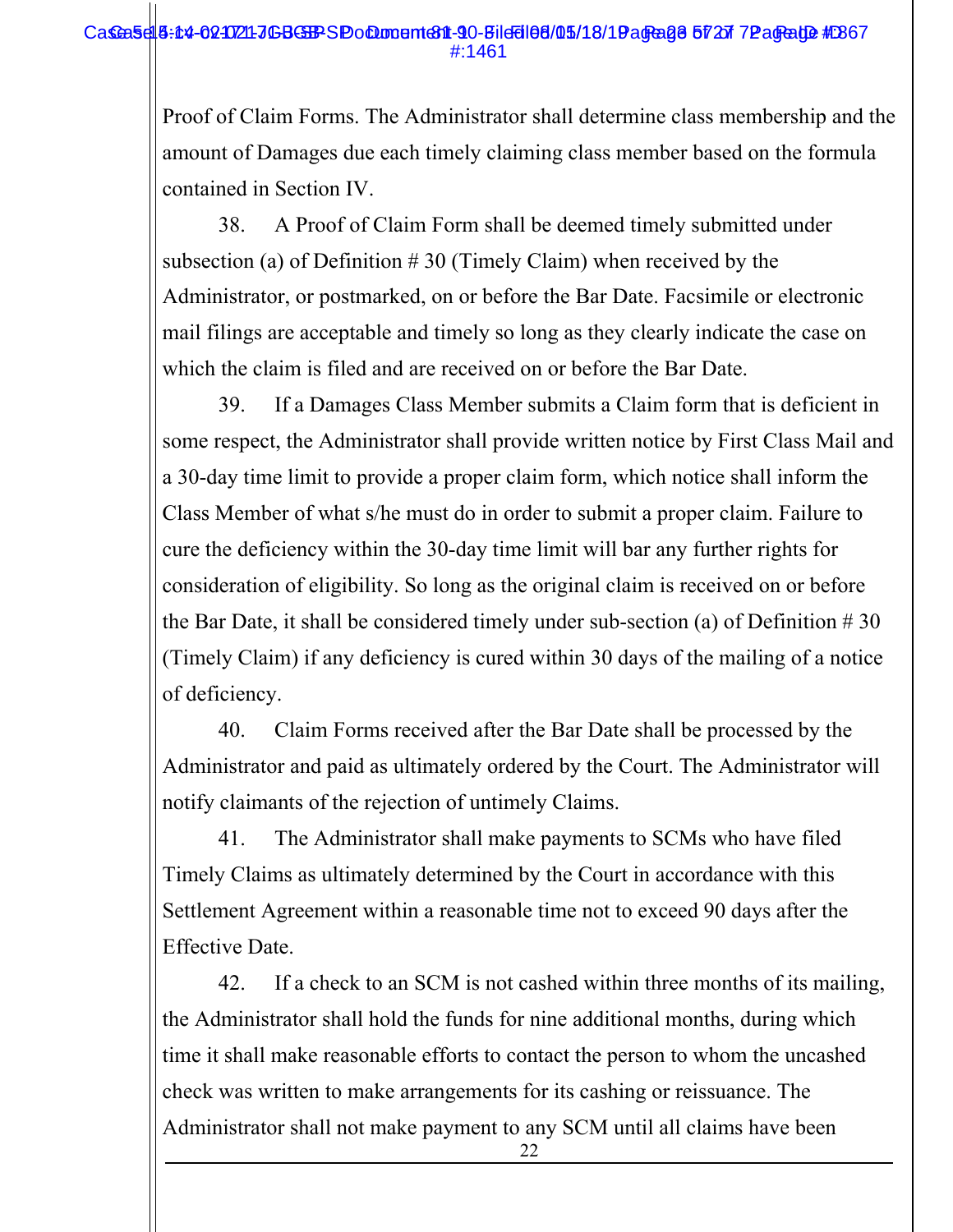Proof of Claim Forms. The Administrator shall determine class membership and the amount of Damages due each timely claiming class member based on the formula contained in Section IV.

38. A Proof of Claim Form shall be deemed timely submitted under subsection (a) of Definition # 30 (Timely Claim) when received by the Administrator, or postmarked, on or before the Bar Date. Facsimile or electronic mail filings are acceptable and timely so long as they clearly indicate the case on which the claim is filed and are received on or before the Bar Date.

39. If a Damages Class Member submits a Claim form that is deficient in some respect, the Administrator shall provide written notice by First Class Mail and a 30-day time limit to provide a proper claim form, which notice shall inform the Class Member of what s/he must do in order to submit a proper claim. Failure to cure the deficiency within the 30-day time limit will bar any further rights for consideration of eligibility. So long as the original claim is received on or before the Bar Date, it shall be considered timely under sub-section (a) of Definition # 30 (Timely Claim) if any deficiency is cured within 30 days of the mailing of a notice of deficiency.

40. Claim Forms received after the Bar Date shall be processed by the Administrator and paid as ultimately ordered by the Court. The Administrator will notify claimants of the rejection of untimely Claims.

41. The Administrator shall make payments to SCMs who have filed Timely Claims as ultimately determined by the Court in accordance with this Settlement Agreement within a reasonable time not to exceed 90 days after the Effective Date.

42. If a check to an SCM is not cashed within three months of its mailing, the Administrator shall hold the funds for nine additional months, during which time it shall make reasonable efforts to contact the person to whom the uncashed check was written to make arrangements for its cashing or reissuance. The Administrator shall not make payment to any SCM until all claims have been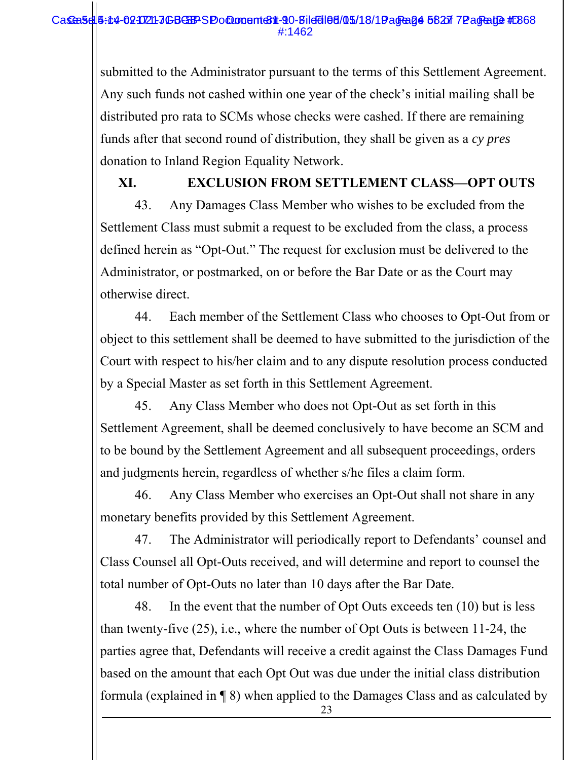submitted to the Administrator pursuant to the terms of this Settlement Agreement. Any such funds not cashed within one year of the check's initial mailing shall be distributed pro rata to SCMs whose checks were cashed. If there are remaining funds after that second round of distribution, they shall be given as a *cy pres* donation to Inland Region Equality Network.

## XI. EXCLUSION FROM SETTLEMENT CLASS—OPT OUTS

43. Any Damages Class Member who wishes to be excluded from the Settlement Class must submit a request to be excluded from the class, a process defined herein as "Opt-Out." The request for exclusion must be delivered to the Administrator, or postmarked, on or before the Bar Date or as the Court may otherwise direct.

44. Each member of the Settlement Class who chooses to Opt-Out from or object to this settlement shall be deemed to have submitted to the jurisdiction of the Court with respect to his/her claim and to any dispute resolution process conducted by a Special Master as set forth in this Settlement Agreement.

45. Any Class Member who does not Opt-Out as set forth in this Settlement Agreement, shall be deemed conclusively to have become an SCM and to be bound by the Settlement Agreement and all subsequent proceedings, orders and judgments herein, regardless of whether s/he files a claim form.

46. Any Class Member who exercises an Opt-Out shall not share in any monetary benefits provided by this Settlement Agreement.

47. The Administrator will periodically report to Defendants' counsel and Class Counsel all Opt-Outs received, and will determine and report to counsel the total number of Opt-Outs no later than 10 days after the Bar Date.

48. In the event that the number of Opt Outs exceeds ten (10) but is less than twenty-five (25), i.e., where the number of Opt Outs is between 11-24, the parties agree that, Defendants will receive a credit against the Class Damages Fund based on the amount that each Opt Out was due under the initial class distribution formula (explained in ¶ 8) when applied to the Damages Class and as calculated by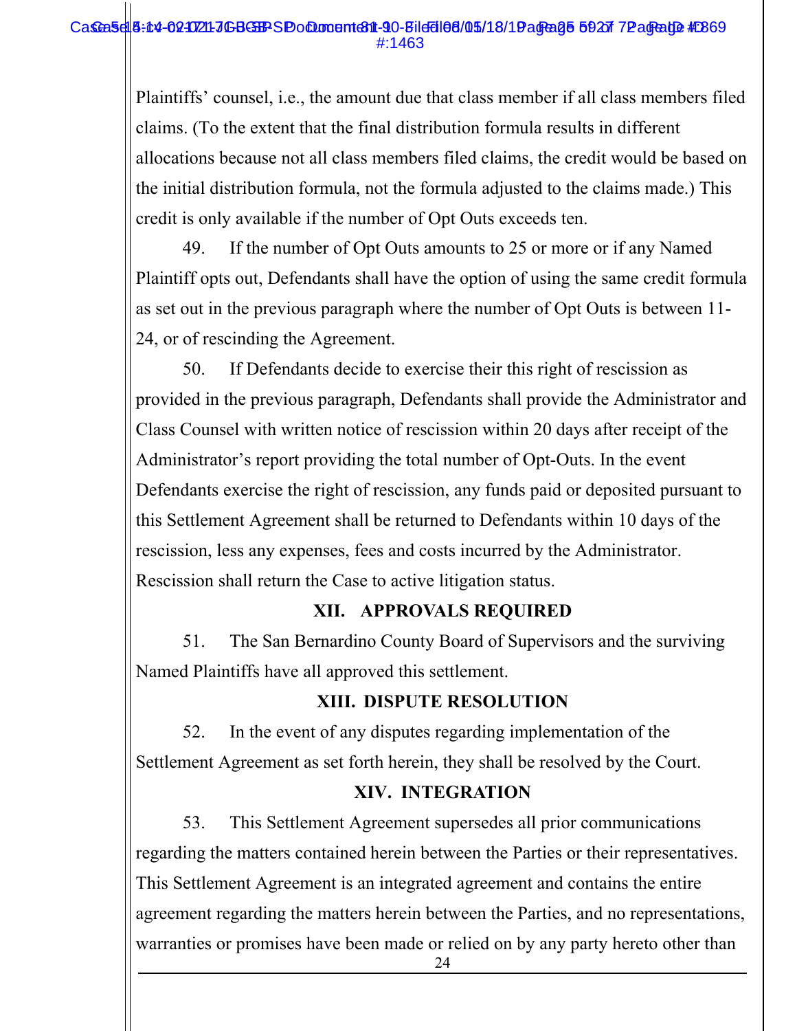Plaintiffs' counsel, i.e., the amount due that class member if all class members filed claims. (To the extent that the final distribution formula results in different allocations because not all class members filed claims, the credit would be based on the initial distribution formula, not the formula adjusted to the claims made.) This credit is only available if the number of Opt Outs exceeds ten.

49. If the number of Opt Outs amounts to 25 or more or if any Named Plaintiff opts out, Defendants shall have the option of using the same credit formula as set out in the previous paragraph where the number of Opt Outs is between 11-24, or of rescinding the Agreement.

50. If Defendants decide to exercise their this right of rescission as provided in the previous paragraph, Defendants shall provide the Administrator and Class Counsel with written notice of rescission within 20 days after receipt of the Administrator's report providing the total number of Opt-Outs. In the event Defendants exercise the right of rescission, any funds paid or deposited pursuant to this Settlement Agreement shall be returned to Defendants within 10 days of the rescission, less any expenses, fees and costs incurred by the Administrator. Rescission shall return the Case to active litigation status.

## XII. APPROVALS REQUIRED

51. The San Bernardino County Board of Supervisors and the surviving Named Plaintiffs have all approved this settlement.

## XIII. DISPUTE RESOLUTION

52. In the event of any disputes regarding implementation of the Settlement Agreement as set forth herein, they shall be resolved by the Court.

## XIV. INTEGRATION

53. This Settlement Agreement supersedes all prior communications regarding the matters contained herein between the Parties or their representatives. This Settlement Agreement is an integrated agreement and contains the entire agreement regarding the matters herein between the Parties, and no representations, warranties or promises have been made or relied on by any party hereto other than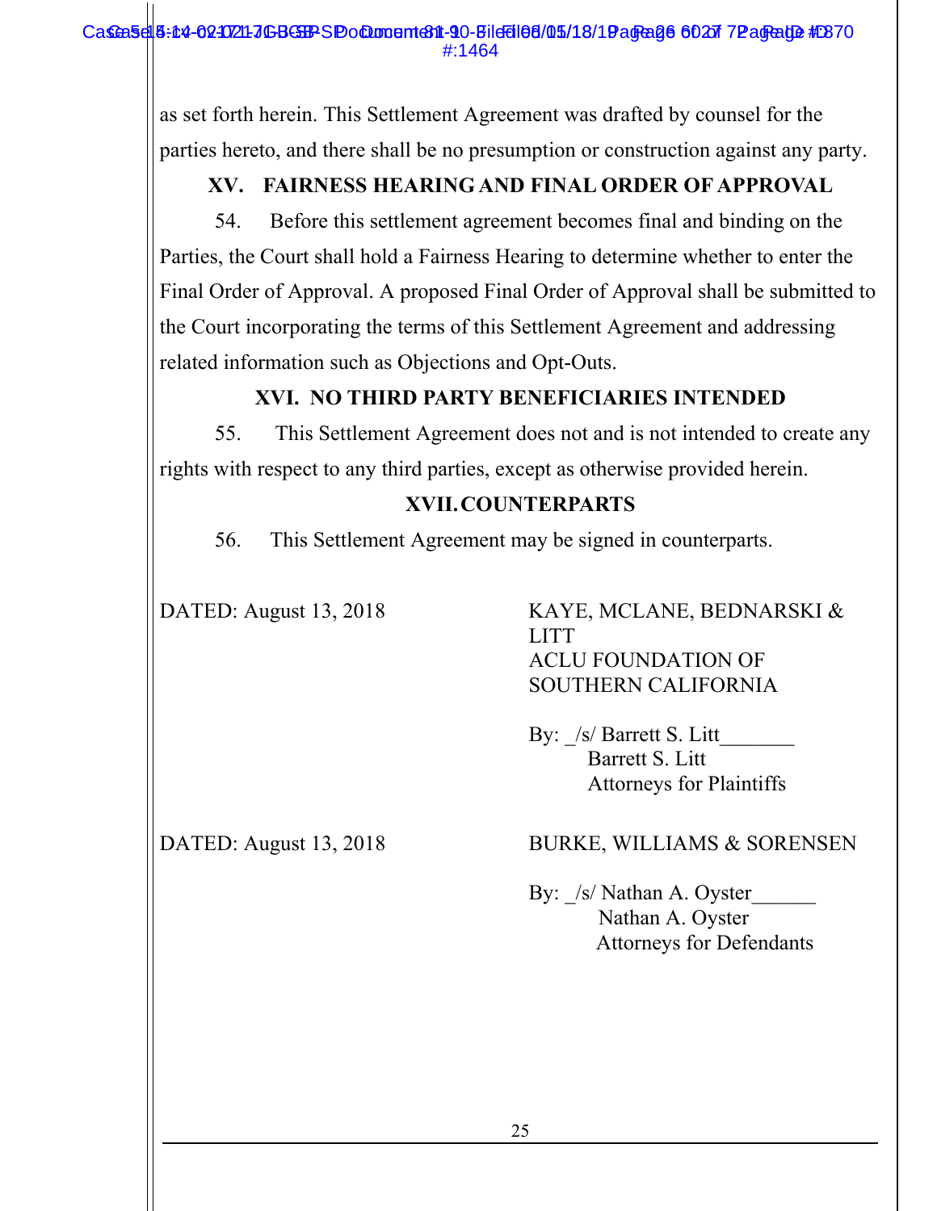as set forth herein. This Settlement Agreement was drafted by counsel for the parties hereto, and there shall be no presumption or construction against any party.

## XV. FAIRNESS HEARING AND FINAL ORDER OF APPROVAL

54. Before this settlement agreement becomes final and binding on the Parties, the Court shall hold a Fairness Hearing to determine whether to enter the Final Order of Approval. A proposed Final Order of Approval shall be submitted to the Court incorporating the terms of this Settlement Agreement and addressing related information such as Objections and Opt-Outs.

## XVI. NO THIRD PARTY BENEFICIARIES INTENDED

55. This Settlement Agreement does not and is not intended to create any rights with respect to any third parties, except as otherwise provided herein.

## XVII. COUNTERPARTS

56. This Settlement Agreement may be signed in counterparts.

DATED: August 13, 2018

KAYE, MCLANE, BEDNARSKI & LITT
ACLU FOUNDATION OF SOUTHERN CALIFORNIA

By: _/s/ Barrett S. Litt_______
Barrett S. Litt
Attorneys for Plaintiffs

DATED: August 13, 2018

BURKE, WILLIAMS & SORENSEN

By: _/s/ Nathan A. Oyster______
Nathan A. Oyster
Attorneys for Defendants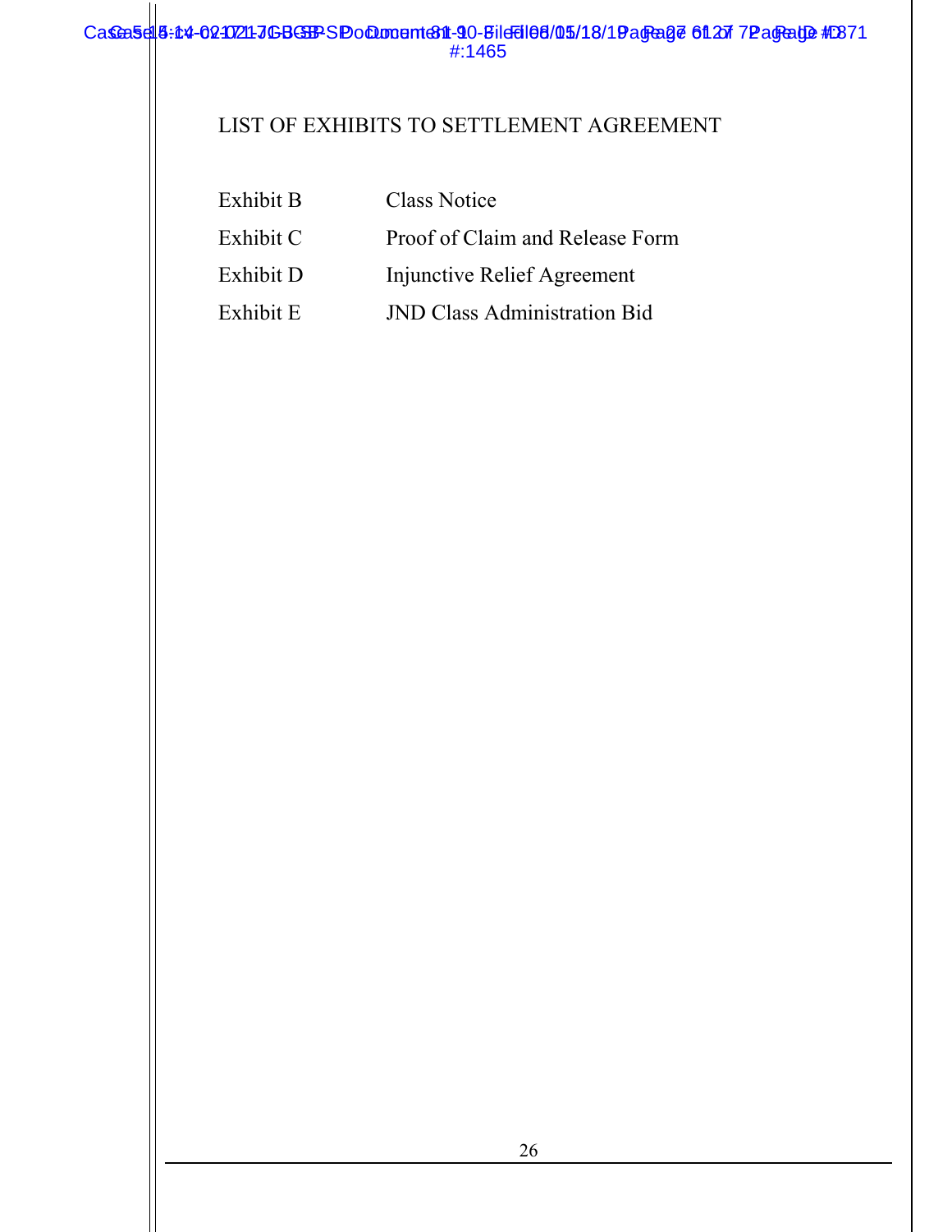LIST OF EXHIBITS TO SETTLEMENT AGREEMENT

| | |
|---|---|
| Exhibit B | Class Notice |
| Exhibit C | Proof of Claim and Release Form |
| Exhibit D | Injunctive Relief Agreement |
| Exhibit E | JND Class Administration Bid |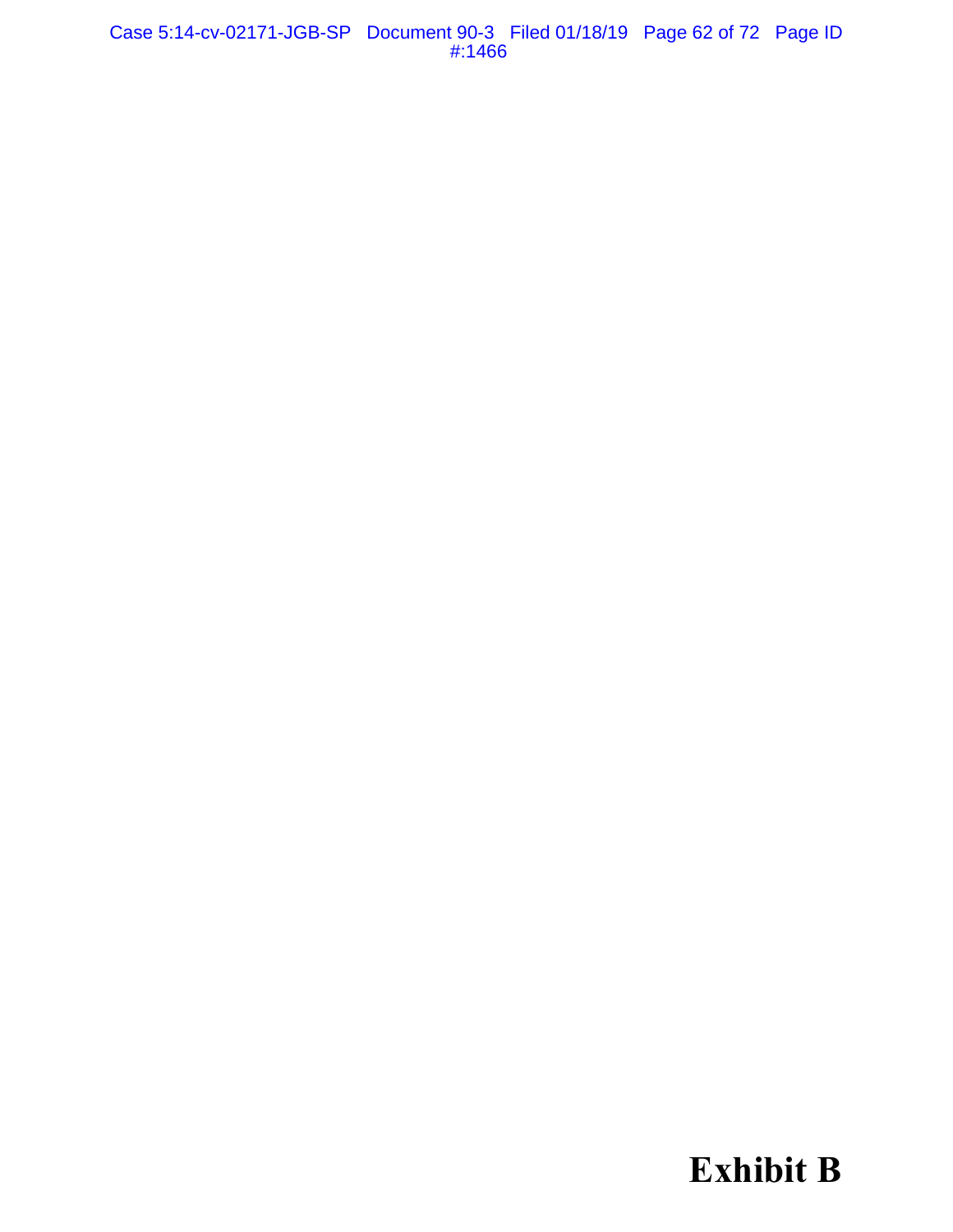**Exhibit B**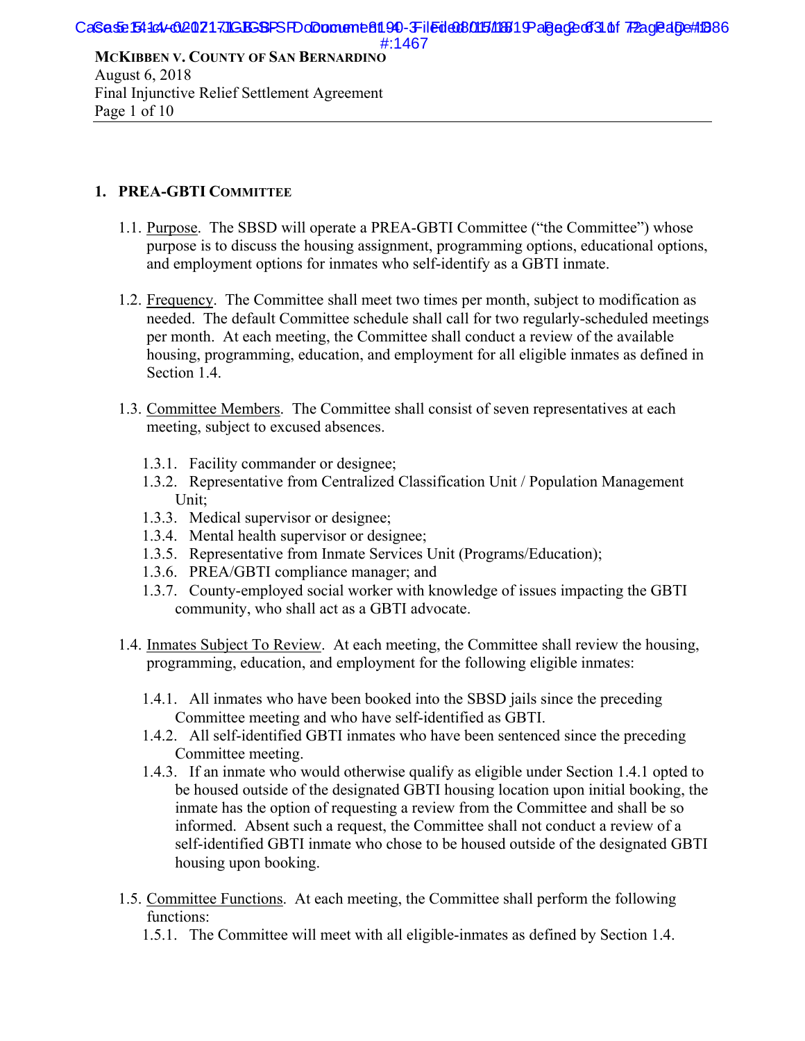## 1. PREA-GBTI COMMITTEE

1.1. Purpose. The SBSD will operate a PREA-GBTI Committee ("the Committee") whose purpose is to discuss the housing assignment, programming options, educational options, and employment options for inmates who self-identify as a GBTI inmate.

1.2. Frequency. The Committee shall meet two times per month, subject to modification as needed. The default Committee schedule shall call for two regularly-scheduled meetings per month. At each meeting, the Committee shall conduct a review of the available housing, programming, education, and employment for all eligible inmates as defined in Section 1.4.

1.3. Committee Members. The Committee shall consist of seven representatives at each meeting, subject to excused absences.

- 1.3.1. Facility commander or designee;
- 1.3.2. Representative from Centralized Classification Unit / Population Management Unit;
- 1.3.3. Medical supervisor or designee;
- 1.3.4. Mental health supervisor or designee;
- 1.3.5. Representative from Inmate Services Unit (Programs/Education);
- 1.3.6. PREA/GBTI compliance manager; and
- 1.3.7. County-employed social worker with knowledge of issues impacting the GBTI community, who shall act as a GBTI advocate.

1.4. Inmates Subject To Review. At each meeting, the Committee shall review the housing, programming, education, and employment for the following eligible inmates:

- 1.4.1. All inmates who have been booked into the SBSD jails since the preceding Committee meeting and who have self-identified as GBTI.
- 1.4.2. All self-identified GBTI inmates who have been sentenced since the preceding Committee meeting.
- 1.4.3. If an inmate who would otherwise qualify as eligible under Section 1.4.1 opted to be housed outside of the designated GBTI housing location upon initial booking, the inmate has the option of requesting a review from the Committee and shall be so informed. Absent such a request, the Committee shall not conduct a review of a self-identified GBTI inmate who chose to be housed outside of the designated GBTI housing upon booking.

1.5. Committee Functions. At each meeting, the Committee shall perform the following functions:

- 1.5.1. The Committee will meet with all eligible-inmates as defined by Section 1.4.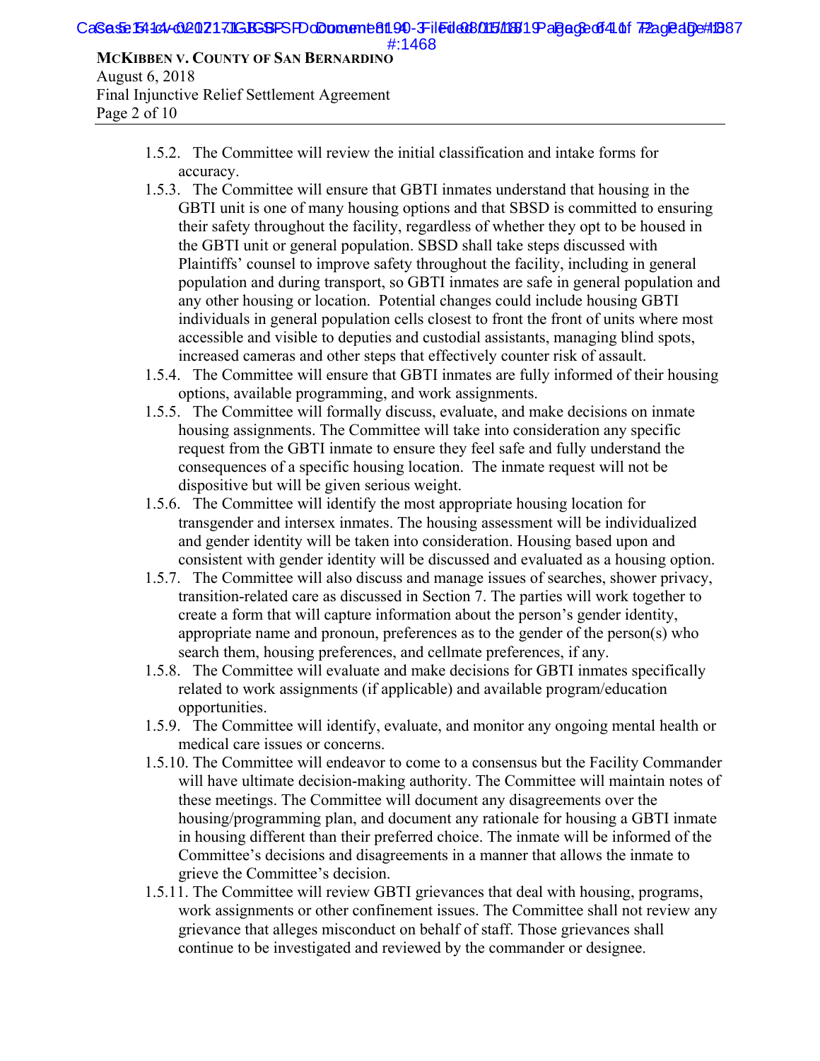1.5.2. The Committee will review the initial classification and intake forms for accuracy.

1.5.3. The Committee will ensure that GBTI inmates understand that housing in the GBTI unit is one of many housing options and that SBSD is committed to ensuring their safety throughout the facility, regardless of whether they opt to be housed in the GBTI unit or general population. SBSD shall take steps discussed with Plaintiffs' counsel to improve safety throughout the facility, including in general population and during transport, so GBTI inmates are safe in general population and any other housing or location. Potential changes could include housing GBTI individuals in general population cells closest to front the front of units where most accessible and visible to deputies and custodial assistants, managing blind spots, increased cameras and other steps that effectively counter risk of assault.

1.5.4. The Committee will ensure that GBTI inmates are fully informed of their housing options, available programming, and work assignments.

1.5.5. The Committee will formally discuss, evaluate, and make decisions on inmate housing assignments. The Committee will take into consideration any specific request from the GBTI inmate to ensure they feel safe and fully understand the consequences of a specific housing location. The inmate request will not be dispositive but will be given serious weight.

1.5.6. The Committee will identify the most appropriate housing location for transgender and intersex inmates. The housing assessment will be individualized and gender identity will be taken into consideration. Housing based upon and consistent with gender identity will be discussed and evaluated as a housing option.

1.5.7. The Committee will also discuss and manage issues of searches, shower privacy, transition-related care as discussed in Section 7. The parties will work together to create a form that will capture information about the person's gender identity, appropriate name and pronoun, preferences as to the gender of the person(s) who search them, housing preferences, and cellmate preferences, if any.

1.5.8. The Committee will evaluate and make decisions for GBTI inmates specifically related to work assignments (if applicable) and available program/education opportunities.

1.5.9. The Committee will identify, evaluate, and monitor any ongoing mental health or medical care issues or concerns.

1.5.10. The Committee will endeavor to come to a consensus but the Facility Commander will have ultimate decision-making authority. The Committee will maintain notes of these meetings. The Committee will document any disagreements over the housing/programming plan, and document any rationale for housing a GBTI inmate in housing different than their preferred choice. The inmate will be informed of the Committee's decisions and disagreements in a manner that allows the inmate to grieve the Committee's decision.

1.5.11. The Committee will review GBTI grievances that deal with housing, programs, work assignments or other confinement issues. The Committee shall not review any grievance that alleges misconduct on behalf of staff. Those grievances shall continue to be investigated and reviewed by the commander or designee.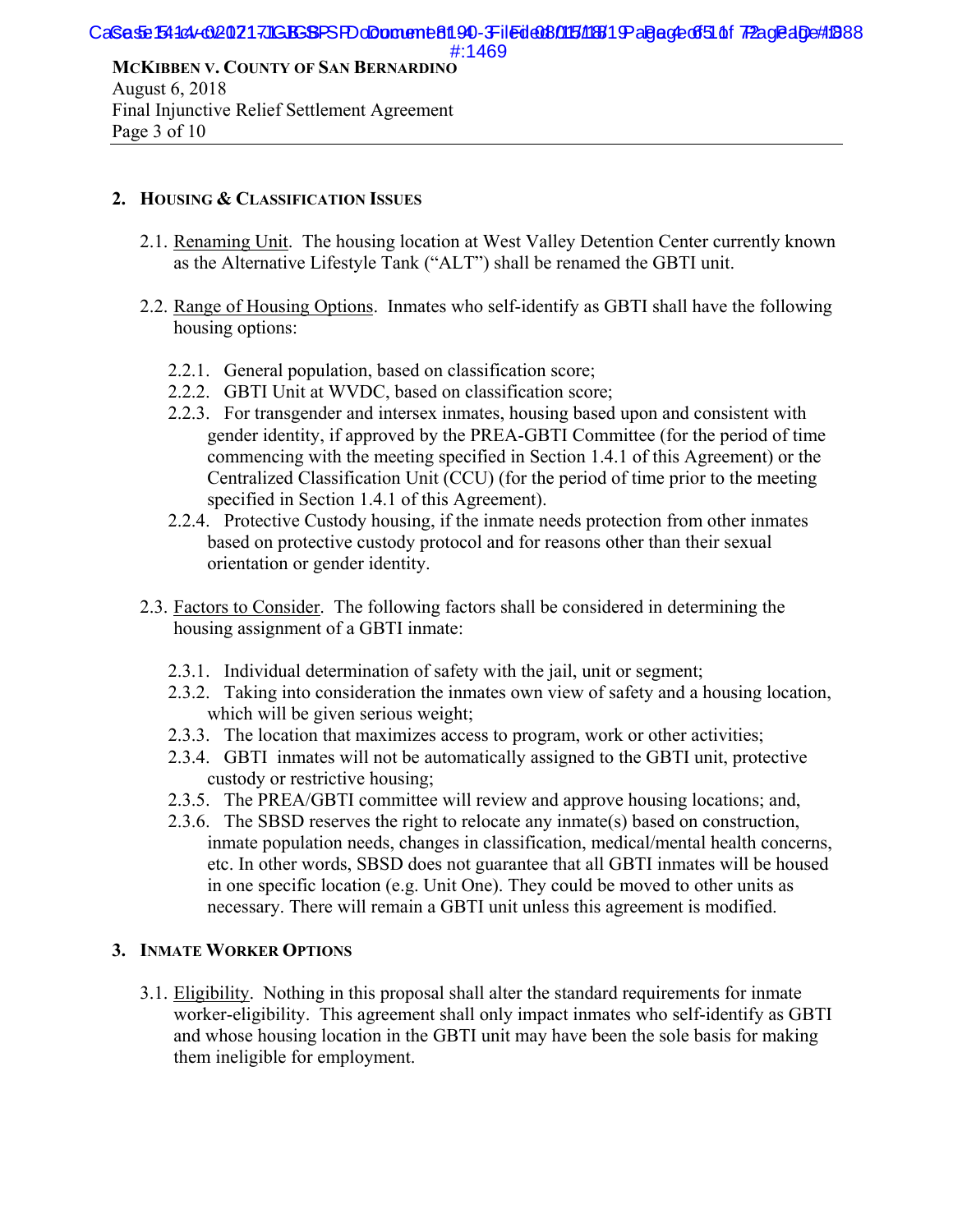## 2. HOUSING & CLASSIFICATION ISSUES

2.1. Renaming Unit. The housing location at West Valley Detention Center currently known as the Alternative Lifestyle Tank ("ALT") shall be renamed the GBTI unit.

2.2. Range of Housing Options. Inmates who self-identify as GBTI shall have the following housing options:

2.2.1. General population, based on classification score;

2.2.2. GBTI Unit at WVDC, based on classification score;

2.2.3. For transgender and intersex inmates, housing based upon and consistent with gender identity, if approved by the PREA-GBTI Committee (for the period of time commencing with the meeting specified in Section 1.4.1 of this Agreement) or the Centralized Classification Unit (CCU) (for the period of time prior to the meeting specified in Section 1.4.1 of this Agreement).

2.2.4. Protective Custody housing, if the inmate needs protection from other inmates based on protective custody protocol and for reasons other than their sexual orientation or gender identity.

2.3. Factors to Consider. The following factors shall be considered in determining the housing assignment of a GBTI inmate:

2.3.1. Individual determination of safety with the jail, unit or segment;

2.3.2. Taking into consideration the inmates own view of safety and a housing location, which will be given serious weight;

2.3.3. The location that maximizes access to program, work or other activities;

2.3.4. GBTI inmates will not be automatically assigned to the GBTI unit, protective custody or restrictive housing;

2.3.5. The PREA/GBTI committee will review and approve housing locations; and,

2.3.6. The SBSD reserves the right to relocate any inmate(s) based on construction, inmate population needs, changes in classification, medical/mental health concerns, etc. In other words, SBSD does not guarantee that all GBTI inmates will be housed in one specific location (e.g. Unit One). They could be moved to other units as necessary. There will remain a GBTI unit unless this agreement is modified.

## 3. INMATE WORKER OPTIONS

3.1. Eligibility. Nothing in this proposal shall alter the standard requirements for inmate worker-eligibility. This agreement shall only impact inmates who self-identify as GBTI and whose housing location in the GBTI unit may have been the sole basis for making them ineligible for employment.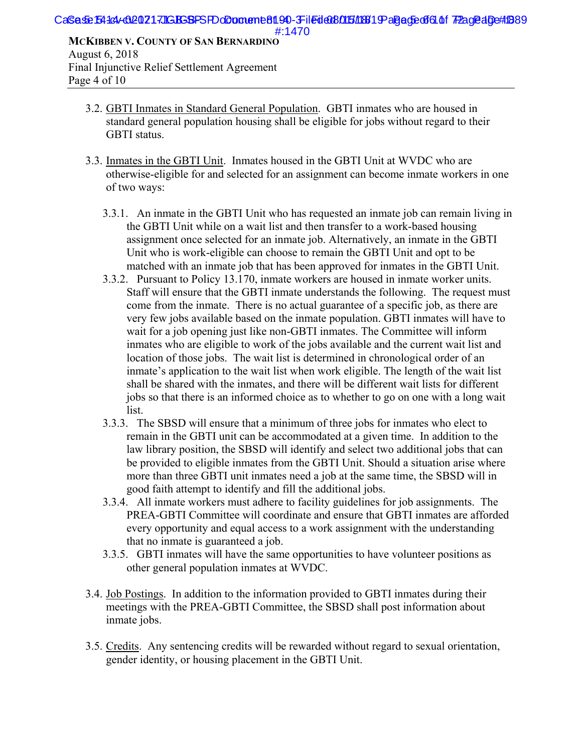3.2. <u>GBTI Inmates in Standard General Population</u>. GBTI inmates who are housed in standard general population housing shall be eligible for jobs without regard to their GBTI status.

3.3. <u>Inmates in the GBTI Unit</u>. Inmates housed in the GBTI Unit at WVDC who are otherwise-eligible for and selected for an assignment can become inmate workers in one of two ways:

3.3.1. An inmate in the GBTI Unit who has requested an inmate job can remain living in the GBTI Unit while on a wait list and then transfer to a work-based housing assignment once selected for an inmate job. Alternatively, an inmate in the GBTI Unit who is work-eligible can choose to remain the GBTI Unit and opt to be matched with an inmate job that has been approved for inmates in the GBTI Unit.

3.3.2. Pursuant to Policy 13.170, inmate workers are housed in inmate worker units. Staff will ensure that the GBTI inmate understands the following. The request must come from the inmate. There is no actual guarantee of a specific job, as there are very few jobs available based on the inmate population. GBTI inmates will have to wait for a job opening just like non-GBTI inmates. The Committee will inform inmates who are eligible to work of the jobs available and the current wait list and location of those jobs. The wait list is determined in chronological order of an inmate's application to the wait list when work eligible. The length of the wait list shall be shared with the inmates, and there will be different wait lists for different jobs so that there is an informed choice as to whether to go on one with a long wait list.

3.3.3. The SBSD will ensure that a minimum of three jobs for inmates who elect to remain in the GBTI unit can be accommodated at a given time. In addition to the law library position, the SBSD will identify and select two additional jobs that can be provided to eligible inmates from the GBTI Unit. Should a situation arise where more than three GBTI unit inmates need a job at the same time, the SBSD will in good faith attempt to identify and fill the additional jobs.

3.3.4. All inmate workers must adhere to facility guidelines for job assignments. The PREA-GBTI Committee will coordinate and ensure that GBTI inmates are afforded every opportunity and equal access to a work assignment with the understanding that no inmate is guaranteed a job.

3.3.5. GBTI inmates will have the same opportunities to have volunteer positions as other general population inmates at WVDC.

3.4. <u>Job Postings</u>. In addition to the information provided to GBTI inmates during their meetings with the PREA-GBTI Committee, the SBSD shall post information about inmate jobs.

3.5. <u>Credits</u>. Any sentencing credits will be rewarded without regard to sexual orientation, gender identity, or housing placement in the GBTI Unit.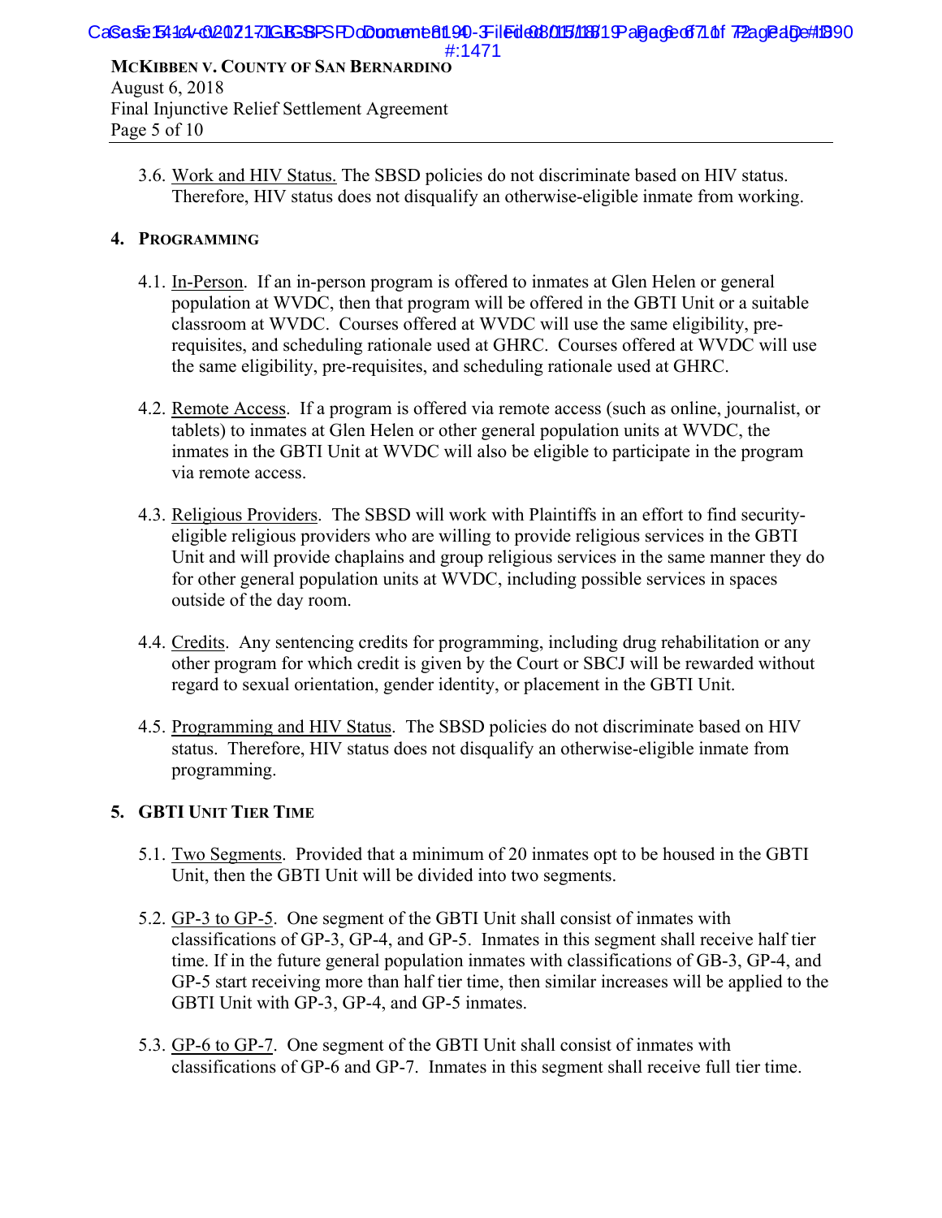3.6. Work and HIV Status. The SBSD policies do not discriminate based on HIV status. Therefore, HIV status does not disqualify an otherwise-eligible inmate from working.

## 4. Programming

4.1. In-Person. If an in-person program is offered to inmates at Glen Helen or general population at WVDC, then that program will be offered in the GBTI Unit or a suitable classroom at WVDC. Courses offered at WVDC will use the same eligibility, pre-requisites, and scheduling rationale used at GHRC. Courses offered at WVDC will use the same eligibility, pre-requisites, and scheduling rationale used at GHRC.

4.2. Remote Access. If a program is offered via remote access (such as online, journalist, or tablets) to inmates at Glen Helen or other general population units at WVDC, the inmates in the GBTI Unit at WVDC will also be eligible to participate in the program via remote access.

4.3. Religious Providers. The SBSD will work with Plaintiffs in an effort to find security-eligible religious providers who are willing to provide religious services in the GBTI Unit and will provide chaplains and group religious services in the same manner they do for other general population units at WVDC, including possible services in spaces outside of the day room.

4.4. Credits. Any sentencing credits for programming, including drug rehabilitation or any other program for which credit is given by the Court or SBCJ will be rewarded without regard to sexual orientation, gender identity, or placement in the GBTI Unit.

4.5. Programming and HIV Status. The SBSD policies do not discriminate based on HIV status. Therefore, HIV status does not disqualify an otherwise-eligible inmate from programming.

## 5. GBTI Unit Tier Time

5.1. Two Segments. Provided that a minimum of 20 inmates opt to be housed in the GBTI Unit, then the GBTI Unit will be divided into two segments.

5.2. GP-3 to GP-5. One segment of the GBTI Unit shall consist of inmates with classifications of GP-3, GP-4, and GP-5. Inmates in this segment shall receive half tier time. If in the future general population inmates with classifications of GB-3, GP-4, and GP-5 start receiving more than half tier time, then similar increases will be applied to the GBTI Unit with GP-3, GP-4, and GP-5 inmates.

5.3. GP-6 to GP-7. One segment of the GBTI Unit shall consist of inmates with classifications of GP-6 and GP-7. Inmates in this segment shall receive full tier time.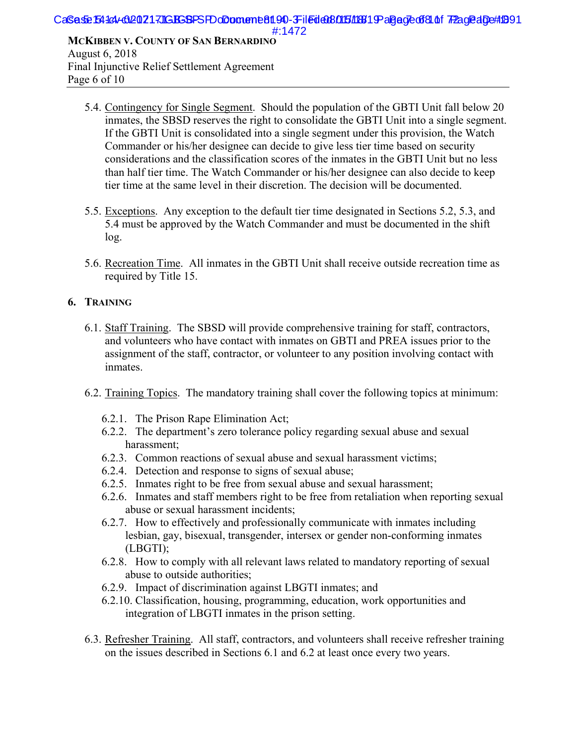5.4. Contingency for Single Segment. Should the population of the GBTI Unit fall below 20 inmates, the SBSD reserves the right to consolidate the GBTI Unit into a single segment. If the GBTI Unit is consolidated into a single segment under this provision, the Watch Commander or his/her designee can decide to give less tier time based on security considerations and the classification scores of the inmates in the GBTI Unit but no less than half tier time. The Watch Commander or his/her designee can also decide to keep tier time at the same level in their discretion. The decision will be documented.

5.5. Exceptions. Any exception to the default tier time designated in Sections 5.2, 5.3, and 5.4 must be approved by the Watch Commander and must be documented in the shift log.

5.6. Recreation Time. All inmates in the GBTI Unit shall receive outside recreation time as required by Title 15.

## 6. TRAINING

6.1. Staff Training. The SBSD will provide comprehensive training for staff, contractors, and volunteers who have contact with inmates on GBTI and PREA issues prior to the assignment of the staff, contractor, or volunteer to any position involving contact with inmates.

6.2. Training Topics. The mandatory training shall cover the following topics at minimum:

- 6.2.1. The Prison Rape Elimination Act;
- 6.2.2. The department's zero tolerance policy regarding sexual abuse and sexual harassment;
- 6.2.3. Common reactions of sexual abuse and sexual harassment victims;
- 6.2.4. Detection and response to signs of sexual abuse;
- 6.2.5. Inmates right to be free from sexual abuse and sexual harassment;
- 6.2.6. Inmates and staff members right to be free from retaliation when reporting sexual abuse or sexual harassment incidents;
- 6.2.7. How to effectively and professionally communicate with inmates including lesbian, gay, bisexual, transgender, intersex or gender non-conforming inmates (LBGTI);
- 6.2.8. How to comply with all relevant laws related to mandatory reporting of sexual abuse to outside authorities;
- 6.2.9. Impact of discrimination against LBGTI inmates; and
- 6.2.10. Classification, housing, programming, education, work opportunities and integration of LBGTI inmates in the prison setting.

6.3. Refresher Training. All staff, contractors, and volunteers shall receive refresher training on the issues described in Sections 6.1 and 6.2 at least once every two years.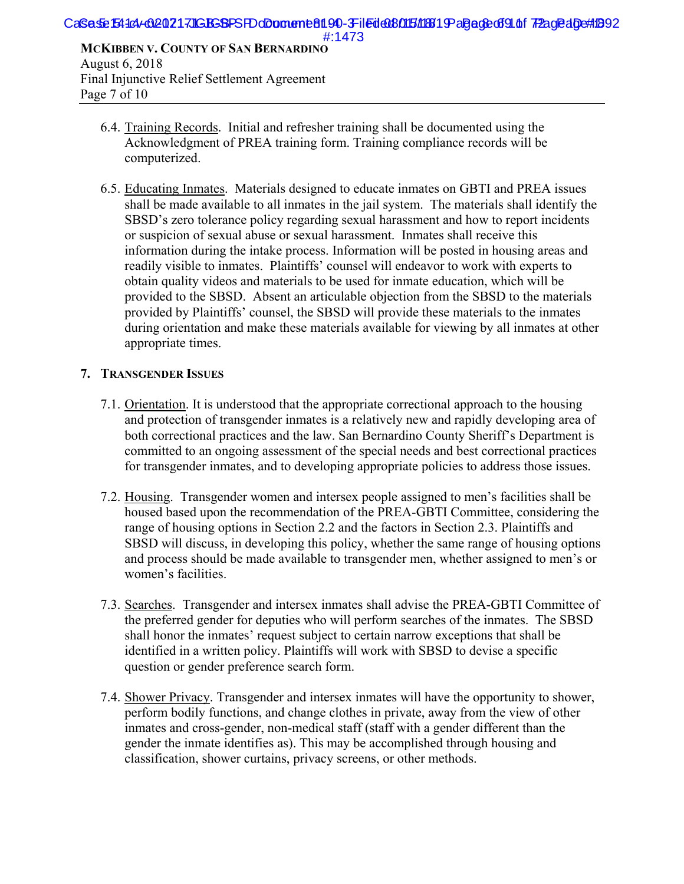6.4. Training Records. Initial and refresher training shall be documented using the Acknowledgment of PREA training form. Training compliance records will be computerized.

6.5. Educating Inmates. Materials designed to educate inmates on GBTI and PREA issues shall be made available to all inmates in the jail system. The materials shall identify the SBSD's zero tolerance policy regarding sexual harassment and how to report incidents or suspicion of sexual abuse or sexual harassment. Inmates shall receive this information during the intake process. Information will be posted in housing areas and readily visible to inmates. Plaintiffs' counsel will endeavor to work with experts to obtain quality videos and materials to be used for inmate education, which will be provided to the SBSD. Absent an articulable objection from the SBSD to the materials provided by Plaintiffs' counsel, the SBSD will provide these materials to the inmates during orientation and make these materials available for viewing by all inmates at other appropriate times.

## 7. Transgender Issues

7.1. Orientation. It is understood that the appropriate correctional approach to the housing and protection of transgender inmates is a relatively new and rapidly developing area of both correctional practices and the law. San Bernardino County Sheriff's Department is committed to an ongoing assessment of the special needs and best correctional practices for transgender inmates, and to developing appropriate policies to address those issues.

7.2. Housing. Transgender women and intersex people assigned to men's facilities shall be housed based upon the recommendation of the PREA-GBTI Committee, considering the range of housing options in Section 2.2 and the factors in Section 2.3. Plaintiffs and SBSD will discuss, in developing this policy, whether the same range of housing options and process should be made available to transgender men, whether assigned to men's or women's facilities.

7.3. Searches. Transgender and intersex inmates shall advise the PREA-GBTI Committee of the preferred gender for deputies who will perform searches of the inmates. The SBSD shall honor the inmates' request subject to certain narrow exceptions that shall be identified in a written policy. Plaintiffs will work with SBSD to devise a specific question or gender preference search form.

7.4. Shower Privacy. Transgender and intersex inmates will have the opportunity to shower, perform bodily functions, and change clothes in private, away from the view of other inmates and cross-gender, non-medical staff (staff with a gender different than the gender the inmate identifies as). This may be accomplished through housing and classification, shower curtains, privacy screens, or other methods.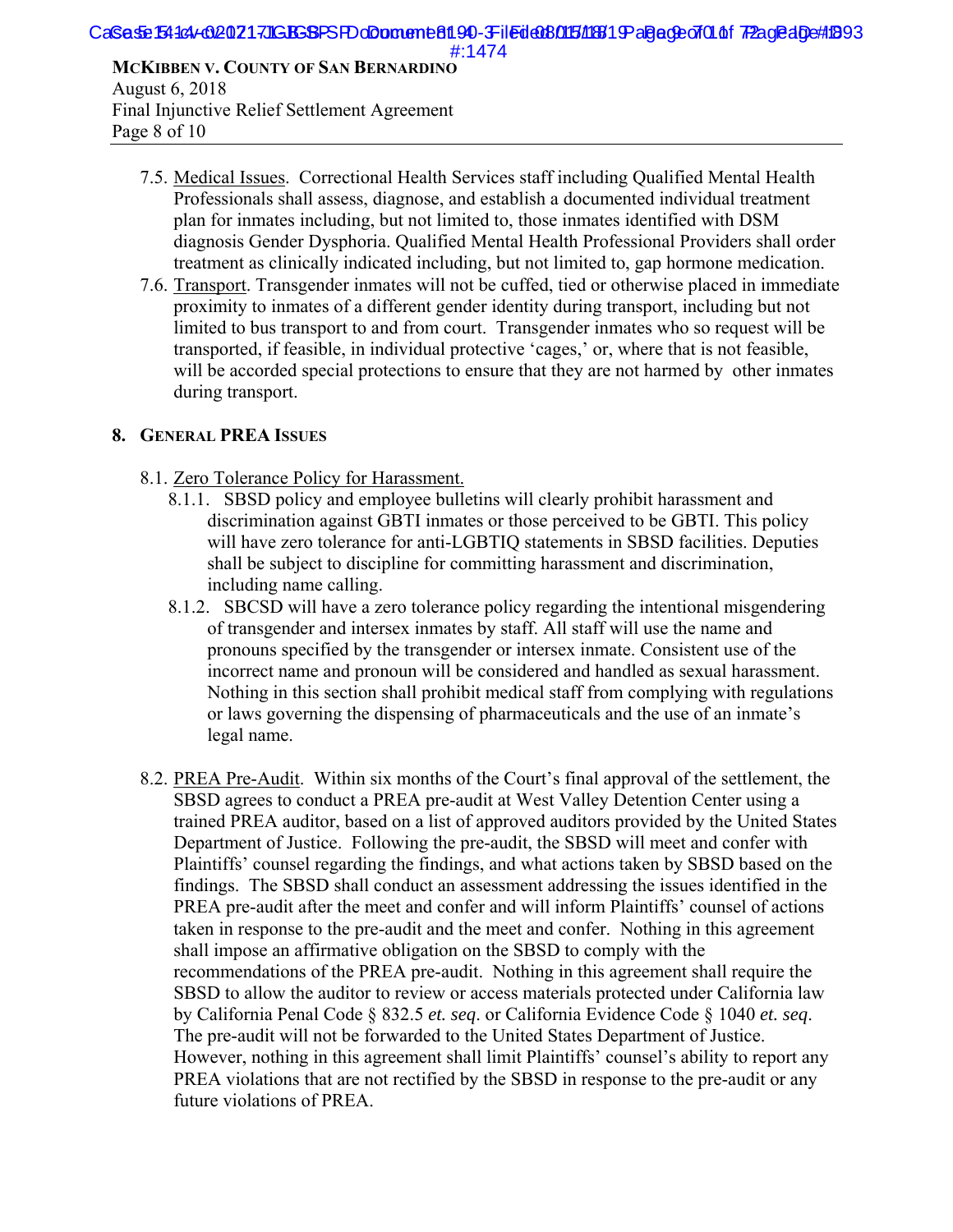7.5. Medical Issues. Correctional Health Services staff including Qualified Mental Health Professionals shall assess, diagnose, and establish a documented individual treatment plan for inmates including, but not limited to, those inmates identified with DSM diagnosis Gender Dysphoria. Qualified Mental Health Professional Providers shall order treatment as clinically indicated including, but not limited to, gap hormone medication.

7.6. Transport. Transgender inmates will not be cuffed, tied or otherwise placed in immediate proximity to inmates of a different gender identity during transport, including but not limited to bus transport to and from court. Transgender inmates who so request will be transported, if feasible, in individual protective 'cages,' or, where that is not feasible, will be accorded special protections to ensure that they are not harmed by other inmates during transport.

## 8. General PREA Issues

8.1. Zero Tolerance Policy for Harassment.

8.1.1. SBSD policy and employee bulletins will clearly prohibit harassment and discrimination against GBTI inmates or those perceived to be GBTI. This policy will have zero tolerance for anti-LGBTIQ statements in SBSD facilities. Deputies shall be subject to discipline for committing harassment and discrimination, including name calling.

8.1.2. SBCSD will have a zero tolerance policy regarding the intentional misgendering of transgender and intersex inmates by staff. All staff will use the name and pronouns specified by the transgender or intersex inmate. Consistent use of the incorrect name and pronoun will be considered and handled as sexual harassment. Nothing in this section shall prohibit medical staff from complying with regulations or laws governing the dispensing of pharmaceuticals and the use of an inmate's legal name.

8.2. PREA Pre-Audit. Within six months of the Court's final approval of the settlement, the SBSD agrees to conduct a PREA pre-audit at West Valley Detention Center using a trained PREA auditor, based on a list of approved auditors provided by the United States Department of Justice. Following the pre-audit, the SBSD will meet and confer with Plaintiffs' counsel regarding the findings, and what actions taken by SBSD based on the findings. The SBSD shall conduct an assessment addressing the issues identified in the PREA pre-audit after the meet and confer and will inform Plaintiffs' counsel of actions taken in response to the pre-audit and the meet and confer. Nothing in this agreement shall impose an affirmative obligation on the SBSD to comply with the recommendations of the PREA pre-audit. Nothing in this agreement shall require the SBSD to allow the auditor to review or access materials protected under California law by California Penal Code § 832.5 *et. seq*. or California Evidence Code § 1040 *et. seq*. The pre-audit will not be forwarded to the United States Department of Justice. However, nothing in this agreement shall limit Plaintiffs' counsel's ability to report any PREA violations that are not rectified by the SBSD in response to the pre-audit or any future violations of PREA.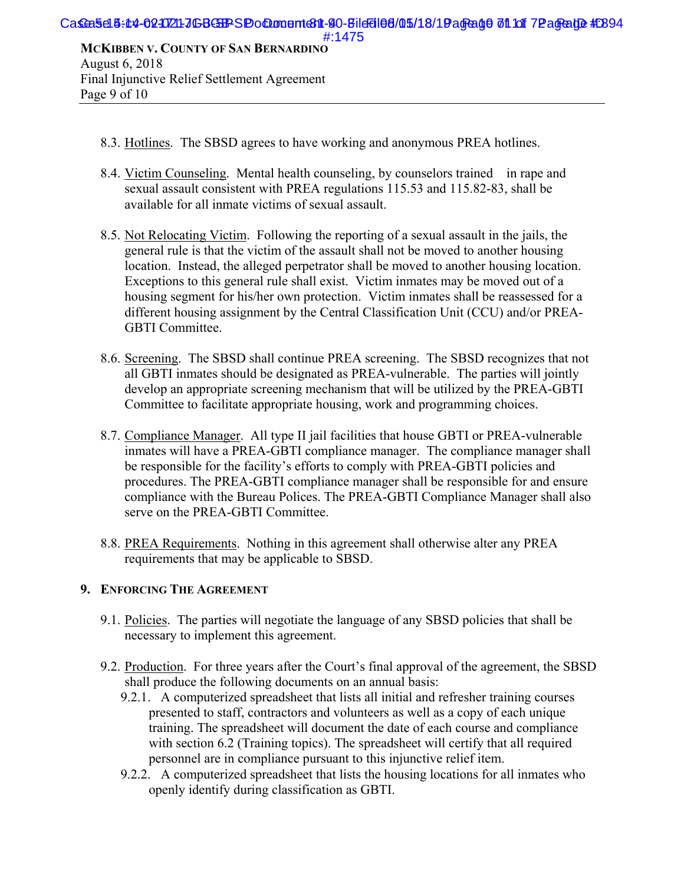8.3. Hotlines. The SBSD agrees to have working and anonymous PREA hotlines.

8.4. Victim Counseling. Mental health counseling, by counselors trained in rape and sexual assault consistent with PREA regulations 115.53 and 115.82-83, shall be available for all inmate victims of sexual assault.

8.5. Not Relocating Victim. Following the reporting of a sexual assault in the jails, the general rule is that the victim of the assault shall not be moved to another housing location. Instead, the alleged perpetrator shall be moved to another housing location. Exceptions to this general rule shall exist. Victim inmates may be moved out of a housing segment for his/her own protection. Victim inmates shall be reassessed for a different housing assignment by the Central Classification Unit (CCU) and/or PREA-GBTI Committee.

8.6. Screening. The SBSD shall continue PREA screening. The SBSD recognizes that not all GBTI inmates should be designated as PREA-vulnerable. The parties will jointly develop an appropriate screening mechanism that will be utilized by the PREA-GBTI Committee to facilitate appropriate housing, work and programming choices.

8.7. Compliance Manager. All type II jail facilities that house GBTI or PREA-vulnerable inmates will have a PREA-GBTI compliance manager. The compliance manager shall be responsible for the facility's efforts to comply with PREA-GBTI policies and procedures. The PREA-GBTI compliance manager shall be responsible for and ensure compliance with the Bureau Polices. The PREA-GBTI Compliance Manager shall also serve on the PREA-GBTI Committee.

8.8. PREA Requirements. Nothing in this agreement shall otherwise alter any PREA requirements that may be applicable to SBSD.

## 9. Enforcing The Agreement

9.1. Policies. The parties will negotiate the language of any SBSD policies that shall be necessary to implement this agreement.

9.2. Production. For three years after the Court's final approval of the agreement, the SBSD shall produce the following documents on an annual basis:

9.2.1. A computerized spreadsheet that lists all initial and refresher training courses presented to staff, contractors and volunteers as well as a copy of each unique training. The spreadsheet will document the date of each course and compliance with section 6.2 (Training topics). The spreadsheet will certify that all required personnel are in compliance pursuant to this injunctive relief item.

9.2.2. A computerized spreadsheet that lists the housing locations for all inmates who openly identify during classification as GBTI.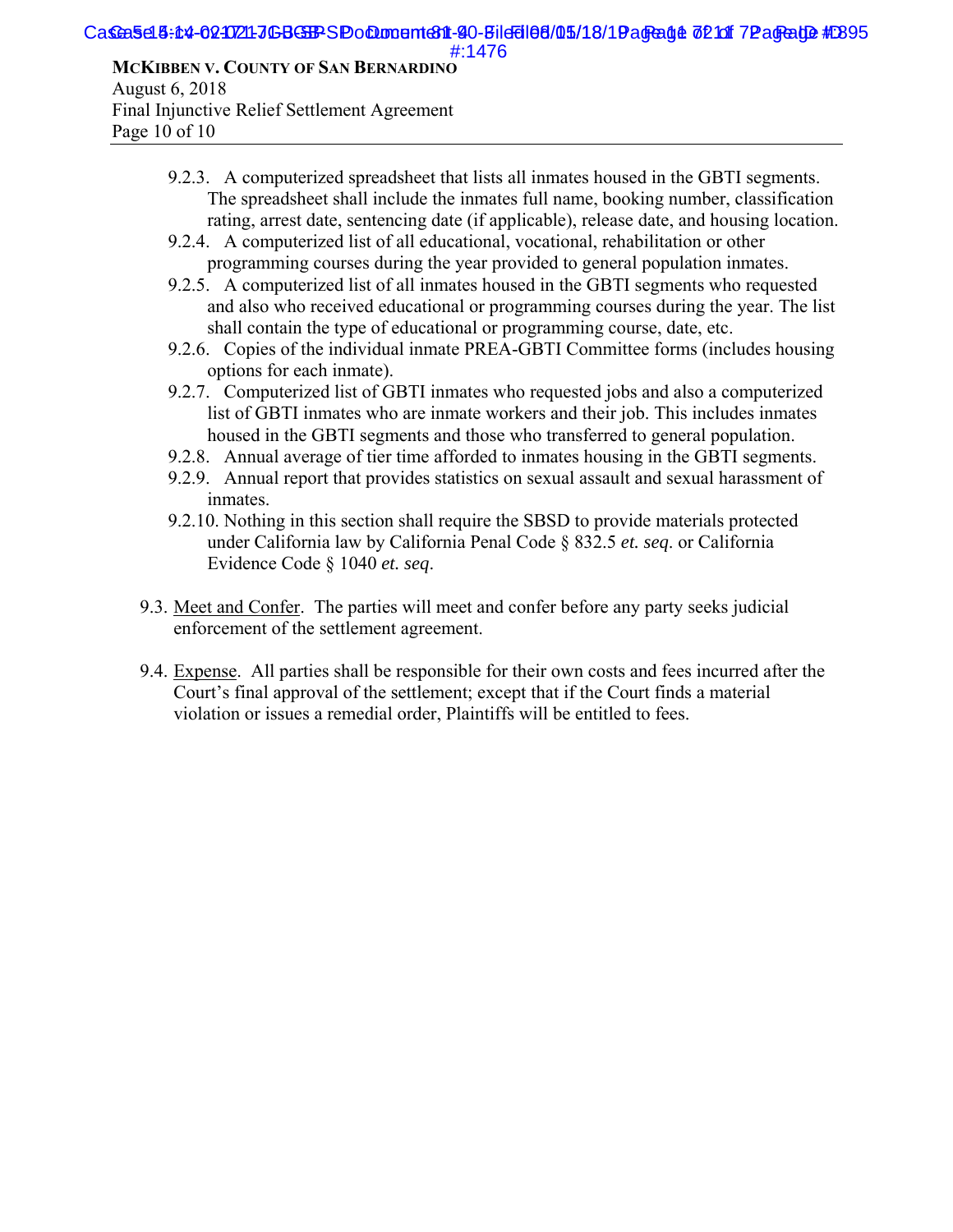9.2.3. A computerized spreadsheet that lists all inmates housed in the GBTI segments. The spreadsheet shall include the inmates full name, booking number, classification rating, arrest date, sentencing date (if applicable), release date, and housing location.

9.2.4. A computerized list of all educational, vocational, rehabilitation or other programming courses during the year provided to general population inmates.

9.2.5. A computerized list of all inmates housed in the GBTI segments who requested and also who received educational or programming courses during the year. The list shall contain the type of educational or programming course, date, etc.

9.2.6. Copies of the individual inmate PREA-GBTI Committee forms (includes housing options for each inmate).

9.2.7. Computerized list of GBTI inmates who requested jobs and also a computerized list of GBTI inmates who are inmate workers and their job. This includes inmates housed in the GBTI segments and those who transferred to general population.

9.2.8. Annual average of tier time afforded to inmates housing in the GBTI segments.

9.2.9. Annual report that provides statistics on sexual assault and sexual harassment of inmates.

9.2.10. Nothing in this section shall require the SBSD to provide materials protected under California law by California Penal Code § 832.5 *et. seq.* or California Evidence Code § 1040 *et. seq*.

9.3. Meet and Confer. The parties will meet and confer before any party seeks judicial enforcement of the settlement agreement.

9.4. Expense. All parties shall be responsible for their own costs and fees incurred after the Court's final approval of the settlement; except that if the Court finds a material violation or issues a remedial order, Plaintiffs will be entitled to fees.